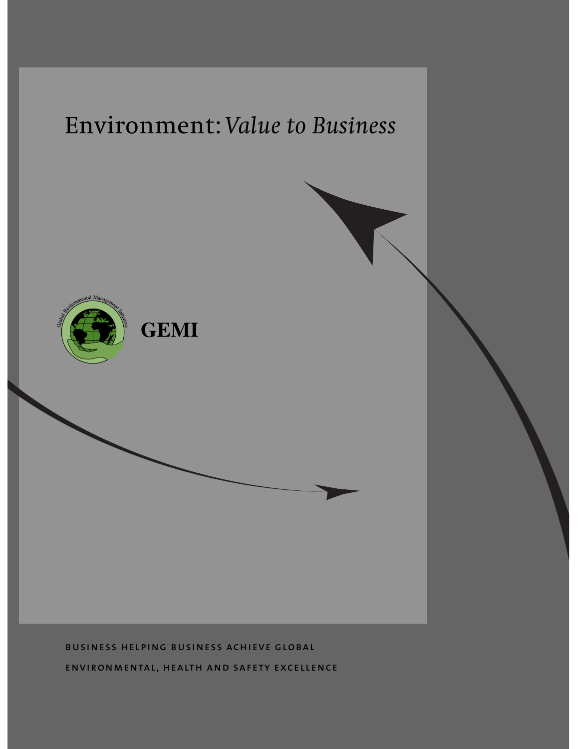# Environment: *Value to Business*

GEMI

BUSINESS HELPING BUSINESS ACHIEVE GLOBAL ENVIRONMENTAL, HEALTH AND SAFETY EXCELLENCE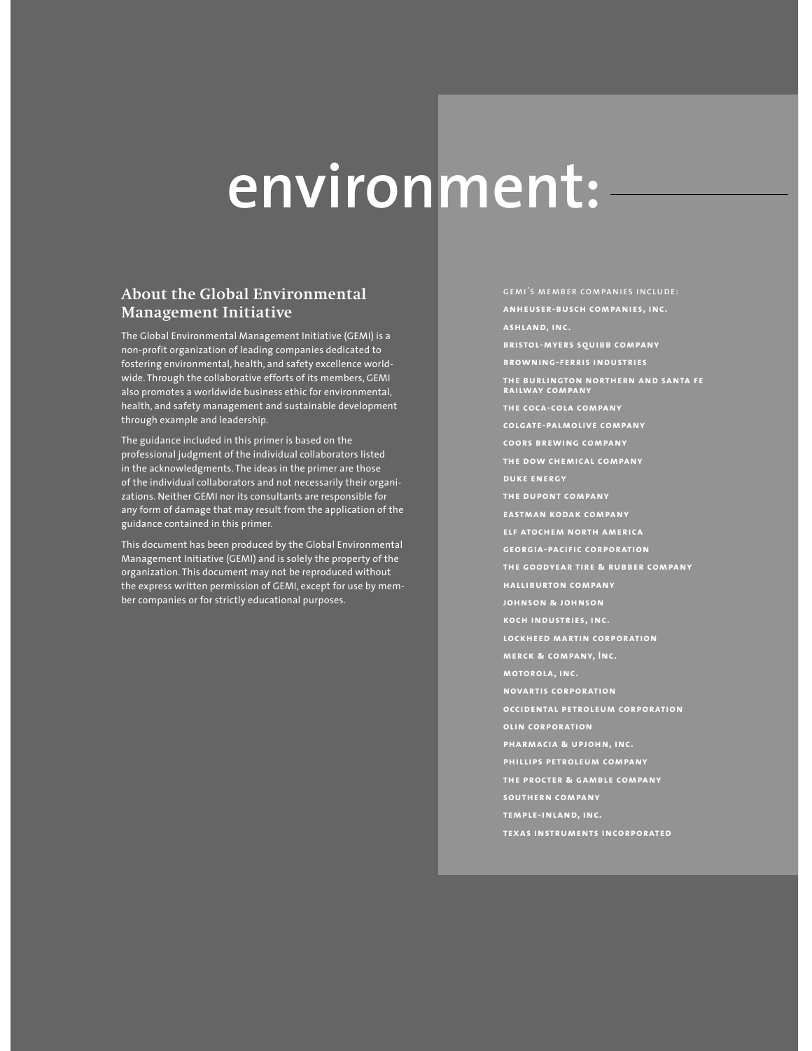# environment:

## About the Global Environmental Management Initiative

The Global Environmental Management Initiative (GEMI) is a non-profit organization of leading companies dedicated to fostering environmental, health, and safety excellence worldwide. Through the collaborative efforts of its members, GEMI also promotes a worldwide business ethic for environmental, health, and safety management and sustainable development through example and leadership.

The guidance included in this primer is based on the professional judgment of the individual collaborators listed in the acknowledgments. The ideas in the primer are those of the individual collaborators and not necessarily their organizations. Neither GEMI nor its consultants are responsible for any form of damage that may result from the application of the guidance contained in this primer.

This document has been produced by the Global Environmental Management Initiative (GEMI) and is solely the property of the organization. This document may not be reproduced without the express written permission of GEMI, except for use by member companies or for strictly educational purposes.

GEMI'S MEMBER COMPANIES INCLUDE:

**ANHEUSER-BUSCH COMPANIES, INC.**

**ASHLAND, INC.**

**BRISTOL-MYERS SQUIBB COMPANY**

**BROWNING-FERRIS INDUSTRIES**

**THE BURLINGTON NORTHERN AND SANTA FE RAILWAY COMPANY**

**THE COCA-COLA COMPANY**

**COLGATE-PALMOLIVE COMPANY**

**COORS BREWING COMPANY**

**THE DOW CHEMICAL COMPANY**

**DUKE ENERGY**

**THE DUPONT COMPANY**

**EASTMAN KODAK COMPANY**

**ELF ATOCHEM NORTH AMERICA**

**GEORGIA-PACIFIC CORPORATION**

**THE GOODYEAR TIRE & RUBBER COMPANY**

**HALLIBURTON COMPANY**

**JOHNSON & JOHNSON**

**KOCH INDUSTRIES, INC.**

**LOCKHEED MARTIN CORPORATION**

**MERCK & COMPANY, Inc.**

**MOTOROLA, INC.**

**NOVARTIS CORPORATION**

**OCCIDENTAL PETROLEUM CORPORATION**

**OLIN CORPORATION**

**PHARMACIA & UPJOHN, INC.**

**PHILLIPS PETROLEUM COMPANY**

**THE PROCTER & GAMBLE COMPANY**

**SOUTHERN COMPANY**

**TEMPLE-INLAND, INC.**

**TEXAS INSTRUMENTS INCORPORATED**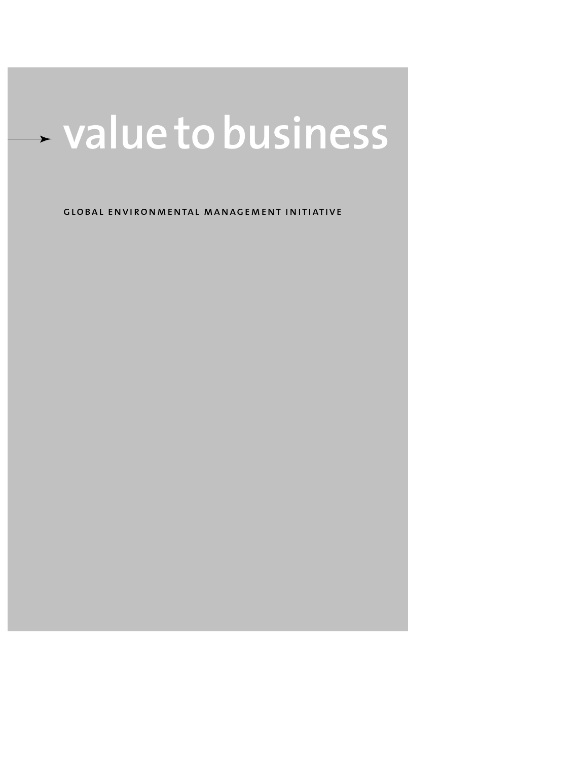# value to business

GLOBAL ENVIRONMENTAL MANAGEMENT INITIATIVE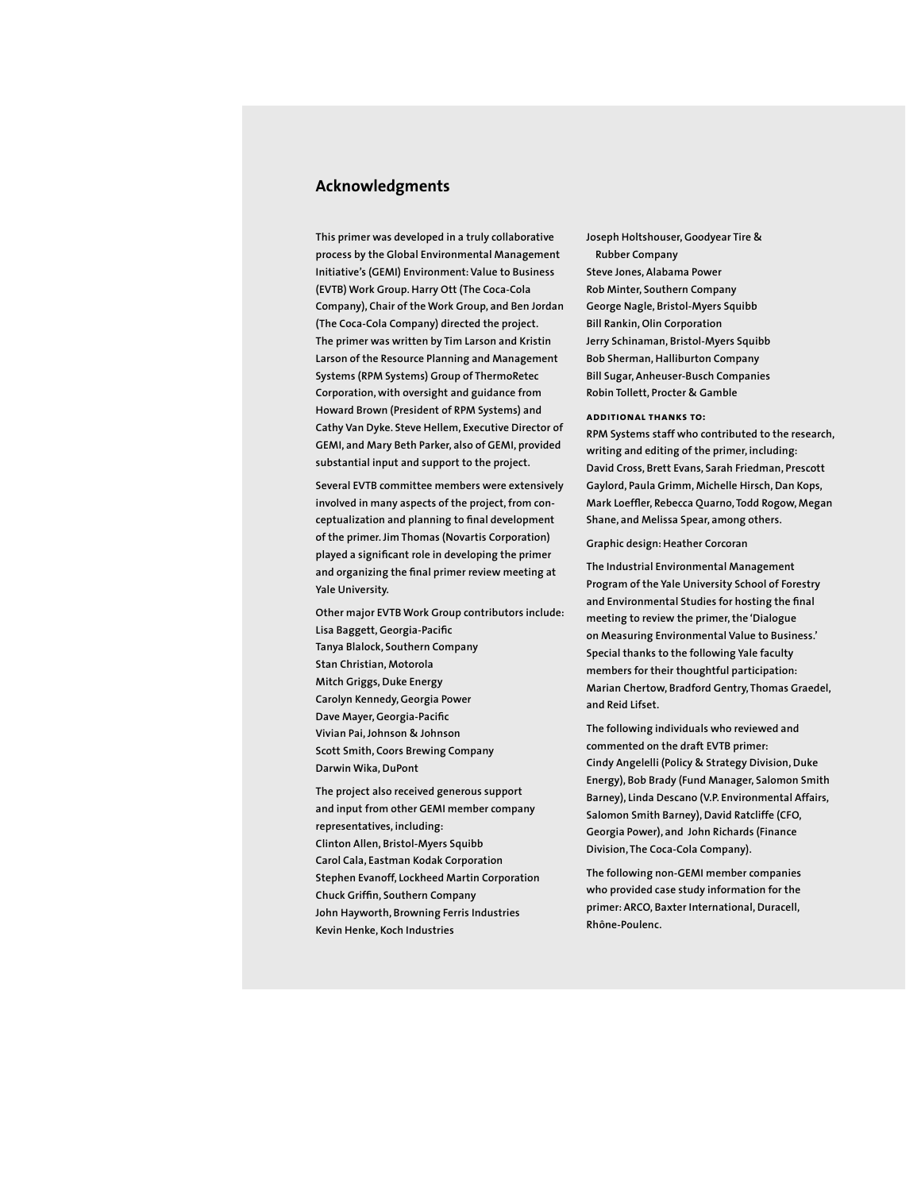## Acknowledgments

This primer was developed in a truly collaborative process by the Global Environmental Management Initiative's (GEMI) Environment: Value to Business (EVTB) Work Group. Harry Ott (The Coca-Cola Company), Chair of the Work Group, and Ben Jordan (The Coca-Cola Company) directed the project. The primer was written by Tim Larson and Kristin Larson of the Resource Planning and Management Systems (RPM Systems) Group of ThermoRetec Corporation, with oversight and guidance from Howard Brown (President of RPM Systems) and Cathy Van Dyke. Steve Hellem, Executive Director of GEMI, and Mary Beth Parker, also of GEMI, provided substantial input and support to the project.

Several EVTB committee members were extensively involved in many aspects of the project, from conceptualization and planning to final development of the primer. Jim Thomas (Novartis Corporation) played a significant role in developing the primer and organizing the final primer review meeting at Yale University.

Other major EVTB Work Group contributors include:
Lisa Baggett, Georgia-Pacific
Tanya Blalock, Southern Company
Stan Christian, Motorola
Mitch Griggs, Duke Energy
Carolyn Kennedy, Georgia Power
Dave Mayer, Georgia-Pacific
Vivian Pai, Johnson & Johnson
Scott Smith, Coors Brewing Company
Darwin Wika, DuPont

The project also received generous support and input from other GEMI member company representatives, including:
Clinton Allen, Bristol-Myers Squibb
Carol Cala, Eastman Kodak Corporation
Stephen Evanoff, Lockheed Martin Corporation
Chuck Griffin, Southern Company
John Hayworth, Browning Ferris Industries
Kevin Henke, Koch Industries
Joseph Holtshouser, Goodyear Tire & Rubber Company
Steve Jones, Alabama Power
Rob Minter, Southern Company
George Nagle, Bristol-Myers Squibb
Bill Rankin, Olin Corporation
Jerry Schinaman, Bristol-Myers Squibb
Bob Sherman, Halliburton Company
Bill Sugar, Anheuser-Busch Companies
Robin Tollett, Procter & Gamble

**ADDITIONAL THANKS TO:**

RPM Systems staff who contributed to the research, writing and editing of the primer, including: David Cross, Brett Evans, Sarah Friedman, Prescott Gaylord, Paula Grimm, Michelle Hirsch, Dan Kops, Mark Loeffler, Rebecca Quarno, Todd Rogow, Megan Shane, and Melissa Spear, among others.

Graphic design: Heather Corcoran

The Industrial Environmental Management Program of the Yale University School of Forestry and Environmental Studies for hosting the final meeting to review the primer, the 'Dialogue on Measuring Environmental Value to Business.' Special thanks to the following Yale faculty members for their thoughtful participation: Marian Chertow, Bradford Gentry, Thomas Graedel, and Reid Lifset.

The following individuals who reviewed and commented on the draft EVTB primer: Cindy Angelelli (Policy & Strategy Division, Duke Energy), Bob Brady (Fund Manager, Salomon Smith Barney), Linda Descano (V.P. Environmental Affairs, Salomon Smith Barney), David Ratcliffe (CFO, Georgia Power), and John Richards (Finance Division, The Coca-Cola Company).

The following non-GEMI member companies who provided case study information for the primer: ARCO, Baxter International, Duracell, Rhône-Poulenc.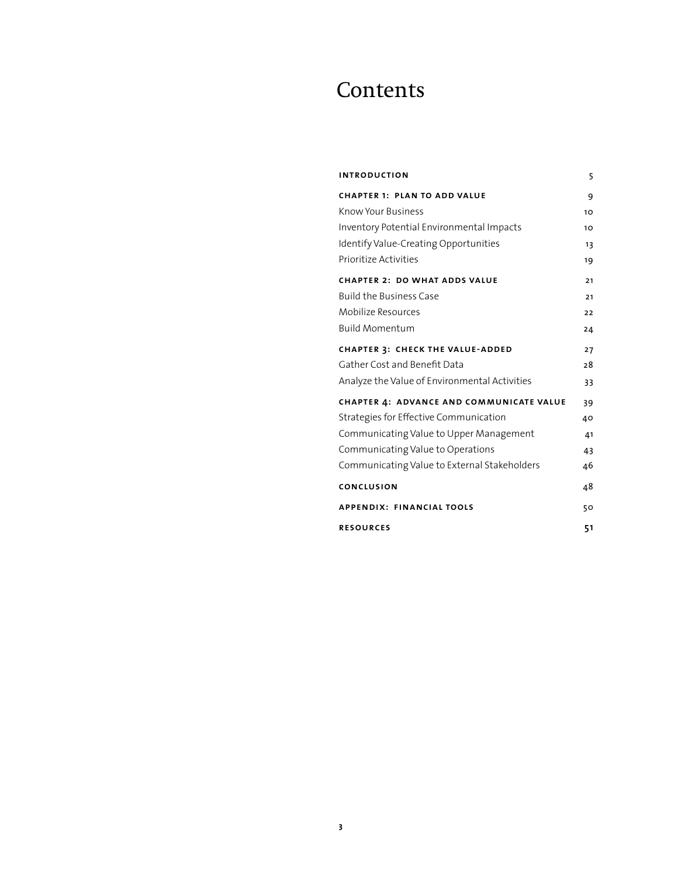# Contents

| | |
|---|---|
| **INTRODUCTION** | 5 |
| **CHAPTER 1: PLAN TO ADD VALUE** | 9 |
| Know Your Business | 10 |
| Inventory Potential Environmental Impacts | 10 |
| Identify Value-Creating Opportunities | 13 |
| Prioritize Activities | 19 |
| **CHAPTER 2: DO WHAT ADDS VALUE** | 21 |
| Build the Business Case | 21 |
| Mobilize Resources | 22 |
| Build Momentum | 24 |
| **CHAPTER 3: CHECK THE VALUE-ADDED** | 27 |
| Gather Cost and Benefit Data | 28 |
| Analyze the Value of Environmental Activities | 33 |
| **CHAPTER 4: ADVANCE AND COMMUNICATE VALUE** | 39 |
| Strategies for Effective Communication | 40 |
| Communicating Value to Upper Management | 41 |
| Communicating Value to Operations | 43 |
| Communicating Value to External Stakeholders | 46 |
| **CONCLUSION** | 48 |
| **APPENDIX: FINANCIAL TOOLS** | 50 |
| **RESOURCES** | 51 |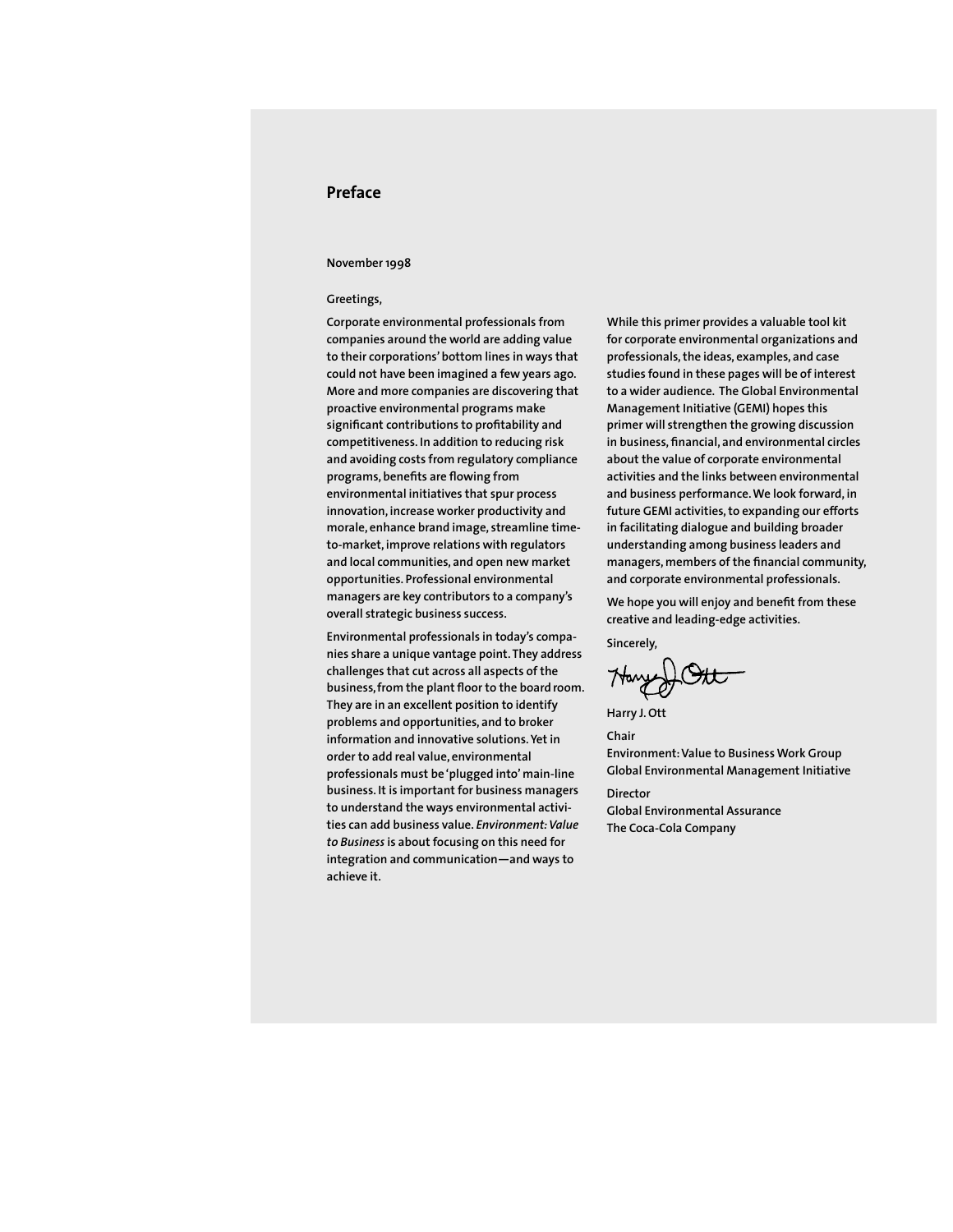## Preface

November 1998

Greetings,

Corporate environmental professionals from companies around the world are adding value to their corporations' bottom lines in ways that could not have been imagined a few years ago. More and more companies are discovering that proactive environmental programs make significant contributions to profitability and competitiveness. In addition to reducing risk and avoiding costs from regulatory compliance programs, benefits are flowing from environmental initiatives that spur process innovation, increase worker productivity and morale, enhance brand image, streamline time-to-market, improve relations with regulators and local communities, and open new market opportunities. Professional environmental managers are key contributors to a company's overall strategic business success.

Environmental professionals in today's companies share a unique vantage point. They address challenges that cut across all aspects of the business, from the plant floor to the board room. They are in an excellent position to identify problems and opportunities, and to broker information and innovative solutions. Yet in order to add real value, environmental professionals must be 'plugged into' main-line business. It is important for business managers to understand the ways environmental activities can add business value. *Environment: Value to Business* is about focusing on this need for integration and communication—and ways to achieve it.

While this primer provides a valuable tool kit for corporate environmental organizations and professionals, the ideas, examples, and case studies found in these pages will be of interest to a wider audience. The Global Environmental Management Initiative (GEMI) hopes this primer will strengthen the growing discussion in business, financial, and environmental circles about the value of corporate environmental activities and the links between environmental and business performance. We look forward, in future GEMI activities, to expanding our efforts in facilitating dialogue and building broader understanding among business leaders and managers, members of the financial community, and corporate environmental professionals.

We hope you will enjoy and benefit from these creative and leading-edge activities.

Sincerely,

Harry J. Ott

Chair
Environment: Value to Business Work Group
Global Environmental Management Initiative

Director
Global Environmental Assurance
The Coca-Cola Company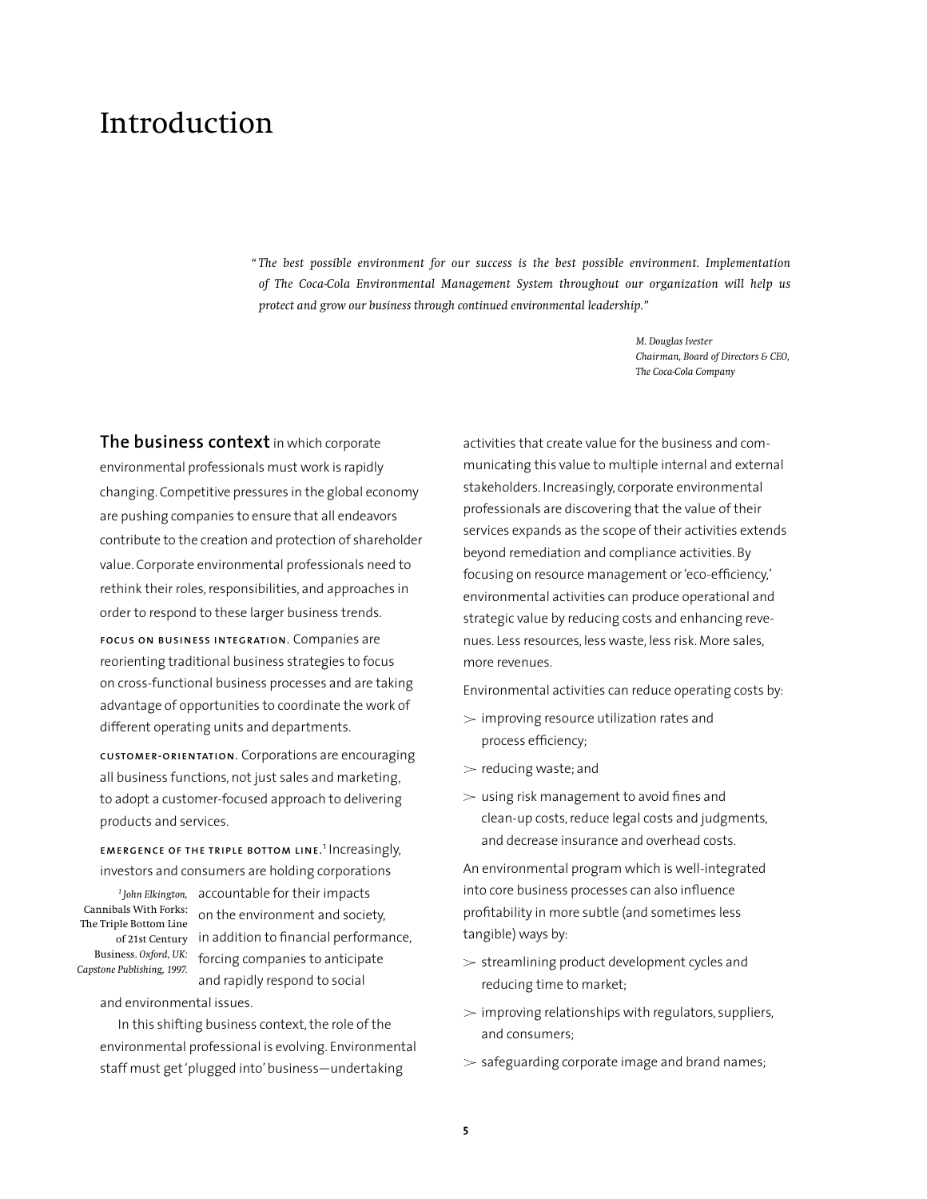# Introduction

> *"The best possible environment for our success is the best possible environment. Implementation of The Coca-Cola Environmental Management System throughout our organization will help us protect and grow our business through continued environmental leadership."*
>
> *M. Douglas Ivester*
> *Chairman, Board of Directors & CEO,*
> *The Coca-Cola Company*

**The business context** in which corporate environmental professionals must work is rapidly changing. Competitive pressures in the global economy are pushing companies to ensure that all endeavors contribute to the creation and protection of shareholder value. Corporate environmental professionals need to rethink their roles, responsibilities, and approaches in order to respond to these larger business trends.

**FOCUS ON BUSINESS INTEGRATION.** Companies are reorienting traditional business strategies to focus on cross-functional business processes and are taking advantage of opportunities to coordinate the work of different operating units and departments.

**CUSTOMER-ORIENTATION.** Corporations are encouraging all business functions, not just sales and marketing, to adopt a customer-focused approach to delivering products and services.

**EMERGENCE OF THE TRIPLE BOTTOM LINE.**[1] Increasingly, investors and consumers are holding corporations accountable for their impacts on the environment and society, in addition to financial performance, forcing companies to anticipate and rapidly respond to social and environmental issues.

[1] *John Elkington,* Cannibals With Forks: The Triple Bottom Line of 21st Century Business. *Oxford, UK: Capstone Publishing, 1997.*

In this shifting business context, the role of the environmental professional is evolving. Environmental staff must get 'plugged into' business—undertaking activities that create value for the business and communicating this value to multiple internal and external stakeholders. Increasingly, corporate environmental professionals are discovering that the value of their services expands as the scope of their activities extends beyond remediation and compliance activities. By focusing on resource management or 'eco-efficiency,' environmental activities can produce operational and strategic value by reducing costs and enhancing revenues. Less resources, less waste, less risk. More sales, more revenues.

Environmental activities can reduce operating costs by:

- improving resource utilization rates and process efficiency;
- reducing waste; and
- using risk management to avoid fines and clean-up costs, reduce legal costs and judgments, and decrease insurance and overhead costs.

An environmental program which is well-integrated into core business processes can also influence profitability in more subtle (and sometimes less tangible) ways by:

- streamlining product development cycles and reducing time to market;
- improving relationships with regulators, suppliers, and consumers;
- safeguarding corporate image and brand names;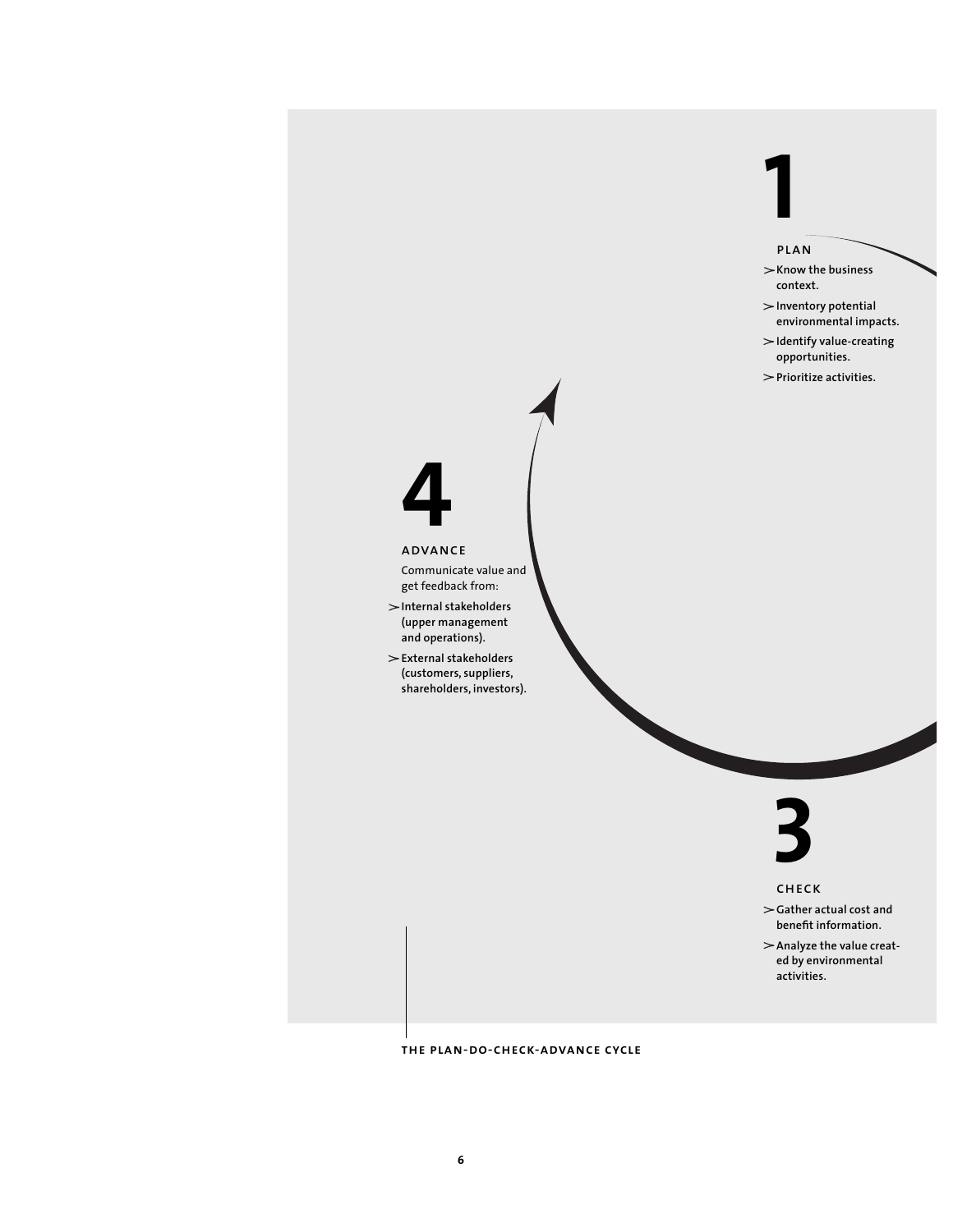**1**

PLAN

- Know the business context.
- Inventory potential environmental impacts.
- Identify value-creating opportunities.
- Prioritize activities.

**4**

ADVANCE

Communicate value and get feedback from:

- Internal stakeholders (upper management and operations).
- External stakeholders (customers, suppliers, shareholders, investors).

**3**

CHECK

- Gather actual cost and benefit information.
- Analyze the value created by environmental activities.

THE PLAN-DO-CHECK-ADVANCE CYCLE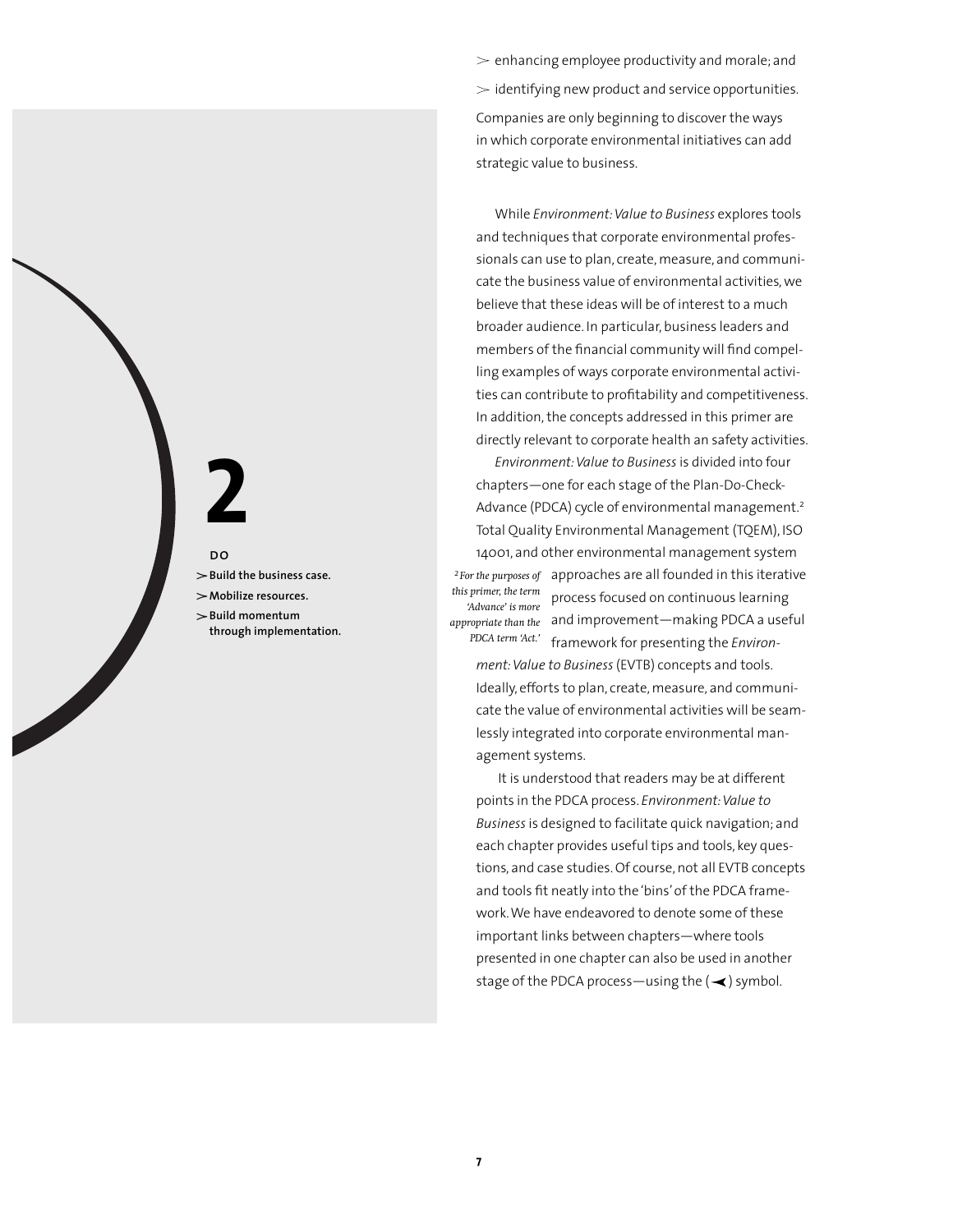> enhancing employee productivity and morale; and

> identifying new product and service opportunities.

Companies are only beginning to discover the ways in which corporate environmental initiatives can add strategic value to business.

While *Environment: Value to Business* explores tools and techniques that corporate environmental professionals can use to plan, create, measure, and communicate the business value of environmental activities, we believe that these ideas will be of interest to a much broader audience. In particular, business leaders and members of the financial community will find compelling examples of ways corporate environmental activities can contribute to profitability and competitiveness. In addition, the concepts addressed in this primer are directly relevant to corporate health an safety activities.

*Environment: Value to Business* is divided into four chapters—one for each stage of the Plan-Do-Check-Advance (PDCA) cycle of environmental management.[2] Total Quality Environmental Management (TQEM), ISO 14001, and other environmental management system approaches are all founded in this iterative process focused on continuous learning and improvement—making PDCA a useful framework for presenting the *Environment: Value to Business* (EVTB) concepts and tools. Ideally, efforts to plan, create, measure, and communicate the value of environmental activities will be seamlessly integrated into corporate environmental management systems.

*[2] For the purposes of this primer, the term 'Advance' is more appropriate than the PDCA term 'Act.'*

It is understood that readers may be at different points in the PDCA process. *Environment: Value to Business* is designed to facilitate quick navigation; and each chapter provides useful tips and tools, key questions, and case studies. Of course, not all EVTB concepts and tools fit neatly into the 'bins' of the PDCA framework. We have endeavored to denote some of these important links between chapters—where tools presented in one chapter can also be used in another stage of the PDCA process—using the (◄) symbol.

# 2

**DO**

- > **Build the business case.**
- > **Mobilize resources.**
- > **Build momentum through implementation.**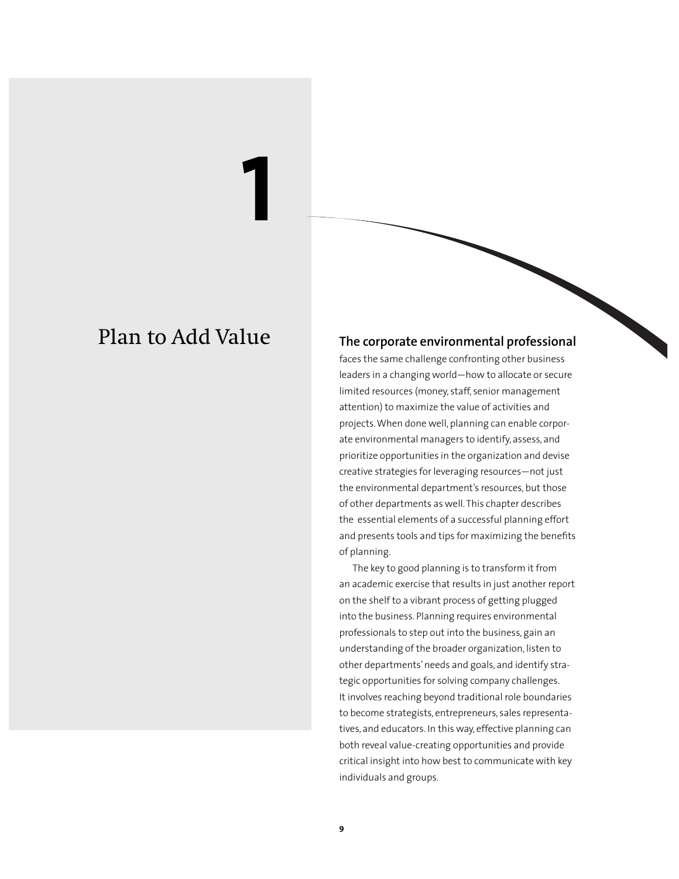# 1

# Plan to Add Value

**The corporate environmental professional** faces the same challenge confronting other business leaders in a changing world—how to allocate or secure limited resources (money, staff, senior management attention) to maximize the value of activities and projects. When done well, planning can enable corporate environmental managers to identify, assess, and prioritize opportunities in the organization and devise creative strategies for leveraging resources—not just the environmental department's resources, but those of other departments as well. This chapter describes the essential elements of a successful planning effort and presents tools and tips for maximizing the benefits of planning.

The key to good planning is to transform it from an academic exercise that results in just another report on the shelf to a vibrant process of getting plugged into the business. Planning requires environmental professionals to step out into the business, gain an understanding of the broader organization, listen to other departments' needs and goals, and identify strategic opportunities for solving company challenges. It involves reaching beyond traditional role boundaries to become strategists, entrepreneurs, sales representatives, and educators. In this way, effective planning can both reveal value-creating opportunities and provide critical insight into how best to communicate with key individuals and groups.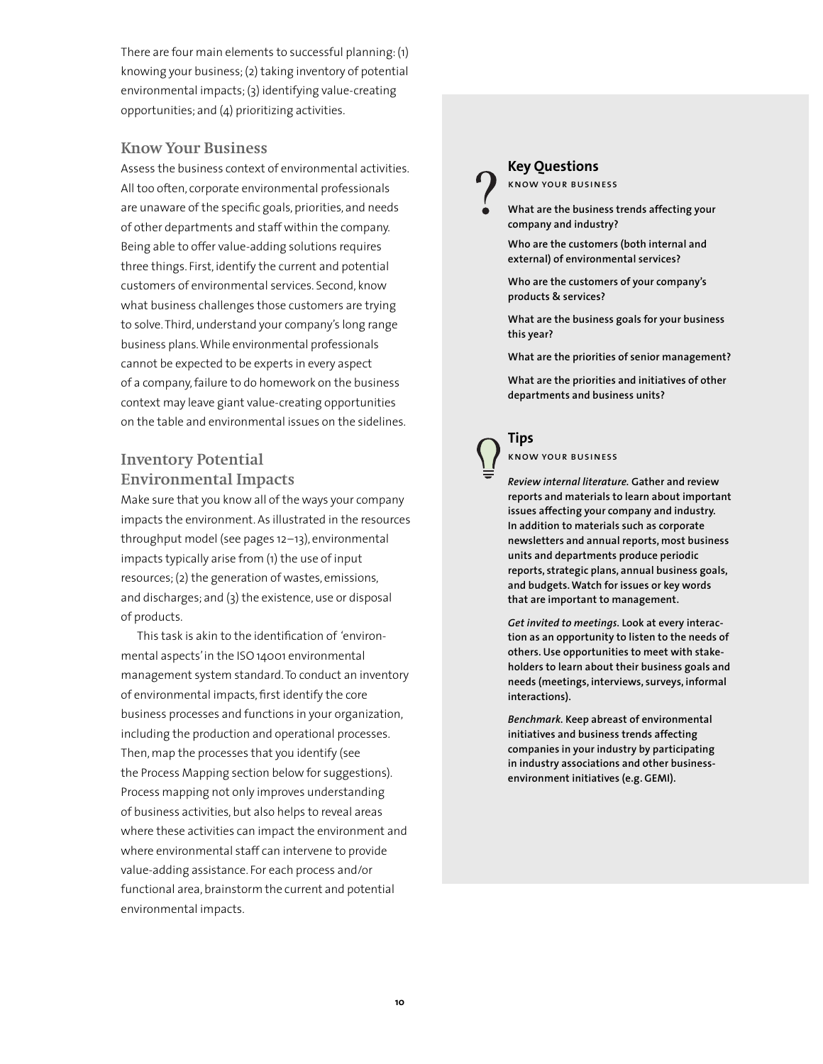There are four main elements to successful planning: (1) knowing your business; (2) taking inventory of potential environmental impacts; (3) identifying value-creating opportunities; and (4) prioritizing activities.

## Know Your Business

Assess the business context of environmental activities. All too often, corporate environmental professionals are unaware of the specific goals, priorities, and needs of other departments and staff within the company. Being able to offer value-adding solutions requires three things. First, identify the current and potential customers of environmental services. Second, know what business challenges those customers are trying to solve. Third, understand your company's long range business plans. While environmental professionals cannot be expected to be experts in every aspect of a company, failure to do homework on the business context may leave giant value-creating opportunities on the table and environmental issues on the sidelines.

## Inventory Potential Environmental Impacts

Make sure that you know all of the ways your company impacts the environment. As illustrated in the resources throughput model (see pages 12–13), environmental impacts typically arise from (1) the use of input resources; (2) the generation of wastes, emissions, and discharges; and (3) the existence, use or disposal of products.

This task is akin to the identification of 'environmental aspects' in the ISO 14001 environmental management system standard. To conduct an inventory of environmental impacts, first identify the core business processes and functions in your organization, including the production and operational processes. Then, map the processes that you identify (see the Process Mapping section below for suggestions). Process mapping not only improves understanding of business activities, but also helps to reveal areas where these activities can impact the environment and where environmental staff can intervene to provide value-adding assistance. For each process and/or functional area, brainstorm the current and potential environmental impacts.

### Key Questions

KNOW YOUR BUSINESS

**What are the business trends affecting your company and industry?**

**Who are the customers (both internal and external) of environmental services?**

**Who are the customers of your company's products & services?**

**What are the business goals for your business this year?**

**What are the priorities of senior management?**

**What are the priorities and initiatives of other departments and business units?**

### Tips

KNOW YOUR BUSINESS

***Review internal literature.*** **Gather and review reports and materials to learn about important issues affecting your company and industry. In addition to materials such as corporate newsletters and annual reports, most business units and departments produce periodic reports, strategic plans, annual business goals, and budgets. Watch for issues or key words that are important to management.**

***Get invited to meetings.*** **Look at every interaction as an opportunity to listen to the needs of others. Use opportunities to meet with stakeholders to learn about their business goals and needs (meetings, interviews, surveys, informal interactions).**

***Benchmark.*** **Keep abreast of environmental initiatives and business trends affecting companies in your industry by participating in industry associations and other business-environment initiatives (e.g. GEMI).**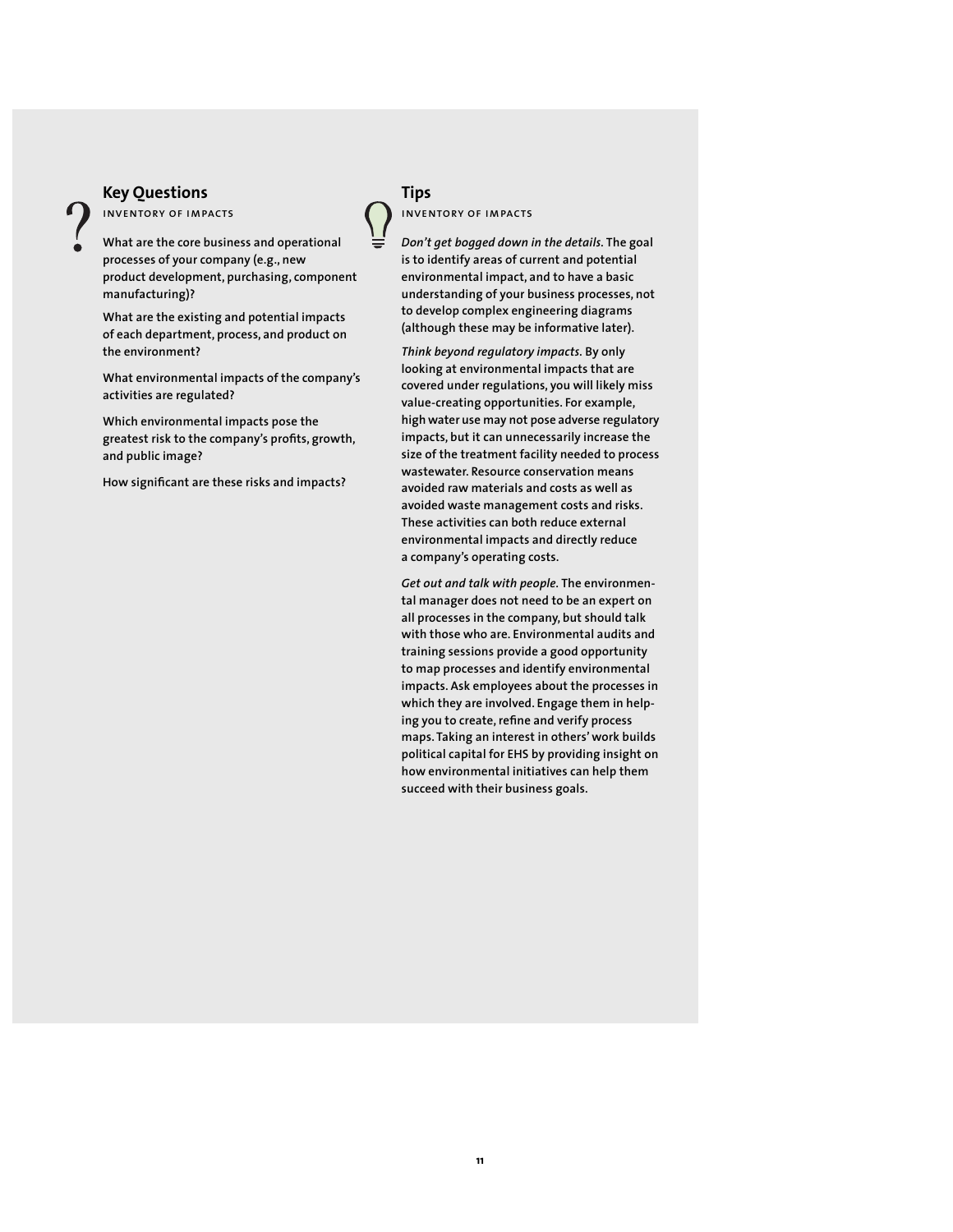## Key Questions

INVENTORY OF IMPACTS

What are the core business and operational processes of your company (e.g., new product development, purchasing, component manufacturing)?

What are the existing and potential impacts of each department, process, and product on the environment?

What environmental impacts of the company's activities are regulated?

Which environmental impacts pose the greatest risk to the company's profits, growth, and public image?

How significant are these risks and impacts?

## Tips

INVENTORY OF IMPACTS

*Don't get bogged down in the details.* The goal is to identify areas of current and potential environmental impact, and to have a basic understanding of your business processes, not to develop complex engineering diagrams (although these may be informative later).

*Think beyond regulatory impacts.* By only looking at environmental impacts that are covered under regulations, you will likely miss value-creating opportunities. For example, high water use may not pose adverse regulatory impacts, but it can unnecessarily increase the size of the treatment facility needed to process wastewater. Resource conservation means avoided raw materials and costs as well as avoided waste management costs and risks. These activities can both reduce external environmental impacts and directly reduce a company's operating costs.

*Get out and talk with people.* The environmental manager does not need to be an expert on all processes in the company, but should talk with those who are. Environmental audits and training sessions provide a good opportunity to map processes and identify environmental impacts. Ask employees about the processes in which they are involved. Engage them in helping you to create, refine and verify process maps. Taking an interest in others' work builds political capital for EHS by providing insight on how environmental initiatives can help them succeed with their business goals.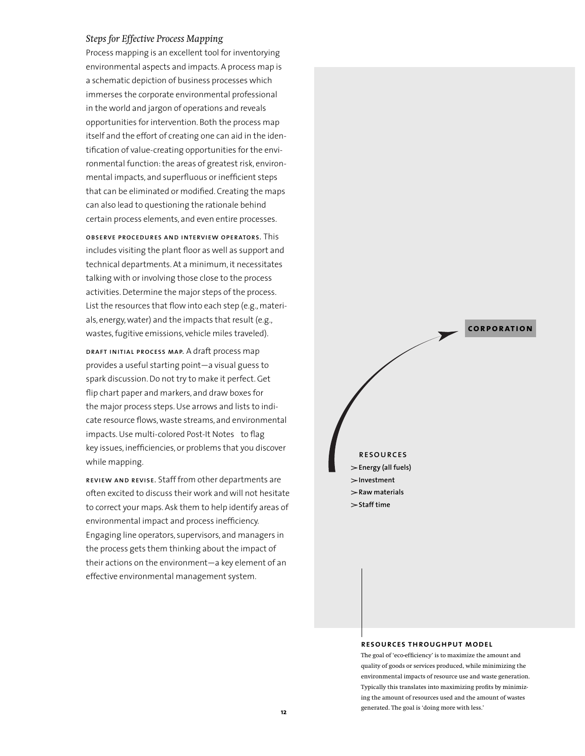*Steps for Effective Process Mapping*

Process mapping is an excellent tool for inventorying environmental aspects and impacts. A process map is a schematic depiction of business processes which immerses the corporate environmental professional in the world and jargon of operations and reveals opportunities for intervention. Both the process map itself and the effort of creating one can aid in the identification of value-creating opportunities for the environmental function: the areas of greatest risk, environmental impacts, and superfluous or inefficient steps that can be eliminated or modified. Creating the maps can also lead to questioning the rationale behind certain process elements, and even entire processes.

**OBSERVE PROCEDURES AND INTERVIEW OPERATORS.** This includes visiting the plant floor as well as support and technical departments. At a minimum, it necessitates talking with or involving those close to the process activities. Determine the major steps of the process. List the resources that flow into each step (e.g., materials, energy, water) and the impacts that result (e.g., wastes, fugitive emissions, vehicle miles traveled).

**DRAFT INITIAL PROCESS MAP.** A draft process map provides a useful starting point—a visual guess to spark discussion. Do not try to make it perfect. Get flip chart paper and markers, and draw boxes for the major process steps. Use arrows and lists to indicate resource flows, waste streams, and environmental impacts. Use multi-colored Post-It Notes to flag key issues, inefficiencies, or problems that you discover while mapping.

**REVIEW AND REVISE.** Staff from other departments are often excited to discuss their work and will not hesitate to correct your maps. Ask them to help identify areas of environmental impact and process inefficiency. Engaging line operators, supervisors, and managers in the process gets them thinking about the impact of their actions on the environment—a key element of an effective environmental management system.

**CORPORATION**

**RESOURCES**

- Energy (all fuels)
- Investment
- Raw materials
- Staff time

**RESOURCES THROUGHPUT MODEL**

The goal of 'eco-efficiency' is to maximize the amount and quality of goods or services produced, while minimizing the environmental impacts of resource use and waste generation. Typically this translates into maximizing profits by minimizing the amount of resources used and the amount of wastes generated. The goal is 'doing more with less.'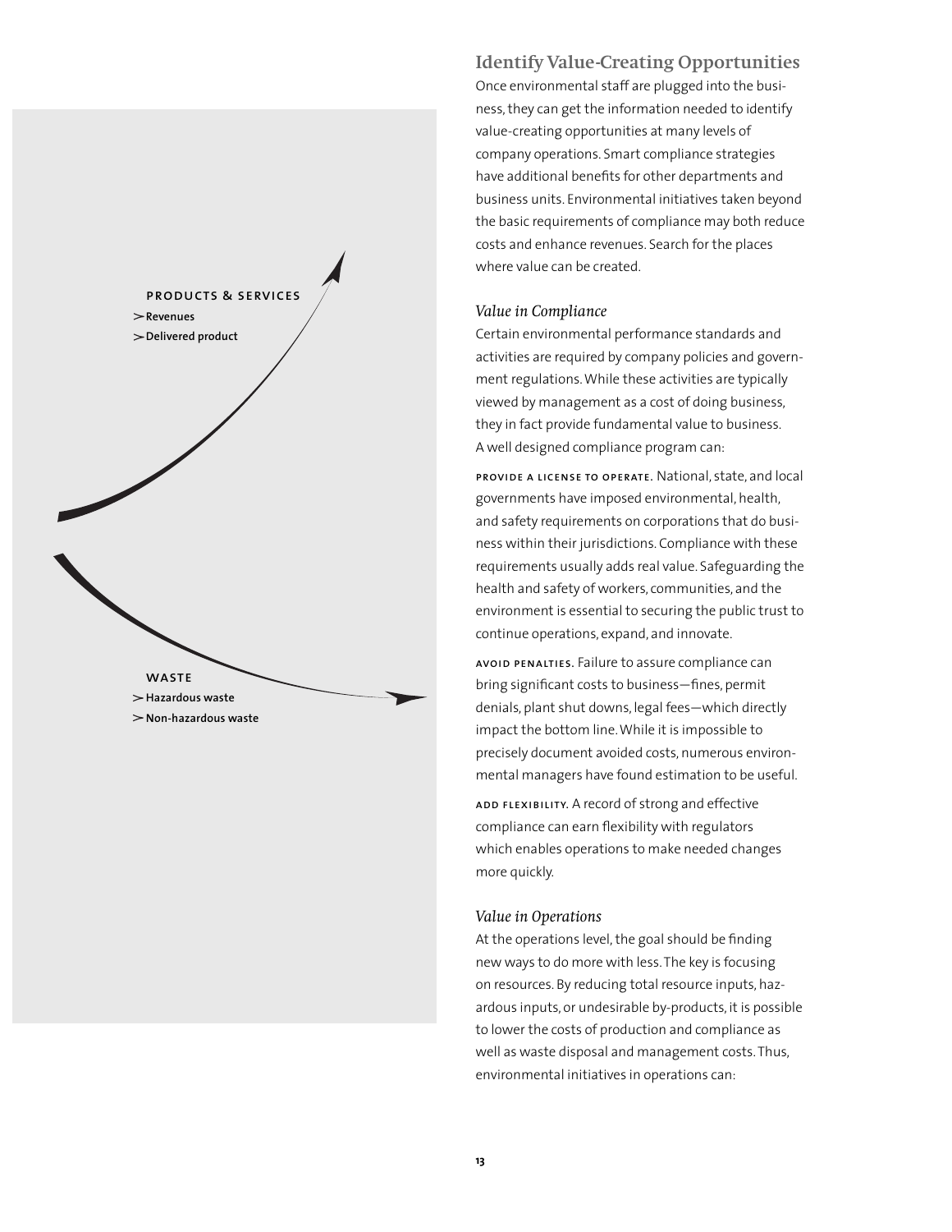**PRODUCTS & SERVICES**

> Revenues
> Delivered product

**WASTE**

> Hazardous waste
> Non-hazardous waste

## Identify Value-Creating Opportunities

Once environmental staff are plugged into the business, they can get the information needed to identify value-creating opportunities at many levels of company operations. Smart compliance strategies have additional benefits for other departments and business units. Environmental initiatives taken beyond the basic requirements of compliance may both reduce costs and enhance revenues. Search for the places where value can be created.

### *Value in Compliance*

Certain environmental performance standards and activities are required by company policies and government regulations. While these activities are typically viewed by management as a cost of doing business, they in fact provide fundamental value to business. A well designed compliance program can:

**PROVIDE A LICENSE TO OPERATE.** National, state, and local governments have imposed environmental, health, and safety requirements on corporations that do business within their jurisdictions. Compliance with these requirements usually adds real value. Safeguarding the health and safety of workers, communities, and the environment is essential to securing the public trust to continue operations, expand, and innovate.

**AVOID PENALTIES.** Failure to assure compliance can bring significant costs to business—fines, permit denials, plant shut downs, legal fees—which directly impact the bottom line. While it is impossible to precisely document avoided costs, numerous environmental managers have found estimation to be useful.

**ADD FLEXIBILITY.** A record of strong and effective compliance can earn flexibility with regulators which enables operations to make needed changes more quickly.

### *Value in Operations*

At the operations level, the goal should be finding new ways to do more with less. The key is focusing on resources. By reducing total resource inputs, hazardous inputs, or undesirable by-products, it is possible to lower the costs of production and compliance as well as waste disposal and management costs. Thus, environmental initiatives in operations can: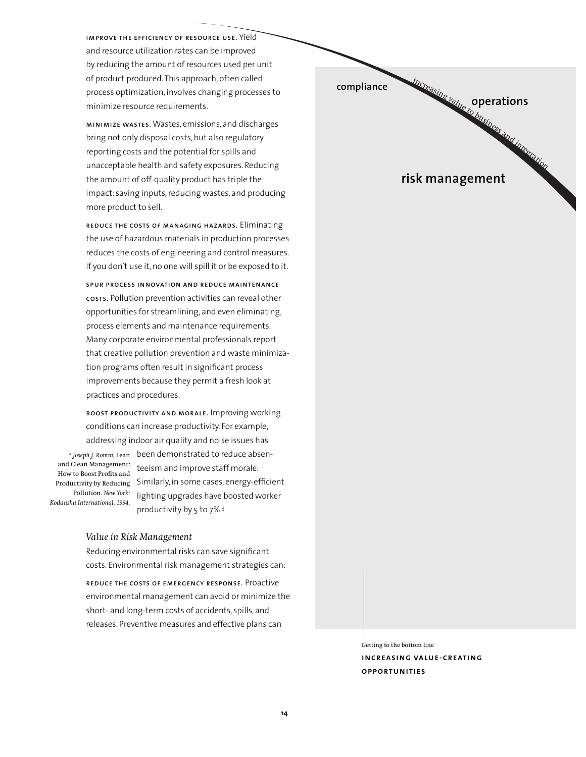**IMPROVE THE EFFICIENCY OF RESOURCE USE.** Yield and resource utilization rates can be improved by reducing the amount of resources used per unit of product produced. This approach, often called process optimization, involves changing processes to minimize resource requirements.

**MINIMIZE WASTES.** Wastes, emissions, and discharges bring not only disposal costs, but also regulatory reporting costs and the potential for spills and unacceptable health and safety exposures. Reducing the amount of off-quality product has triple the impact: saving inputs, reducing wastes, and producing more product to sell.

**REDUCE THE COSTS OF MANAGING HAZARDS.** Eliminating the use of hazardous materials in production processes reduces the costs of engineering and control measures. If you don't use it, no one will spill it or be exposed to it.

**SPUR PROCESS INNOVATION AND REDUCE MAINTENANCE COSTS.** Pollution prevention activities can reveal other opportunities for streamlining, and even eliminating, process elements and maintenance requirements. Many corporate environmental professionals report that creative pollution prevention and waste minimization programs often result in significant process improvements because they permit a fresh look at practices and procedures.

**BOOST PRODUCTIVITY AND MORALE.** Improving working conditions can increase productivity. For example, addressing indoor air quality and noise issues has been demonstrated to reduce absenteeism and improve staff morale. Similarly, in some cases, energy-efficient lighting upgrades have boosted worker productivity by 5 to 7%.[3]

[3] *Joseph J. Romm,* Lean and Clean Management: How to Boost Profits and Productivity by Reducing Pollution. *New York: Kodansha International, 1994.*

### *Value in Risk Management*

Reducing environmental risks can save significant costs. Environmental risk management strategies can:

**REDUCE THE COSTS OF EMERGENCY RESPONSE.** Proactive environmental management can avoid or minimize the short- and long-term costs of accidents, spills, and releases. Preventive measures and effective plans can

compliance

operations

*increasing value to business and integration*

risk management

Getting to the bottom line

**INCREASING VALUE-CREATING OPPORTUNITIES**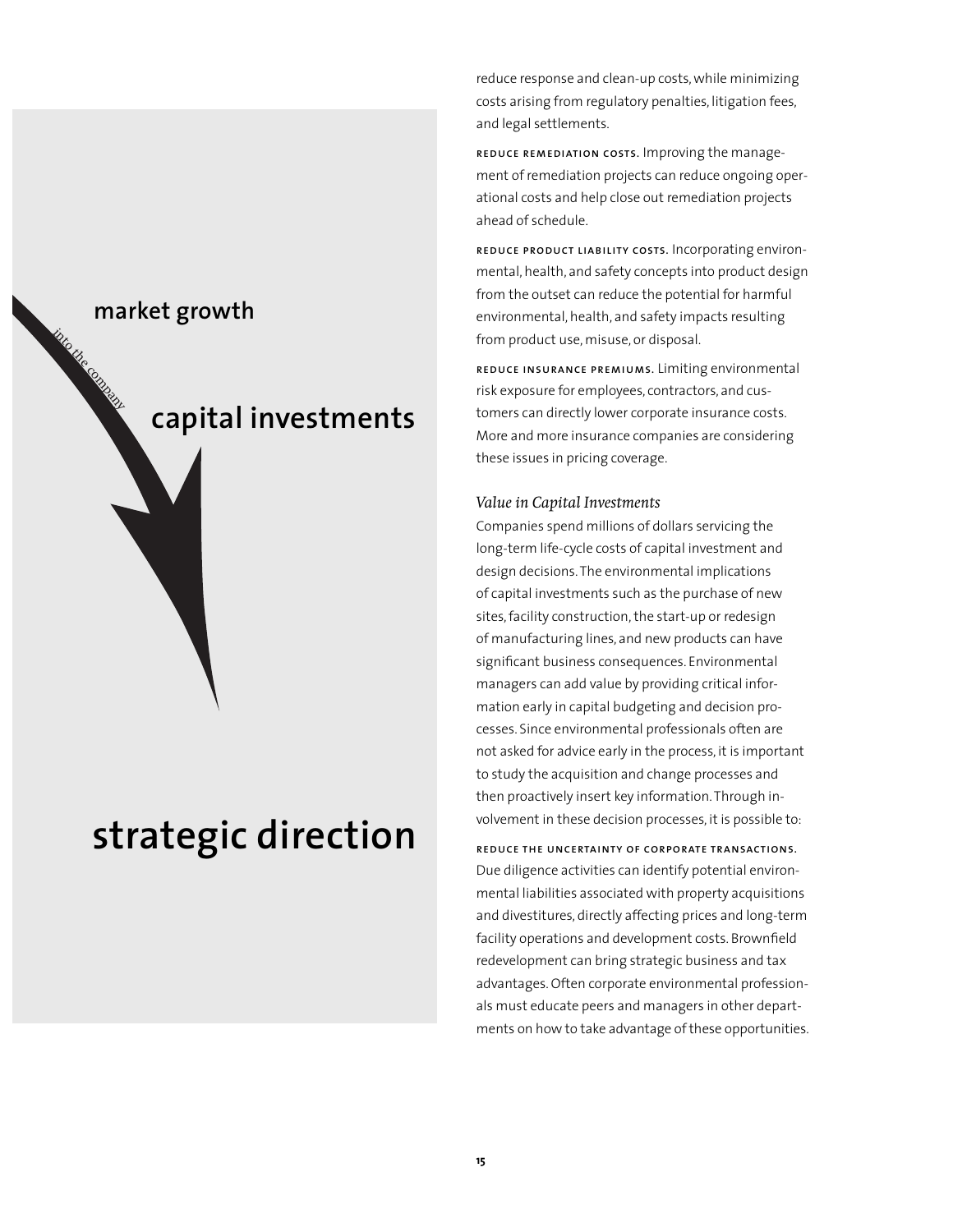market growth

into the company

capital investments

strategic direction

reduce response and clean-up costs, while minimizing costs arising from regulatory penalties, litigation fees, and legal settlements.

**REDUCE REMEDIATION COSTS.** Improving the management of remediation projects can reduce ongoing operational costs and help close out remediation projects ahead of schedule.

**REDUCE PRODUCT LIABILITY COSTS.** Incorporating environmental, health, and safety concepts into product design from the outset can reduce the potential for harmful environmental, health, and safety impacts resulting from product use, misuse, or disposal.

**REDUCE INSURANCE PREMIUMS.** Limiting environmental risk exposure for employees, contractors, and customers can directly lower corporate insurance costs. More and more insurance companies are considering these issues in pricing coverage.

### *Value in Capital Investments*

Companies spend millions of dollars servicing the long-term life-cycle costs of capital investment and design decisions. The environmental implications of capital investments such as the purchase of new sites, facility construction, the start-up or redesign of manufacturing lines, and new products can have significant business consequences. Environmental managers can add value by providing critical information early in capital budgeting and decision processes. Since environmental professionals often are not asked for advice early in the process, it is important to study the acquisition and change processes and then proactively insert key information. Through involvement in these decision processes, it is possible to:

**REDUCE THE UNCERTAINTY OF CORPORATE TRANSACTIONS.** Due diligence activities can identify potential environmental liabilities associated with property acquisitions and divestitures, directly affecting prices and long-term facility operations and development costs. Brownfield redevelopment can bring strategic business and tax advantages. Often corporate environmental professionals must educate peers and managers in other departments on how to take advantage of these opportunities.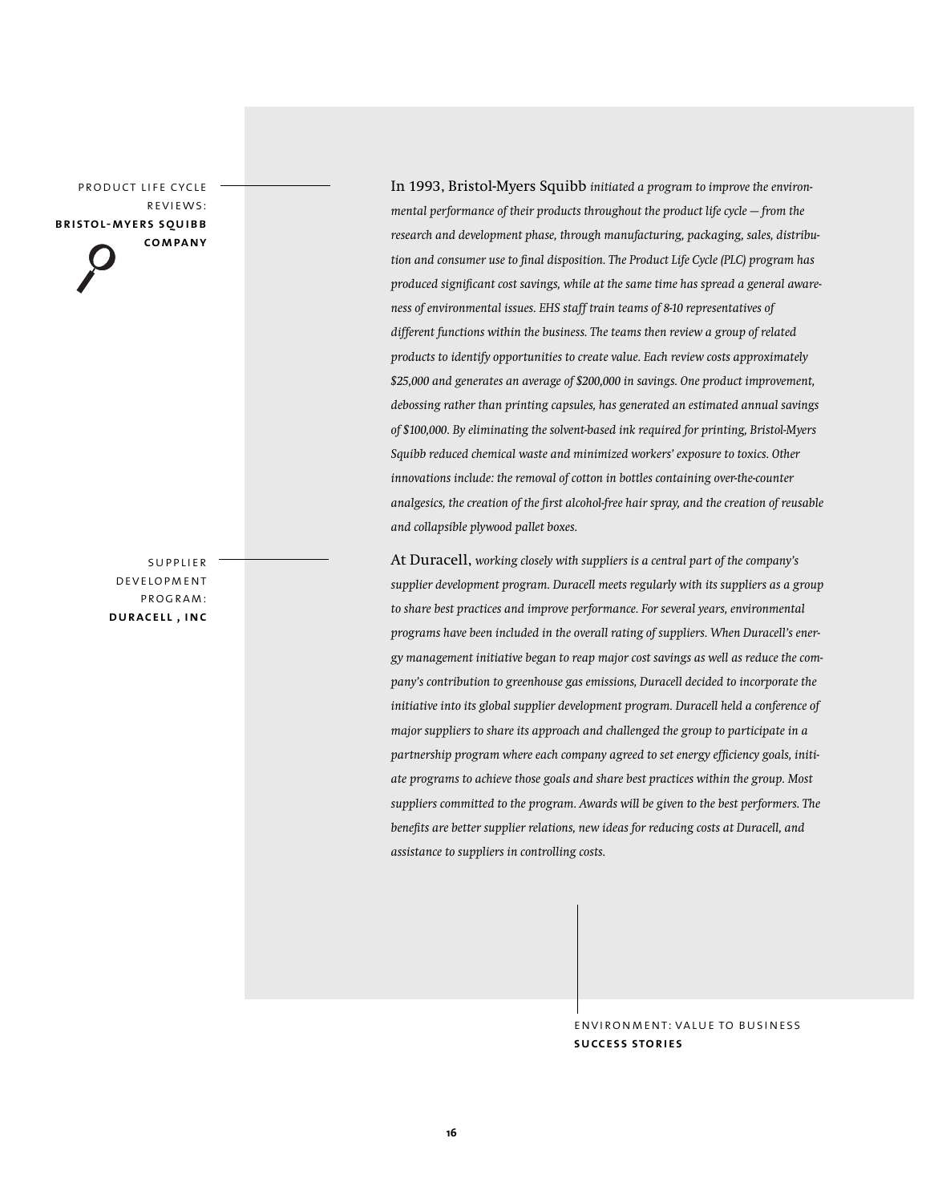## Product Life Cycle Reviews: **Bristol-Myers Squibb Company**

In 1993, Bristol-Myers Squibb *initiated a program to improve the environmental performance of their products throughout the product life cycle — from the research and development phase, through manufacturing, packaging, sales, distribution and consumer use to final disposition. The Product Life Cycle (PLC) program has produced significant cost savings, while at the same time has spread a general awareness of environmental issues. EHS staff train teams of 8-10 representatives of different functions within the business. The teams then review a group of related products to identify opportunities to create value. Each review costs approximately $25,000 and generates an average of $200,000 in savings. One product improvement, debossing rather than printing capsules, has generated an estimated annual savings of $100,000. By eliminating the solvent-based ink required for printing, Bristol-Myers Squibb reduced chemical waste and minimized workers' exposure to toxics. Other innovations include: the removal of cotton in bottles containing over-the-counter analgesics, the creation of the first alcohol-free hair spray, and the creation of reusable and collapsible plywood pallet boxes.*

## Supplier Development Program: **Duracell, Inc**

At Duracell, *working closely with suppliers is a central part of the company's supplier development program. Duracell meets regularly with its suppliers as a group to share best practices and improve performance. For several years, environmental programs have been included in the overall rating of suppliers. When Duracell's energy management initiative began to reap major cost savings as well as reduce the company's contribution to greenhouse gas emissions, Duracell decided to incorporate the initiative into its global supplier development program. Duracell held a conference of major suppliers to share its approach and challenged the group to participate in a partnership program where each company agreed to set energy efficiency goals, initiate programs to achieve those goals and share best practices within the group. Most suppliers committed to the program. Awards will be given to the best performers. The benefits are better supplier relations, new ideas for reducing costs at Duracell, and assistance to suppliers in controlling costs.*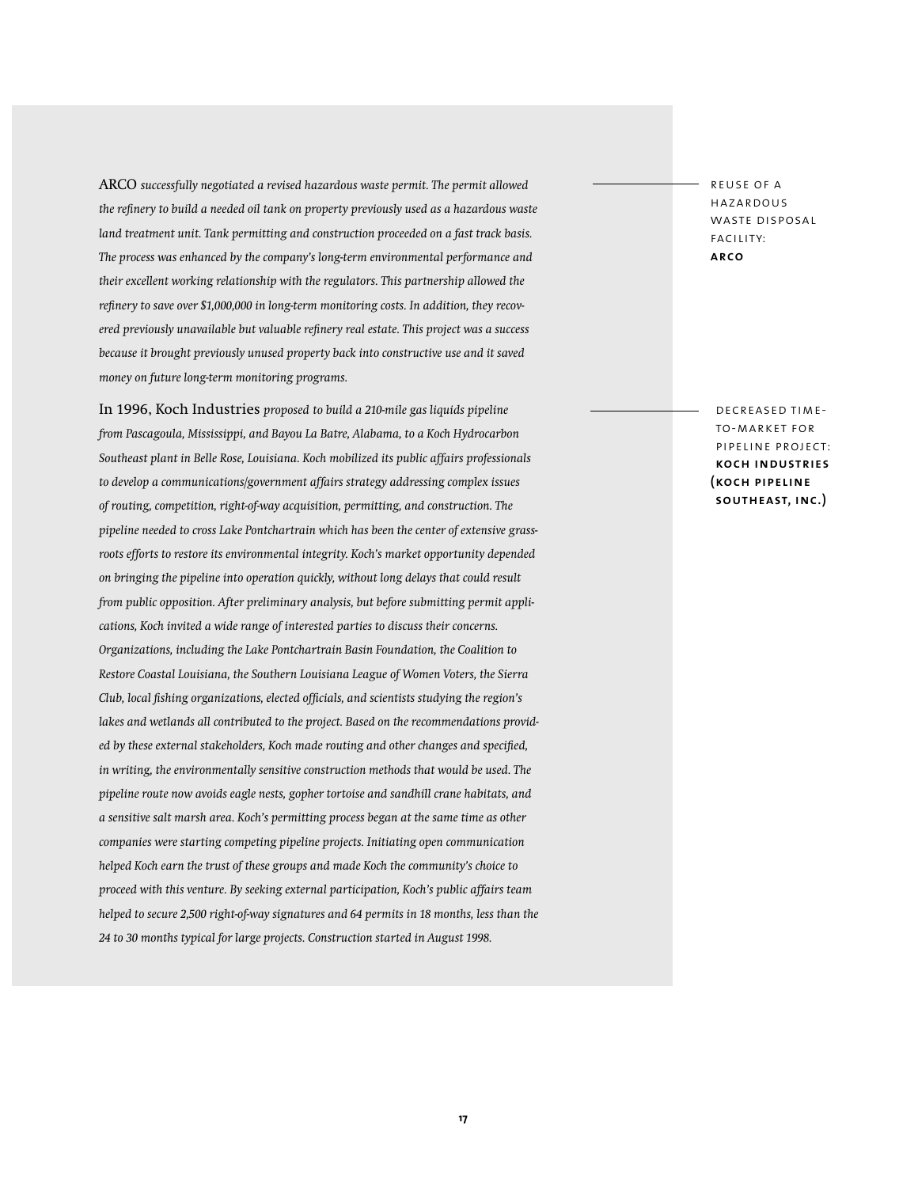REUSE OF A HAZARDOUS WASTE DISPOSAL FACILITY: **ARCO**

ARCO *successfully negotiated a revised hazardous waste permit. The permit allowed the refinery to build a needed oil tank on property previously used as a hazardous waste land treatment unit. Tank permitting and construction proceeded on a fast track basis. The process was enhanced by the company's long-term environmental performance and their excellent working relationship with the regulators. This partnership allowed the refinery to save over $1,000,000 in long-term monitoring costs. In addition, they recovered previously unavailable but valuable refinery real estate. This project was a success because it brought previously unused property back into constructive use and it saved money on future long-term monitoring programs.*

DECREASED TIME-TO-MARKET FOR PIPELINE PROJECT: **KOCH INDUSTRIES (KOCH PIPELINE SOUTHEAST, INC.)**

In 1996, Koch Industries *proposed to build a 210-mile gas liquids pipeline from Pascagoula, Mississippi, and Bayou La Batre, Alabama, to a Koch Hydrocarbon Southeast plant in Belle Rose, Louisiana. Koch mobilized its public affairs professionals to develop a communications/government affairs strategy addressing complex issues of routing, competition, right-of-way acquisition, permitting, and construction. The pipeline needed to cross Lake Pontchartrain which has been the center of extensive grassroots efforts to restore its environmental integrity. Koch's market opportunity depended on bringing the pipeline into operation quickly, without long delays that could result from public opposition. After preliminary analysis, but before submitting permit applications, Koch invited a wide range of interested parties to discuss their concerns. Organizations, including the Lake Pontchartrain Basin Foundation, the Coalition to Restore Coastal Louisiana, the Southern Louisiana League of Women Voters, the Sierra Club, local fishing organizations, elected officials, and scientists studying the region's lakes and wetlands all contributed to the project. Based on the recommendations provided by these external stakeholders, Koch made routing and other changes and specified, in writing, the environmentally sensitive construction methods that would be used. The pipeline route now avoids eagle nests, gopher tortoise and sandhill crane habitats, and a sensitive salt marsh area. Koch's permitting process began at the same time as other companies were starting competing pipeline projects. Initiating open communication helped Koch earn the trust of these groups and made Koch the community's choice to proceed with this venture. By seeking external participation, Koch's public affairs team helped to secure 2,500 right-of-way signatures and 64 permits in 18 months, less than the 24 to 30 months typical for large projects. Construction started in August 1998.*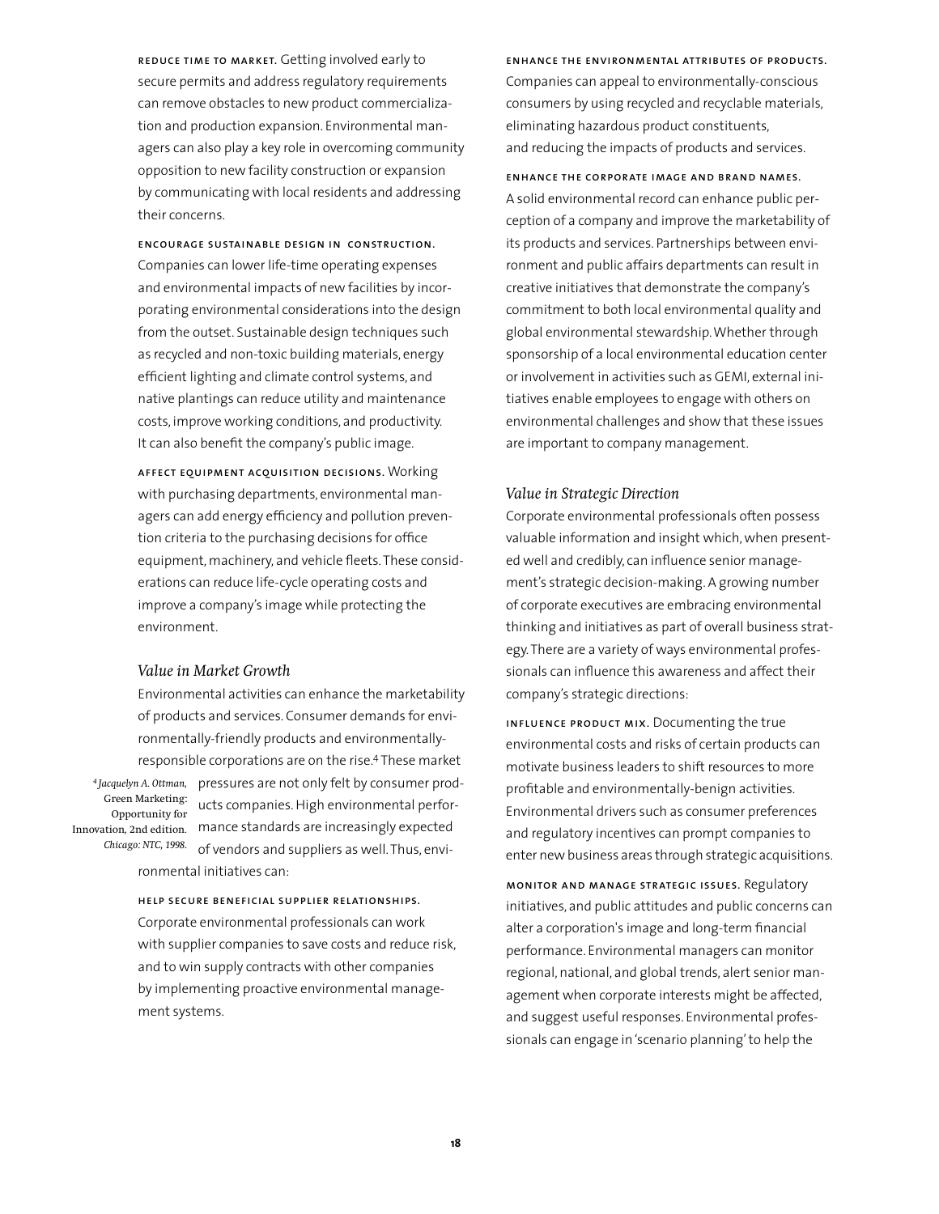**REDUCE TIME TO MARKET.** Getting involved early to secure permits and address regulatory requirements can remove obstacles to new product commercialization and production expansion. Environmental managers can also play a key role in overcoming community opposition to new facility construction or expansion by communicating with local residents and addressing their concerns.

**ENCOURAGE SUSTAINABLE DESIGN IN CONSTRUCTION.** Companies can lower life-time operating expenses and environmental impacts of new facilities by incorporating environmental considerations into the design from the outset. Sustainable design techniques such as recycled and non-toxic building materials, energy efficient lighting and climate control systems, and native plantings can reduce utility and maintenance costs, improve working conditions, and productivity. It can also benefit the company's public image.

**AFFECT EQUIPMENT ACQUISITION DECISIONS.** Working with purchasing departments, environmental managers can add energy efficiency and pollution prevention criteria to the purchasing decisions for office equipment, machinery, and vehicle fleets. These considerations can reduce life-cycle operating costs and improve a company's image while protecting the environment.

### *Value in Market Growth*

Environmental activities can enhance the marketability of products and services. Consumer demands for environmentally-friendly products and environmentally-responsible corporations are on the rise.[4] These market pressures are not only felt by consumer products companies. High environmental performance standards are increasingly expected of vendors and suppliers as well. Thus, environmental initiatives can:

[4] *Jacquelyn A. Ottman,* Green Marketing: Opportunity for Innovation, 2nd edition. *Chicago: NTC, 1998.*

**HELP SECURE BENEFICIAL SUPPLIER RELATIONSHIPS.** Corporate environmental professionals can work with supplier companies to save costs and reduce risk, and to win supply contracts with other companies by implementing proactive environmental management systems.

**ENHANCE THE ENVIRONMENTAL ATTRIBUTES OF PRODUCTS.** Companies can appeal to environmentally-conscious consumers by using recycled and recyclable materials, eliminating hazardous product constituents, and reducing the impacts of products and services.

**ENHANCE THE CORPORATE IMAGE AND BRAND NAMES.** A solid environmental record can enhance public perception of a company and improve the marketability of its products and services. Partnerships between environment and public affairs departments can result in creative initiatives that demonstrate the company's commitment to both local environmental quality and global environmental stewardship. Whether through sponsorship of a local environmental education center or involvement in activities such as GEMI, external initiatives enable employees to engage with others on environmental challenges and show that these issues are important to company management.

### *Value in Strategic Direction*

Corporate environmental professionals often possess valuable information and insight which, when presented well and credibly, can influence senior management's strategic decision-making. A growing number of corporate executives are embracing environmental thinking and initiatives as part of overall business strategy. There are a variety of ways environmental professionals can influence this awareness and affect their company's strategic directions:

**INFLUENCE PRODUCT MIX.** Documenting the true environmental costs and risks of certain products can motivate business leaders to shift resources to more profitable and environmentally-benign activities. Environmental drivers such as consumer preferences and regulatory incentives can prompt companies to enter new business areas through strategic acquisitions.

**MONITOR AND MANAGE STRATEGIC ISSUES.** Regulatory initiatives, and public attitudes and public concerns can alter a corporation's image and long-term financial performance. Environmental managers can monitor regional, national, and global trends, alert senior management when corporate interests might be affected, and suggest useful responses. Environmental professionals can engage in 'scenario planning' to help the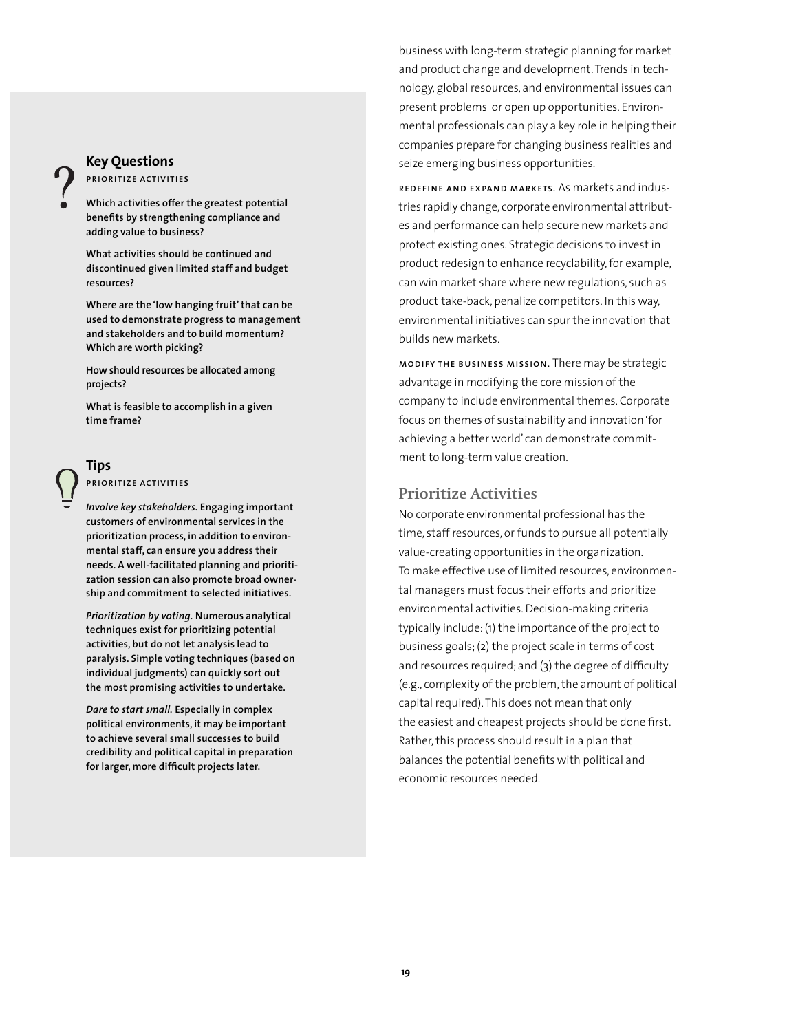### Key Questions

PRIORITIZE ACTIVITIES

**Which activities offer the greatest potential benefits by strengthening compliance and adding value to business?**

**What activities should be continued and discontinued given limited staff and budget resources?**

**Where are the 'low hanging fruit' that can be used to demonstrate progress to management and stakeholders and to build momentum? Which are worth picking?**

**How should resources be allocated among projects?**

**What is feasible to accomplish in a given time frame?**

### Tips

PRIORITIZE ACTIVITIES

***Involve key stakeholders.*** **Engaging important customers of environmental services in the prioritization process, in addition to environmental staff, can ensure you address their needs. A well-facilitated planning and prioritization session can also promote broad ownership and commitment to selected initiatives.**

***Prioritization by voting.*** **Numerous analytical techniques exist for prioritizing potential activities, but do not let analysis lead to paralysis. Simple voting techniques (based on individual judgments) can quickly sort out the most promising activities to undertake.**

***Dare to start small.*** **Especially in complex political environments, it may be important to achieve several small successes to build credibility and political capital in preparation for larger, more difficult projects later.**

business with long-term strategic planning for market and product change and development. Trends in technology, global resources, and environmental issues can present problems or open up opportunities. Environmental professionals can play a key role in helping their companies prepare for changing business realities and seize emerging business opportunities.

REDEFINE AND EXPAND MARKETS. As markets and industries rapidly change, corporate environmental attributes and performance can help secure new markets and protect existing ones. Strategic decisions to invest in product redesign to enhance recyclability, for example, can win market share where new regulations, such as product take-back, penalize competitors. In this way, environmental initiatives can spur the innovation that builds new markets.

MODIFY THE BUSINESS MISSION. There may be strategic advantage in modifying the core mission of the company to include environmental themes. Corporate focus on themes of sustainability and innovation 'for achieving a better world' can demonstrate commitment to long-term value creation.

## Prioritize Activities

No corporate environmental professional has the time, staff resources, or funds to pursue all potentially value-creating opportunities in the organization. To make effective use of limited resources, environmental managers must focus their efforts and prioritize environmental activities. Decision-making criteria typically include: (1) the importance of the project to business goals; (2) the project scale in terms of cost and resources required; and (3) the degree of difficulty (e.g., complexity of the problem, the amount of political capital required). This does not mean that only the easiest and cheapest projects should be done first. Rather, this process should result in a plan that balances the potential benefits with political and economic resources needed.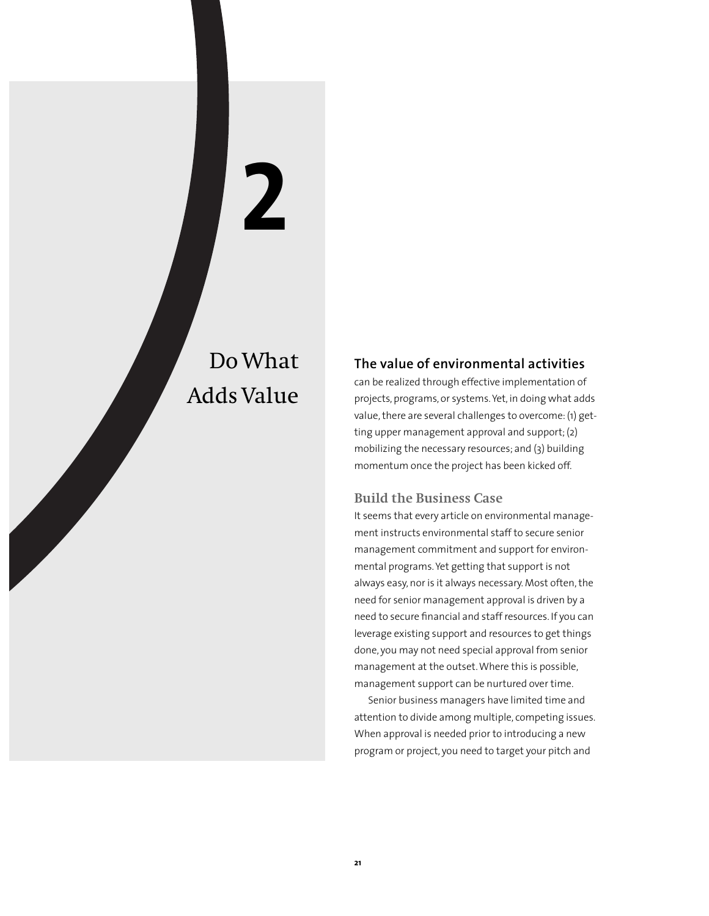# 2

# Do What Adds Value

**The value of environmental activities** can be realized through effective implementation of projects, programs, or systems. Yet, in doing what adds value, there are several challenges to overcome: (1) getting upper management approval and support; (2) mobilizing the necessary resources; and (3) building momentum once the project has been kicked off.

## Build the Business Case

It seems that every article on environmental management instructs environmental staff to secure senior management commitment and support for environmental programs. Yet getting that support is not always easy, nor is it always necessary. Most often, the need for senior management approval is driven by a need to secure financial and staff resources. If you can leverage existing support and resources to get things done, you may not need special approval from senior management at the outset. Where this is possible, management support can be nurtured over time.

Senior business managers have limited time and attention to divide among multiple, competing issues. When approval is needed prior to introducing a new program or project, you need to target your pitch and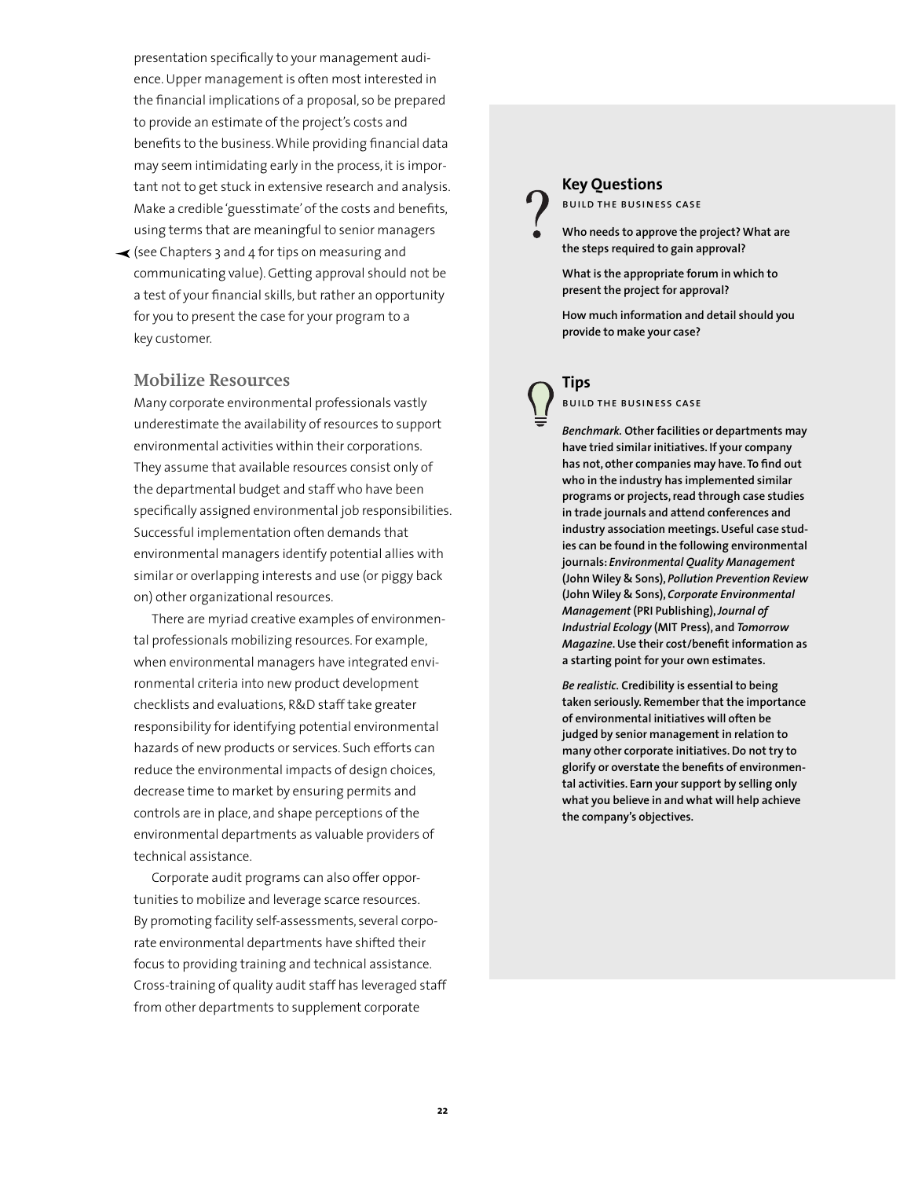presentation specifically to your management audience. Upper management is often most interested in the financial implications of a proposal, so be prepared to provide an estimate of the project's costs and benefits to the business. While providing financial data may seem intimidating early in the process, it is important not to get stuck in extensive research and analysis. Make a credible 'guesstimate' of the costs and benefits, using terms that are meaningful to senior managers (see Chapters 3 and 4 for tips on measuring and communicating value). Getting approval should not be a test of your financial skills, but rather an opportunity for you to present the case for your program to a key customer.

### Mobilize Resources

Many corporate environmental professionals vastly underestimate the availability of resources to support environmental activities within their corporations. They assume that available resources consist only of the departmental budget and staff who have been specifically assigned environmental job responsibilities. Successful implementation often demands that environmental managers identify potential allies with similar or overlapping interests and use (or piggy back on) other organizational resources.

There are myriad creative examples of environmental professionals mobilizing resources. For example, when environmental managers have integrated environmental criteria into new product development checklists and evaluations, R&D staff take greater responsibility for identifying potential environmental hazards of new products or services. Such efforts can reduce the environmental impacts of design choices, decrease time to market by ensuring permits and controls are in place, and shape perceptions of the environmental departments as valuable providers of technical assistance.

Corporate audit programs can also offer opportunities to mobilize and leverage scarce resources. By promoting facility self-assessments, several corporate environmental departments have shifted their focus to providing training and technical assistance. Cross-training of quality audit staff has leveraged staff from other departments to supplement corporate

#### Key Questions

**BUILD THE BUSINESS CASE**

**Who needs to approve the project? What are the steps required to gain approval?**

**What is the appropriate forum in which to present the project for approval?**

**How much information and detail should you provide to make your case?**

#### Tips

**BUILD THE BUSINESS CASE**

***Benchmark.*** **Other facilities or departments may have tried similar initiatives. If your company has not, other companies may have. To find out who in the industry has implemented similar programs or projects, read through case studies in trade journals and attend conferences and industry association meetings. Useful case studies can be found in the following environmental journals: *Environmental Quality Management* (John Wiley & Sons), *Pollution Prevention Review* (John Wiley & Sons), *Corporate Environmental Management* (PRI Publishing), *Journal of Industrial Ecology* (MIT Press), and *Tomorrow Magazine*. Use their cost/benefit information as a starting point for your own estimates.**

***Be realistic.*** **Credibility is essential to being taken seriously. Remember that the importance of environmental initiatives will often be judged by senior management in relation to many other corporate initiatives. Do not try to glorify or overstate the benefits of environmental activities. Earn your support by selling only what you believe in and what will help achieve the company's objectives.**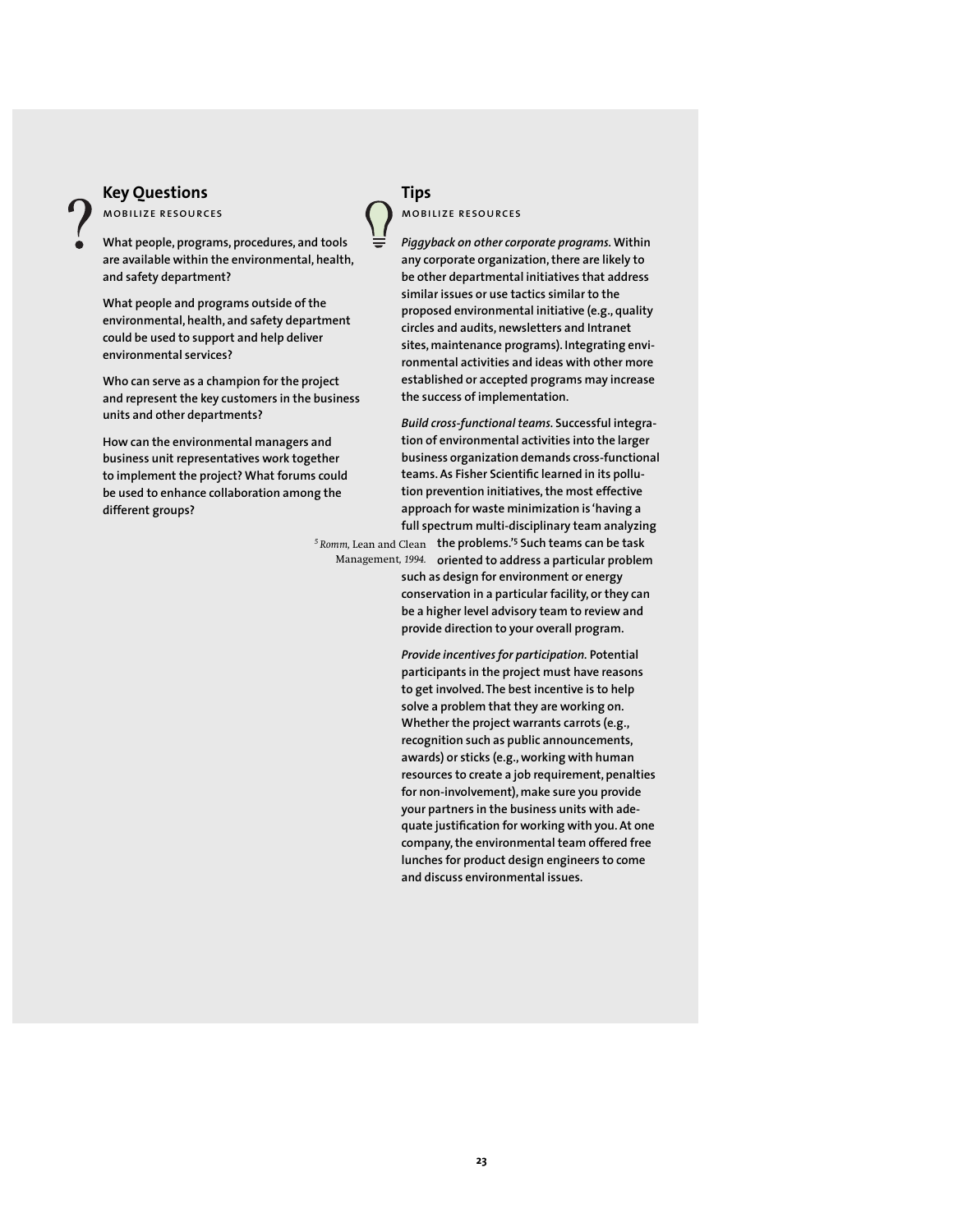## Key Questions

MOBILIZE RESOURCES

What people, programs, procedures, and tools are available within the environmental, health, and safety department?

What people and programs outside of the environmental, health, and safety department could be used to support and help deliver environmental services?

Who can serve as a champion for the project and represent the key customers in the business units and other departments?

How can the environmental managers and business unit representatives work together to implement the project? What forums could be used to enhance collaboration among the different groups?

## Tips

MOBILIZE RESOURCES

*Piggyback on other corporate programs.* Within any corporate organization, there are likely to be other departmental initiatives that address similar issues or use tactics similar to the proposed environmental initiative (e.g., quality circles and audits, newsletters and Intranet sites, maintenance programs). Integrating environmental activities and ideas with other more established or accepted programs may increase the success of implementation.

*Build cross-functional teams.* Successful integration of environmental activities into the larger business organization demands cross-functional teams. As Fisher Scientific learned in its pollution prevention initiatives, the most effective approach for waste minimization is 'having a full spectrum multi-disciplinary team analyzing the problems.'[5] Such teams can be task oriented to address a particular problem such as design for environment or energy conservation in a particular facility, or they can be a higher level advisory team to review and provide direction to your overall program.

[5] *Romm,* Lean and Clean Management, *1994.*

*Provide incentives for participation.* Potential participants in the project must have reasons to get involved. The best incentive is to help solve a problem that they are working on. Whether the project warrants carrots (e.g., recognition such as public announcements, awards) or sticks (e.g., working with human resources to create a job requirement, penalties for non-involvement), make sure you provide your partners in the business units with adequate justification for working with you. At one company, the environmental team offered free lunches for product design engineers to come and discuss environmental issues.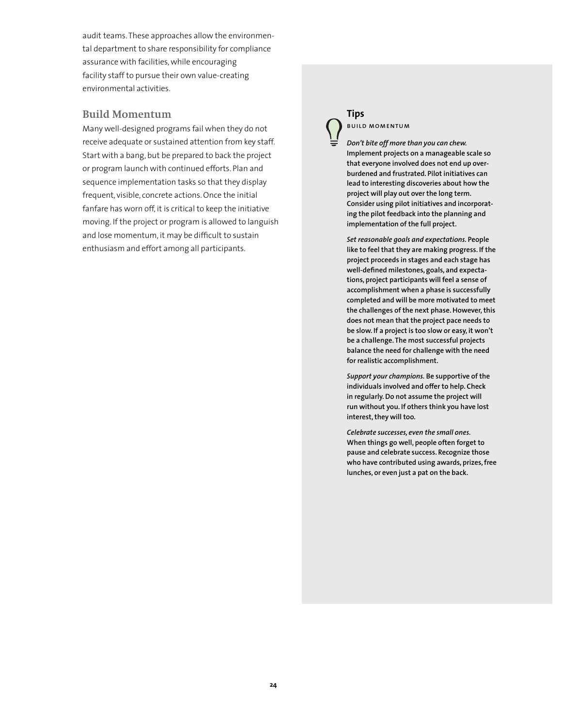audit teams. These approaches allow the environmental department to share responsibility for compliance assurance with facilities, while encouraging facility staff to pursue their own value-creating environmental activities.

## Build Momentum

Many well-designed programs fail when they do not receive adequate or sustained attention from key staff. Start with a bang, but be prepared to back the project or program launch with continued efforts. Plan and sequence implementation tasks so that they display frequent, visible, concrete actions. Once the initial fanfare has worn off, it is critical to keep the initiative moving. If the project or program is allowed to languish and lose momentum, it may be difficult to sustain enthusiasm and effort among all participants.

### Tips

BUILD MOMENTUM

***Don't bite off more than you can chew.*** **Implement projects on a manageable scale so that everyone involved does not end up overburdened and frustrated. Pilot initiatives can lead to interesting discoveries about how the project will play out over the long term. Consider using pilot initiatives and incorporating the pilot feedback into the planning and implementation of the full project.**

***Set reasonable goals and expectations.*** **People like to feel that they are making progress. If the project proceeds in stages and each stage has well-defined milestones, goals, and expectations, project participants will feel a sense of accomplishment when a phase is successfully completed and will be more motivated to meet the challenges of the next phase. However, this does not mean that the project pace needs to be slow. If a project is too slow or easy, it won't be a challenge. The most successful projects balance the need for challenge with the need for realistic accomplishment.**

***Support your champions.*** **Be supportive of the individuals involved and offer to help. Check in regularly. Do not assume the project will run without you. If others think you have lost interest, they will too.**

***Celebrate successes, even the small ones.*** **When things go well, people often forget to pause and celebrate success. Recognize those who have contributed using awards, prizes, free lunches, or even just a pat on the back.**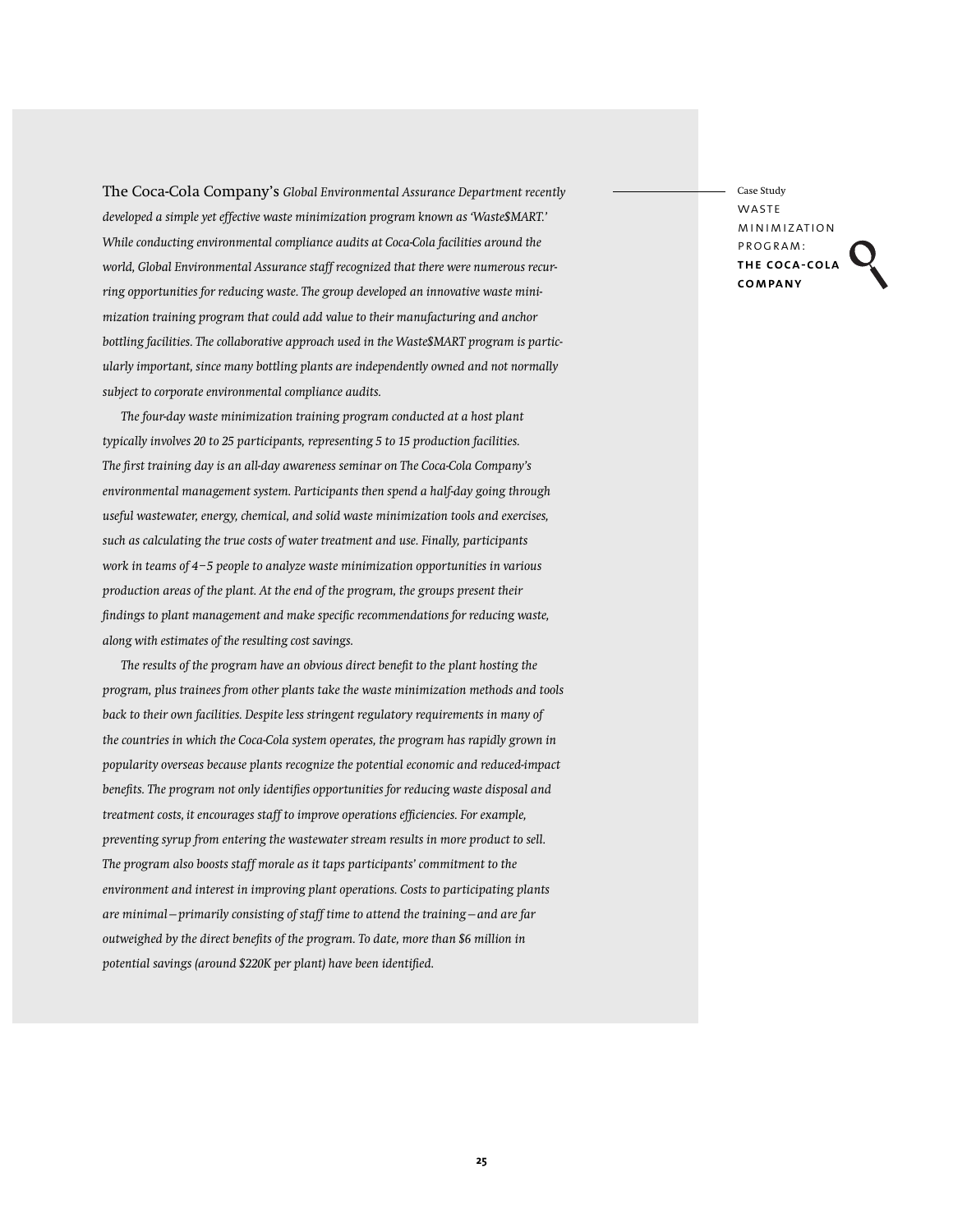Case Study

## WASTE MINIMIZATION PROGRAM: **THE COCA-COLA COMPANY**

The Coca-Cola Company's *Global Environmental Assurance Department recently developed a simple yet effective waste minimization program known as 'Waste$MART.' While conducting environmental compliance audits at Coca-Cola facilities around the world, Global Environmental Assurance staff recognized that there were numerous recurring opportunities for reducing waste. The group developed an innovative waste minimization training program that could add value to their manufacturing and anchor bottling facilities. The collaborative approach used in the Waste$MART program is particularly important, since many bottling plants are independently owned and not normally subject to corporate environmental compliance audits.*

*The four-day waste minimization training program conducted at a host plant typically involves 20 to 25 participants, representing 5 to 15 production facilities. The first training day is an all-day awareness seminar on The Coca-Cola Company's environmental management system. Participants then spend a half-day going through useful wastewater, energy, chemical, and solid waste minimization tools and exercises, such as calculating the true costs of water treatment and use. Finally, participants work in teams of 4–5 people to analyze waste minimization opportunities in various production areas of the plant. At the end of the program, the groups present their findings to plant management and make specific recommendations for reducing waste, along with estimates of the resulting cost savings.*

*The results of the program have an obvious direct benefit to the plant hosting the program, plus trainees from other plants take the waste minimization methods and tools back to their own facilities. Despite less stringent regulatory requirements in many of the countries in which the Coca-Cola system operates, the program has rapidly grown in popularity overseas because plants recognize the potential economic and reduced-impact benefits. The program not only identifies opportunities for reducing waste disposal and treatment costs, it encourages staff to improve operations efficiencies. For example, preventing syrup from entering the wastewater stream results in more product to sell. The program also boosts staff morale as it taps participants' commitment to the environment and interest in improving plant operations. Costs to participating plants are minimal—primarily consisting of staff time to attend the training—and are far outweighed by the direct benefits of the program. To date, more than $6 million in potential savings (around $220K per plant) have been identified.*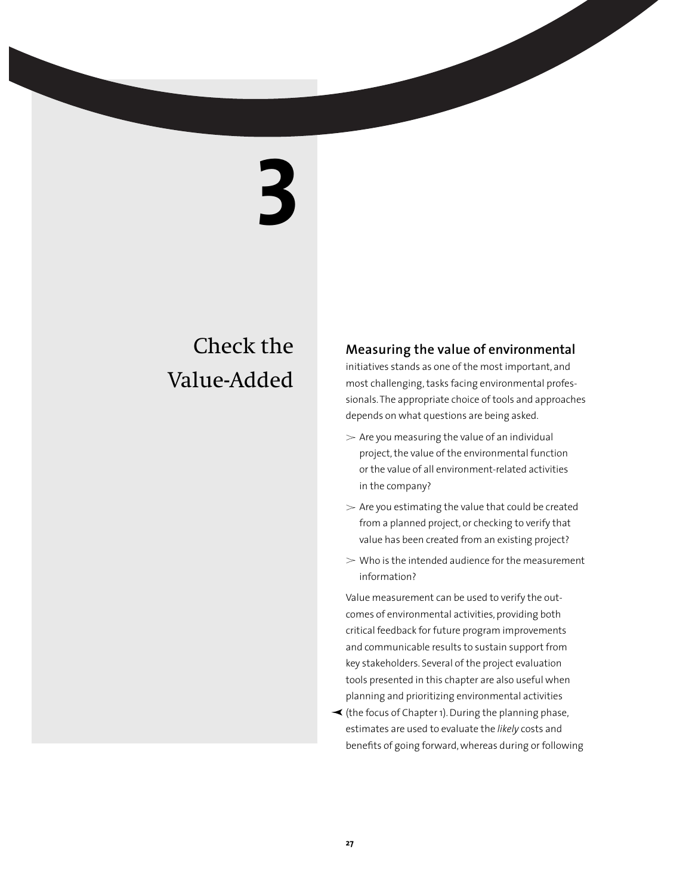# 3

# Check the Value-Added

**Measuring the value of environmental** initiatives stands as one of the most important, and most challenging, tasks facing environmental professionals. The appropriate choice of tools and approaches depends on what questions are being asked.

- Are you measuring the value of an individual project, the value of the environmental function or the value of all environment-related activities in the company?
- Are you estimating the value that could be created from a planned project, or checking to verify that value has been created from an existing project?
- Who is the intended audience for the measurement information?

Value measurement can be used to verify the outcomes of environmental activities, providing both critical feedback for future program improvements and communicable results to sustain support from key stakeholders. Several of the project evaluation tools presented in this chapter are also useful when planning and prioritizing environmental activities (the focus of Chapter 1). During the planning phase, estimates are used to evaluate the *likely* costs and benefits of going forward, whereas during or following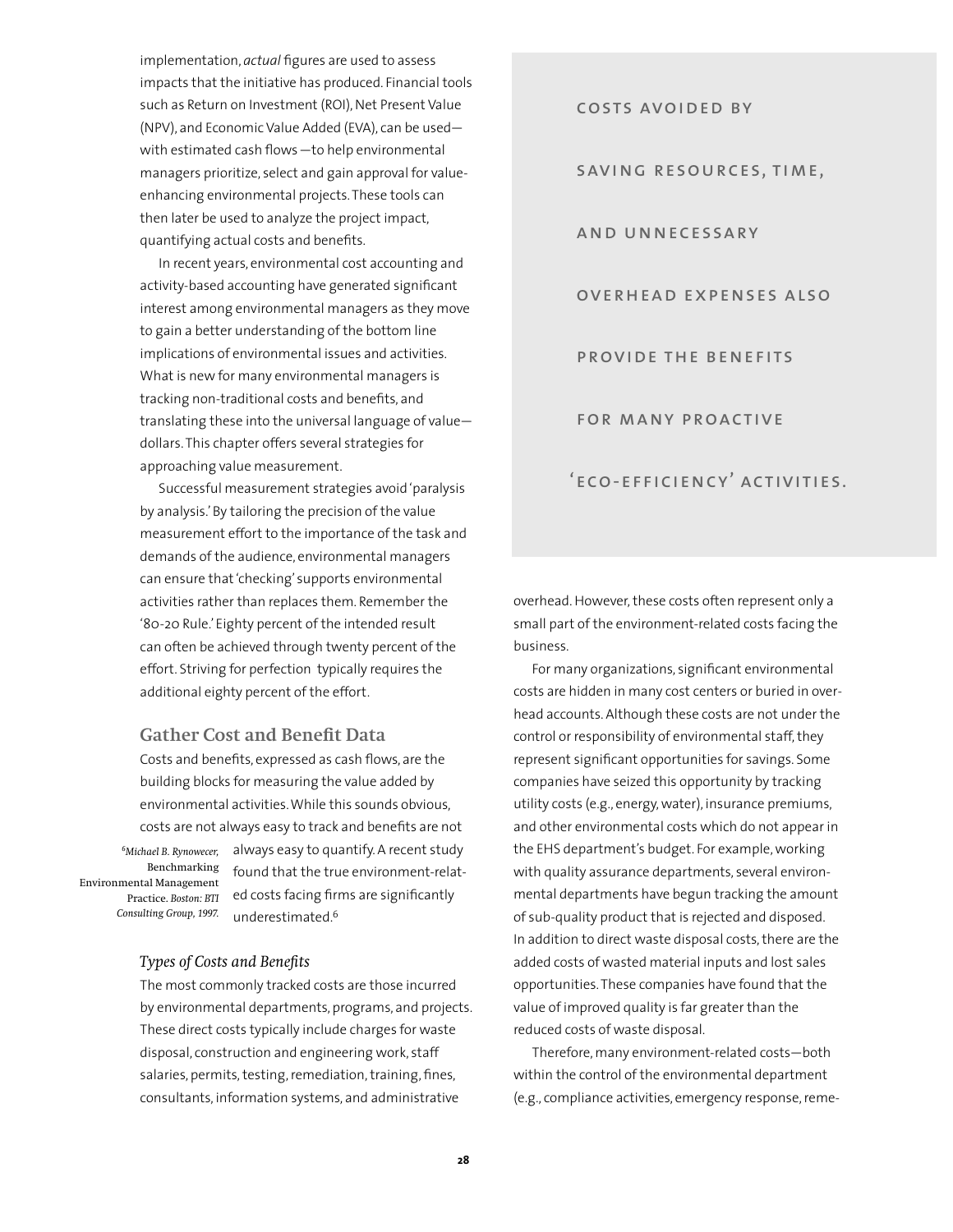implementation, *actual* figures are used to assess impacts that the initiative has produced. Financial tools such as Return on Investment (ROI), Net Present Value (NPV), and Economic Value Added (EVA), can be used—with estimated cash flows—to help environmental managers prioritize, select and gain approval for value-enhancing environmental projects. These tools can then later be used to analyze the project impact, quantifying actual costs and benefits.

In recent years, environmental cost accounting and activity-based accounting have generated significant interest among environmental managers as they move to gain a better understanding of the bottom line implications of environmental issues and activities. What is new for many environmental managers is tracking non-traditional costs and benefits, and translating these into the universal language of value—dollars. This chapter offers several strategies for approaching value measurement.

Successful measurement strategies avoid 'paralysis by analysis.' By tailoring the precision of the value measurement effort to the importance of the task and demands of the audience, environmental managers can ensure that 'checking' supports environmental activities rather than replaces them. Remember the '80-20 Rule.' Eighty percent of the intended result can often be achieved through twenty percent of the effort. Striving for perfection typically requires the additional eighty percent of the effort.

## Gather Cost and Benefit Data

Costs and benefits, expressed as cash flows, are the building blocks for measuring the value added by environmental activities. While this sounds obvious, costs are not always easy to track and benefits are not always easy to quantify. A recent study found that the true environment-related costs facing firms are significantly underestimated.[6]

[6] *Michael B. Rynowecer,* Benchmarking Environmental Management Practice. *Boston: BTI Consulting Group, 1997.*

### *Types of Costs and Benefits*

The most commonly tracked costs are those incurred by environmental departments, programs, and projects. These direct costs typically include charges for waste disposal, construction and engineering work, staff salaries, permits, testing, remediation, training, fines, consultants, information systems, and administrative overhead. However, these costs often represent only a small part of the environment-related costs facing the business.

> COSTS AVOIDED BY SAVING RESOURCES, TIME, AND UNNECESSARY OVERHEAD EXPENSES ALSO PROVIDE THE BENEFITS FOR MANY PROACTIVE 'ECO-EFFICIENCY' ACTIVITIES.

For many organizations, significant environmental costs are hidden in many cost centers or buried in overhead accounts. Although these costs are not under the control or responsibility of environmental staff, they represent significant opportunities for savings. Some companies have seized this opportunity by tracking utility costs (e.g., energy, water), insurance premiums, and other environmental costs which do not appear in the EHS department's budget. For example, working with quality assurance departments, several environmental departments have begun tracking the amount of sub-quality product that is rejected and disposed. In addition to direct waste disposal costs, there are the added costs of wasted material inputs and lost sales opportunities. These companies have found that the value of improved quality is far greater than the reduced costs of waste disposal.

Therefore, many environment-related costs—both within the control of the environmental department (e.g., compliance activities, emergency response, reme-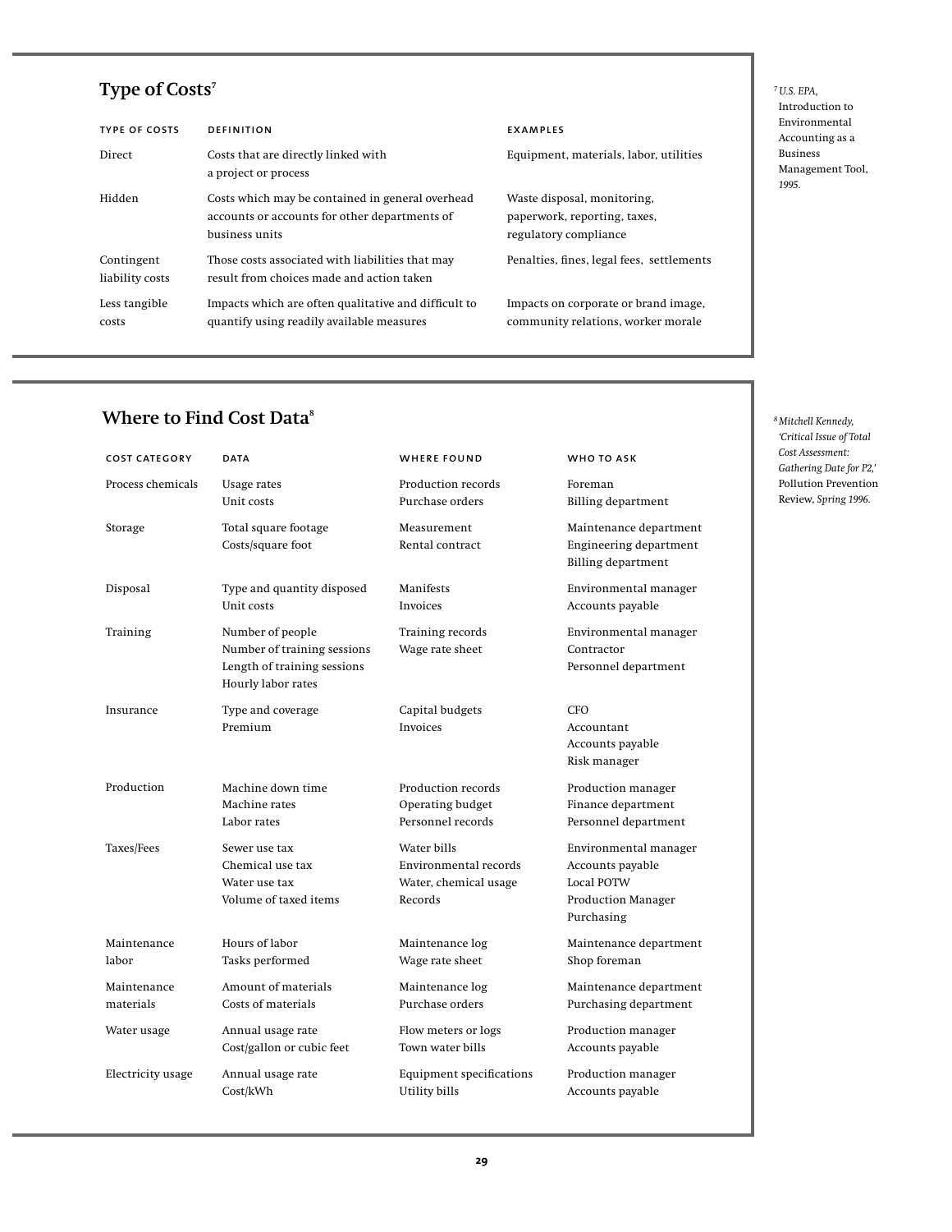## Type of Costs[7]

| TYPE OF COSTS | DEFINITION | EXAMPLES |
|---|---|---|
| Direct | Costs that are directly linked with a project or process | Equipment, materials, labor, utilities |
| Hidden | Costs which may be contained in general overhead accounts or accounts for other departments of business units | Waste disposal, monitoring, paperwork, reporting, taxes, regulatory compliance |
| Contingent liability costs | Those costs associated with liabilities that may result from choices made and action taken | Penalties, fines, legal fees, settlements |
| Less tangible costs | Impacts which are often qualitative and difficult to quantify using readily available measures | Impacts on corporate or brand image, community relations, worker morale |

[7] *U.S. EPA,* Introduction to Environmental Accounting as a Business Management Tool, *1995.*

## Where to Find Cost Data[8]

| COST CATEGORY | DATA | WHERE FOUND | WHO TO ASK |
|---|---|---|---|
| Process chemicals | Usage rates<br>Unit costs | Production records<br>Purchase orders | Foreman<br>Billing department |
| Storage | Total square footage<br>Costs/square foot | Measurement<br>Rental contract | Maintenance department<br>Engineering department<br>Billing department |
| Disposal | Type and quantity disposed<br>Unit costs | Manifests<br>Invoices | Environmental manager<br>Accounts payable |
| Training | Number of people<br>Number of training sessions<br>Length of training sessions<br>Hourly labor rates | Training records<br>Wage rate sheet | Environmental manager<br>Contractor<br>Personnel department |
| Insurance | Type and coverage<br>Premium | Capital budgets<br>Invoices | CFO<br>Accountant<br>Accounts payable<br>Risk manager |
| Production | Machine down time<br>Machine rates<br>Labor rates | Production records<br>Operating budget<br>Personnel records | Production manager<br>Finance department<br>Personnel department |
| Taxes/Fees | Sewer use tax<br>Chemical use tax<br>Water use tax<br>Volume of taxed items | Water bills<br>Environmental records<br>Water, chemical usage<br>Records | Environmental manager<br>Accounts payable<br>Local POTW<br>Production Manager<br>Purchasing |
| Maintenance labor | Hours of labor<br>Tasks performed | Maintenance log<br>Wage rate sheet | Maintenance department<br>Shop foreman |
| Maintenance materials | Amount of materials<br>Costs of materials | Maintenance log<br>Purchase orders | Maintenance department<br>Purchasing department |
| Water usage | Annual usage rate<br>Cost/gallon or cubic feet | Flow meters or logs<br>Town water bills | Production manager<br>Accounts payable |
| Electricity usage | Annual usage rate<br>Cost/kWh | Equipment specifications<br>Utility bills | Production manager<br>Accounts payable |

[8] *Mitchell Kennedy, 'Critical Issue of Total Cost Assessment: Gathering Date for P2,'* Pollution Prevention Review, *Spring 1996.*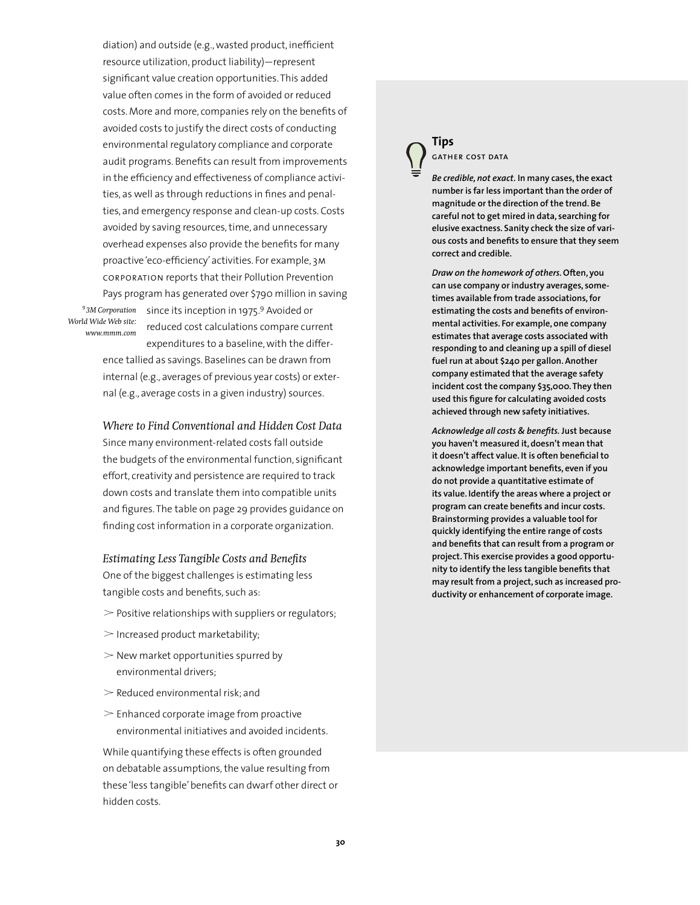diation) and outside (e.g., wasted product, inefficient resource utilization, product liability)—represent significant value creation opportunities. This added value often comes in the form of avoided or reduced costs. More and more, companies rely on the benefits of avoided costs to justify the direct costs of conducting environmental regulatory compliance and corporate audit programs. Benefits can result from improvements in the efficiency and effectiveness of compliance activities, as well as through reductions in fines and penalties, and emergency response and clean-up costs. Costs avoided by saving resources, time, and unnecessary overhead expenses also provide the benefits for many proactive 'eco-efficiency' activities. For example, 3M CORPORATION reports that their Pollution Prevention Pays program has generated over $790 million in saving since its inception in 1975.[9] Avoided or reduced cost calculations compare current expenditures to a baseline, with the difference tallied as savings. Baselines can be drawn from internal (e.g., averages of previous year costs) or external (e.g., average costs in a given industry) sources.

[9] *3M Corporation World Wide Web site: www.mmm.com*

### *Where to Find Conventional and Hidden Cost Data*

Since many environment-related costs fall outside the budgets of the environmental function, significant effort, creativity and persistence are required to track down costs and translate them into compatible units and figures. The table on page 29 provides guidance on finding cost information in a corporate organization.

### *Estimating Less Tangible Costs and Benefits*

One of the biggest challenges is estimating less tangible costs and benefits, such as:

- Positive relationships with suppliers or regulators;
- Increased product marketability;
- New market opportunities spurred by environmental drivers;
- Reduced environmental risk; and
- Enhanced corporate image from proactive environmental initiatives and avoided incidents.

While quantifying these effects is often grounded on debatable assumptions, the value resulting from these 'less tangible' benefits can dwarf other direct or hidden costs.

## Tips

**GATHER COST DATA**

***Be credible, not exact.*** **In many cases, the exact number is far less important than the order of magnitude or the direction of the trend. Be careful not to get mired in data, searching for elusive exactness. Sanity check the size of various costs and benefits to ensure that they seem correct and credible.**

***Draw on the homework of others.*** **Often, you can use company or industry averages, sometimes available from trade associations, for estimating the costs and benefits of environmental activities. For example, one company estimates that average costs associated with responding to and cleaning up a spill of diesel fuel run at about $240 per gallon. Another company estimated that the average safety incident cost the company $35,000. They then used this figure for calculating avoided costs achieved through new safety initiatives.**

***Acknowledge all costs & benefits.*** **Just because you haven't measured it, doesn't mean that it doesn't affect value. It is often beneficial to acknowledge important benefits, even if you do not provide a quantitative estimate of its value. Identify the areas where a project or program can create benefits and incur costs. Brainstorming provides a valuable tool for quickly identifying the entire range of costs and benefits that can result from a program or project. This exercise provides a good opportunity to identify the less tangible benefits that may result from a project, such as increased productivity or enhancement of corporate image.**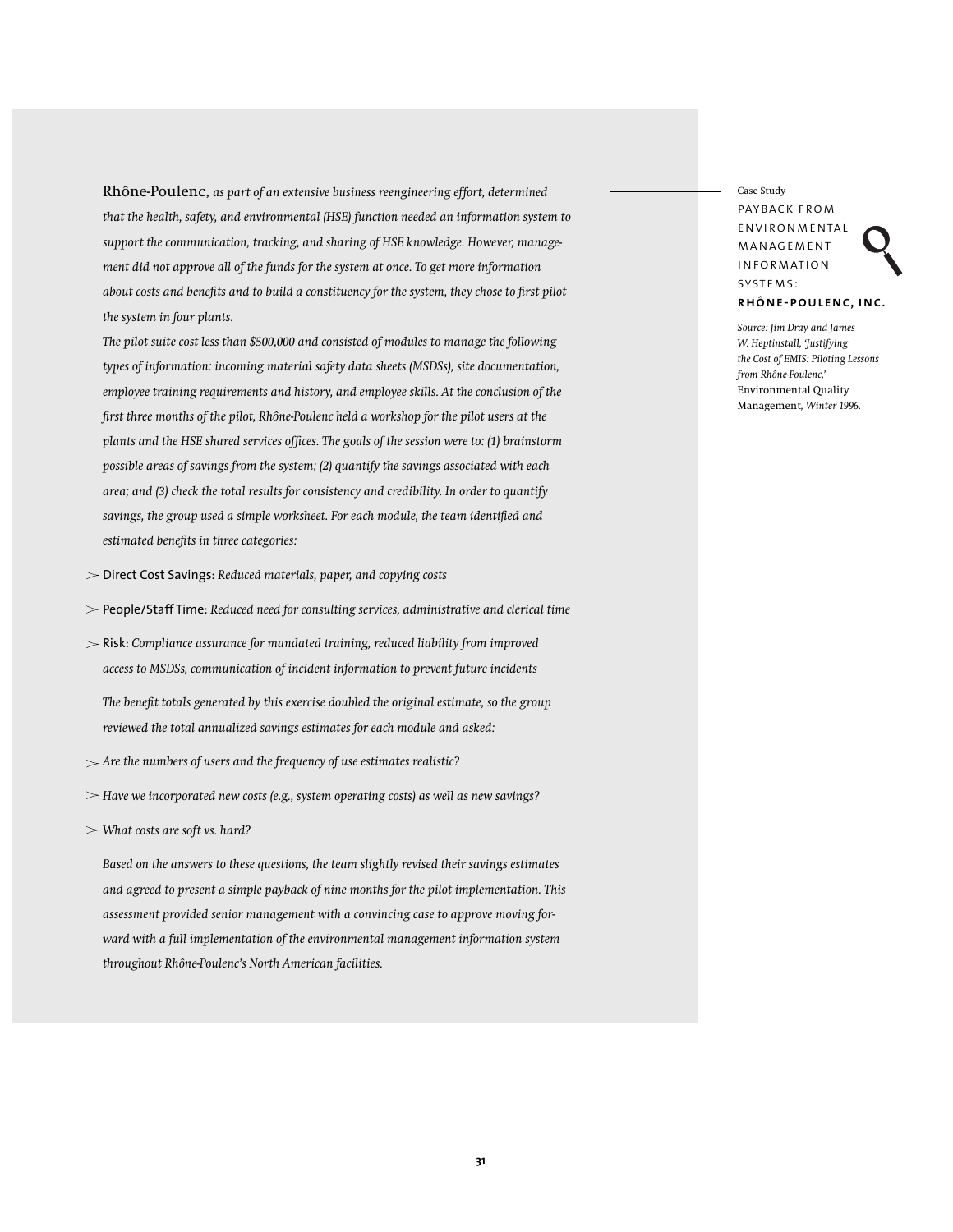Case Study

## PAYBACK FROM ENVIRONMENTAL MANAGEMENT INFORMATION SYSTEMS: **RHÔNE-POULENC, INC.**

*Source: Jim Dray and James W. Heptinstall, 'Justifying the Cost of EMIS: Piloting Lessons from Rhône-Poulenc,'* Environmental Quality Management, *Winter 1996.*

Rhône-Poulenc, *as part of an extensive business reengineering effort, determined that the health, safety, and environmental (HSE) function needed an information system to support the communication, tracking, and sharing of HSE knowledge. However, management did not approve all of the funds for the system at once. To get more information about costs and benefits and to build a constituency for the system, they chose to first pilot the system in four plants.*

*The pilot suite cost less than $500,000 and consisted of modules to manage the following types of information: incoming material safety data sheets (MSDSs), site documentation, employee training requirements and history, and employee skills. At the conclusion of the first three months of the pilot, Rhône-Poulenc held a workshop for the pilot users at the plants and the HSE shared services offices. The goals of the session were to: (1) brainstorm possible areas of savings from the system; (2) quantify the savings associated with each area; and (3) check the total results for consistency and credibility. In order to quantify savings, the group used a simple worksheet. For each module, the team identified and estimated benefits in three categories:*

- Direct Cost Savings: *Reduced materials, paper, and copying costs*
- People/Staff Time: *Reduced need for consulting services, administrative and clerical time*
- Risk: *Compliance assurance for mandated training, reduced liability from improved access to MSDSs, communication of incident information to prevent future incidents*

*The benefit totals generated by this exercise doubled the original estimate, so the group reviewed the total annualized savings estimates for each module and asked:*

- *Are the numbers of users and the frequency of use estimates realistic?*
- *Have we incorporated new costs (e.g., system operating costs) as well as new savings?*
- *What costs are soft vs. hard?*

*Based on the answers to these questions, the team slightly revised their savings estimates and agreed to present a simple payback of nine months for the pilot implementation. This assessment provided senior management with a convincing case to approve moving forward with a full implementation of the environmental management information system throughout Rhône-Poulenc's North American facilities.*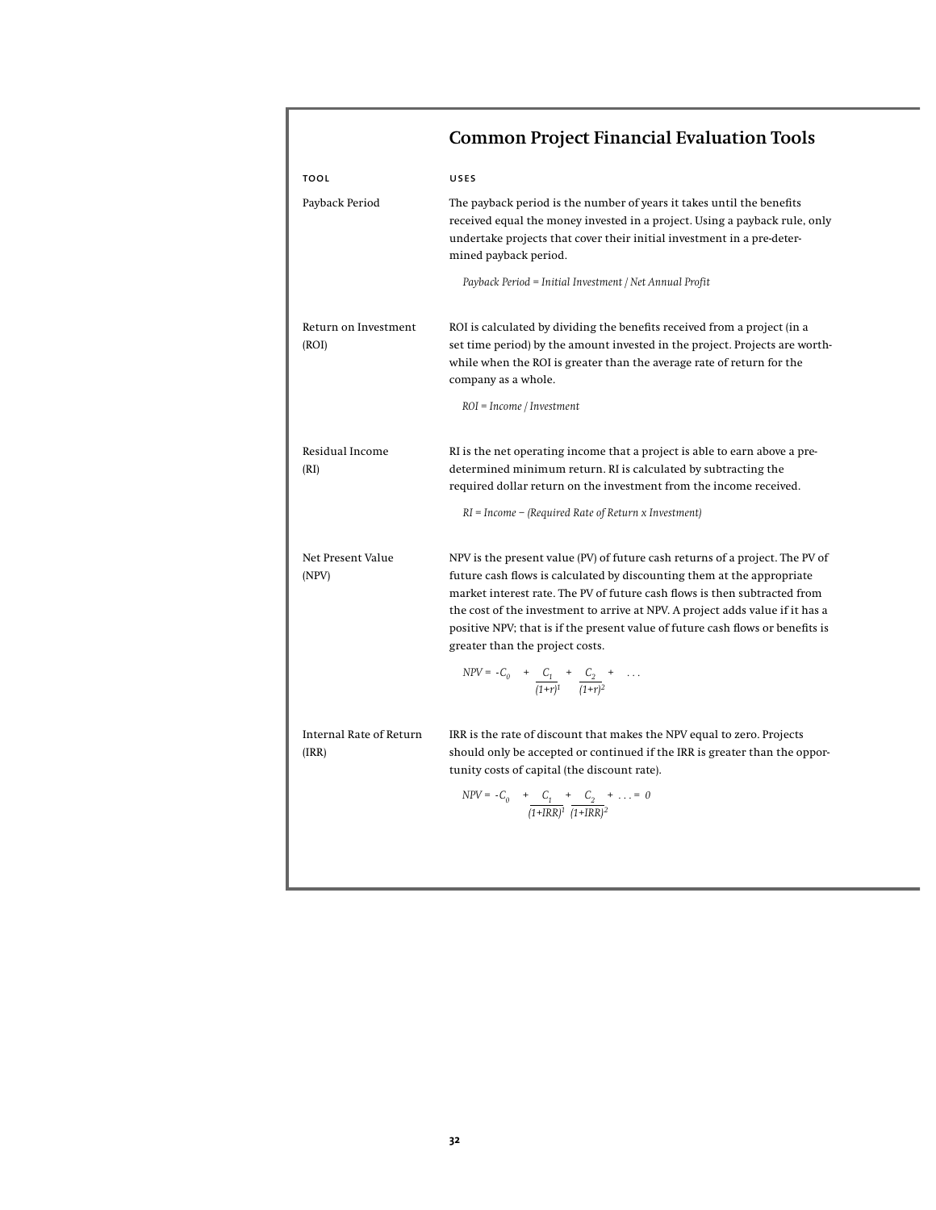## Common Project Financial Evaluation Tools

| TOOL | USES |
|---|---|
| Payback Period | The payback period is the number of years it takes until the benefits received equal the money invested in a project. Using a payback rule, only undertake projects that cover their initial investment in a pre-determined payback period. <br><br> *Payback Period = Initial Investment / Net Annual Profit* |
| Return on Investment (ROI) | ROI is calculated by dividing the benefits received from a project (in a set time period) by the amount invested in the project. Projects are worthwhile when the ROI is greater than the average rate of return for the company as a whole. <br><br> *ROI = Income / Investment* |
| Residual Income (RI) | RI is the net operating income that a project is able to earn above a predetermined minimum return. RI is calculated by subtracting the required dollar return on the investment from the income received. <br><br> *RI = Income − (Required Rate of Return x Investment)* |
| Net Present Value (NPV) | NPV is the present value (PV) of future cash returns of a project. The PV of future cash flows is calculated by discounting them at the appropriate market interest rate. The PV of future cash flows is then subtracted from the cost of the investment to arrive at NPV. A project adds value if it has a positive NPV; that is if the present value of future cash flows or benefits is greater than the project costs. <br><br> $NPV = -C_0 + \frac{C_1}{(1+r)^1} + \frac{C_2}{(1+r)^2} + \dots$ |
| Internal Rate of Return (IRR) | IRR is the rate of discount that makes the NPV equal to zero. Projects should only be accepted or continued if the IRR is greater than the opportunity costs of capital (the discount rate). <br><br> $NPV = -C_0 + \frac{C_1}{(1+IRR)^1} + \frac{C_2}{(1+IRR)^2} + \dots = 0$ |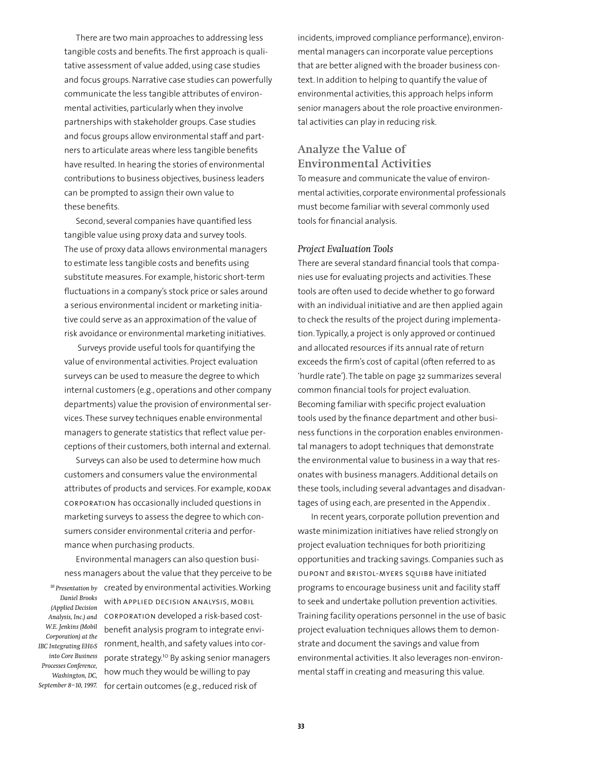There are two main approaches to addressing less tangible costs and benefits. The first approach is qualitative assessment of value added, using case studies and focus groups. Narrative case studies can powerfully communicate the less tangible attributes of environmental activities, particularly when they involve partnerships with stakeholder groups. Case studies and focus groups allow environmental staff and partners to articulate areas where less tangible benefits have resulted. In hearing the stories of environmental contributions to business objectives, business leaders can be prompted to assign their own value to these benefits.

Second, several companies have quantified less tangible value using proxy data and survey tools. The use of proxy data allows environmental managers to estimate less tangible costs and benefits using substitute measures. For example, historic short-term fluctuations in a company's stock price or sales around a serious environmental incident or marketing initiative could serve as an approximation of the value of risk avoidance or environmental marketing initiatives.

Surveys provide useful tools for quantifying the value of environmental activities. Project evaluation surveys can be used to measure the degree to which internal customers (e.g., operations and other company departments) value the provision of environmental services. These survey techniques enable environmental managers to generate statistics that reflect value perceptions of their customers, both internal and external.

Surveys can also be used to determine how much customers and consumers value the environmental attributes of products and services. For example, KODAK CORPORATION has occasionally included questions in marketing surveys to assess the degree to which consumers consider environmental criteria and performance when purchasing products.

Environmental managers can also question business managers about the value that they perceive to be created by environmental activities. Working with APPLIED DECISION ANALYSIS, MOBIL CORPORATION developed a risk-based cost-benefit analysis program to integrate environment, health, and safety values into corporate strategy.[10] By asking senior managers how much they would be willing to pay for certain outcomes (e.g., reduced risk of incidents, improved compliance performance), environmental managers can incorporate value perceptions that are better aligned with the broader business context. In addition to helping to quantify the value of environmental activities, this approach helps inform senior managers about the role proactive environmental activities can play in reducing risk.

*[10] Presentation by Daniel Brooks (Applied Decision Analysis, Inc.) and W.E. Jenkins (Mobil Corporation) at the IBC Integrating EH&S into Core Business Processes Conference, Washington, DC, September 8–10, 1997.*

## Analyze the Value of Environmental Activities

To measure and communicate the value of environmental activities, corporate environmental professionals must become familiar with several commonly used tools for financial analysis.

### *Project Evaluation Tools*

There are several standard financial tools that companies use for evaluating projects and activities. These tools are often used to decide whether to go forward with an individual initiative and are then applied again to check the results of the project during implementation. Typically, a project is only approved or continued and allocated resources if its annual rate of return exceeds the firm's cost of capital (often referred to as 'hurdle rate'). The table on page 32 summarizes several common financial tools for project evaluation. Becoming familiar with specific project evaluation tools used by the finance department and other business functions in the corporation enables environmental managers to adopt techniques that demonstrate the environmental value to business in a way that resonates with business managers. Additional details on these tools, including several advantages and disadvantages of using each, are presented in the Appendix .

In recent years, corporate pollution prevention and waste minimization initiatives have relied strongly on project evaluation techniques for both prioritizing opportunities and tracking savings. Companies such as DUPONT and BRISTOL-MYERS SQUIBB have initiated programs to encourage business unit and facility staff to seek and undertake pollution prevention activities. Training facility operations personnel in the use of basic project evaluation techniques allows them to demonstrate and document the savings and value from environmental activities. It also leverages non-environmental staff in creating and measuring this value.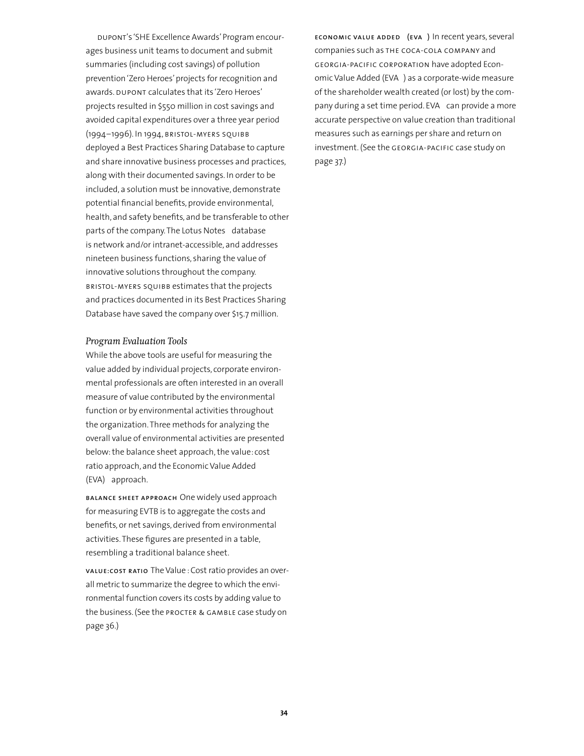DUPONT's 'SHE Excellence Awards' Program encourages business unit teams to document and submit summaries (including cost savings) of pollution prevention 'Zero Heroes' projects for recognition and awards. DUPONT calculates that its 'Zero Heroes' projects resulted in $550 million in cost savings and avoided capital expenditures over a three year period (1994–1996). In 1994, BRISTOL-MYERS SQUIBB deployed a Best Practices Sharing Database to capture and share innovative business processes and practices, along with their documented savings. In order to be included, a solution must be innovative, demonstrate potential financial benefits, provide environmental, health, and safety benefits, and be transferable to other parts of the company. The Lotus Notes database is network and/or intranet-accessible, and addresses nineteen business functions, sharing the value of innovative solutions throughout the company. BRISTOL-MYERS SQUIBB estimates that the projects and practices documented in its Best Practices Sharing Database have saved the company over $15.7 million.

### *Program Evaluation Tools*

While the above tools are useful for measuring the value added by individual projects, corporate environmental professionals are often interested in an overall measure of value contributed by the environmental function or by environmental activities throughout the organization. Three methods for analyzing the overall value of environmental activities are presented below: the balance sheet approach, the value : cost ratio approach, and the Economic Value Added (EVA) approach.

**BALANCE SHEET APPROACH** One widely used approach for measuring EVTB is to aggregate the costs and benefits, or net savings, derived from environmental activities. These figures are presented in a table, resembling a traditional balance sheet.

**VALUE:COST RATIO** The Value : Cost ratio provides an overall metric to summarize the degree to which the environmental function covers its costs by adding value to the business. (See the PROCTER & GAMBLE case study on page 36.)

**ECONOMIC VALUE ADDED (EVA)** In recent years, several companies such as THE COCA-COLA COMPANY and GEORGIA-PACIFIC CORPORATION have adopted Economic Value Added (EVA) as a corporate-wide measure of the shareholder wealth created (or lost) by the company during a set time period. EVA can provide a more accurate perspective on value creation than traditional measures such as earnings per share and return on investment. (See the GEORGIA-PACIFIC case study on page 37.)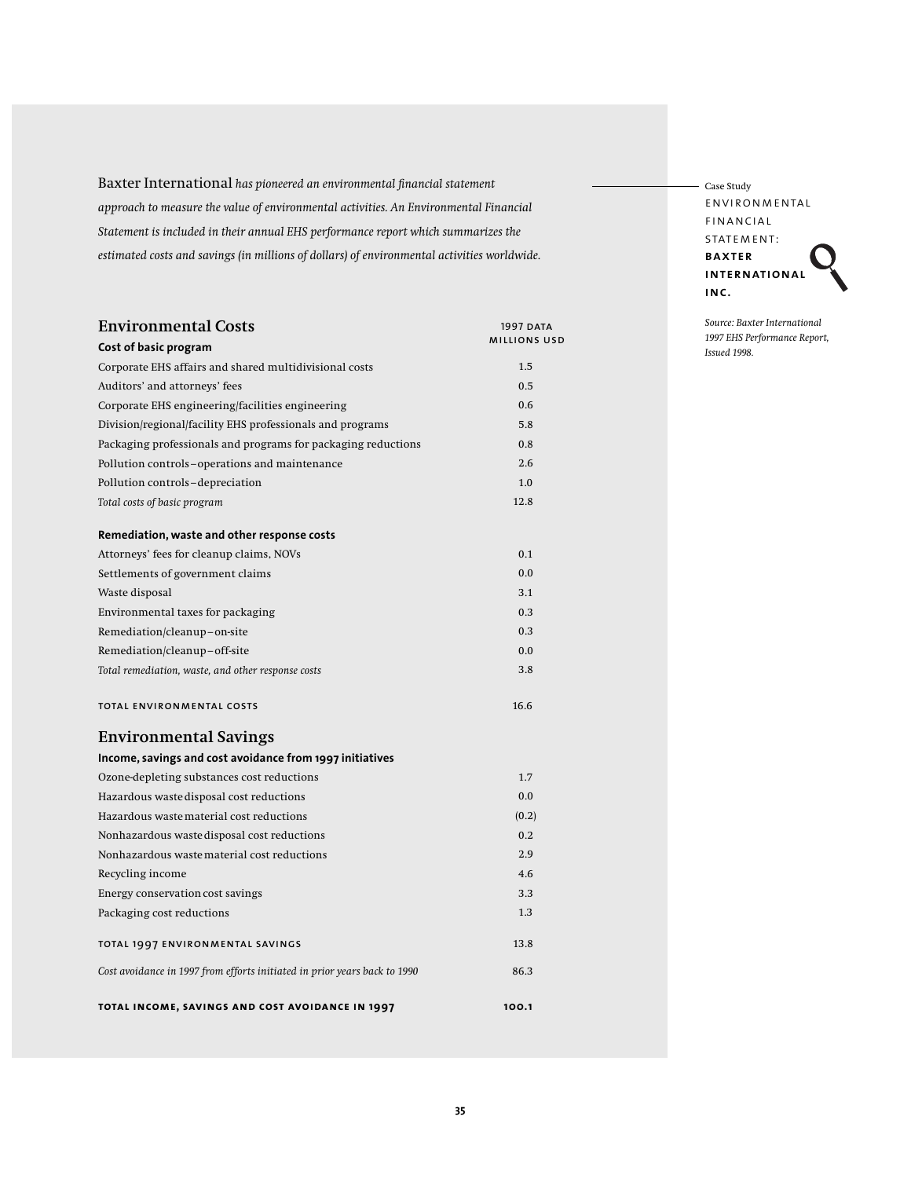Case Study

ENVIRONMENTAL FINANCIAL STATEMENT: **BAXTER INTERNATIONAL INC.**

*Source: Baxter International 1997 EHS Performance Report, Issued 1998.*

Baxter International *has pioneered an environmental financial statement approach to measure the value of environmental activities. An Environmental Financial Statement is included in their annual EHS performance report which summarizes the estimated costs and savings (in millions of dollars) of environmental activities worldwide.*

## Environmental Costs

| | 1997 DATA MILLIONS USD |
|---|---|
| **Cost of basic program** | |
| Corporate EHS affairs and shared multidivisional costs | 1.5 |
| Auditors' and attorneys' fees | 0.5 |
| Corporate EHS engineering/facilities engineering | 0.6 |
| Division/regional/facility EHS professionals and programs | 5.8 |
| Packaging professionals and programs for packaging reductions | 0.8 |
| Pollution controls – operations and maintenance | 2.6 |
| Pollution controls – depreciation | 1.0 |
| *Total costs of basic program* | 12.8 |
| **Remediation, waste and other response costs** | |
| Attorneys' fees for cleanup claims, NOVs | 0.1 |
| Settlements of government claims | 0.0 |
| Waste disposal | 3.1 |
| Environmental taxes for packaging | 0.3 |
| Remediation/cleanup – on-site | 0.3 |
| Remediation/cleanup – off-site | 0.0 |
| *Total remediation, waste, and other response costs* | 3.8 |
| TOTAL ENVIRONMENTAL COSTS | 16.6 |

## Environmental Savings

| | |
|---|---|
| **Income, savings and cost avoidance from 1997 initiatives** | |
| Ozone-depleting substances cost reductions | 1.7 |
| Hazardous waste disposal cost reductions | 0.0 |
| Hazardous waste material cost reductions | (0.2) |
| Nonhazardous waste disposal cost reductions | 0.2 |
| Nonhazardous waste material cost reductions | 2.9 |
| Recycling income | 4.6 |
| Energy conservation cost savings | 3.3 |
| Packaging cost reductions | 1.3 |
| TOTAL 1997 ENVIRONMENTAL SAVINGS | 13.8 |
| *Cost avoidance in 1997 from efforts initiated in prior years back to 1990* | 86.3 |
| **TOTAL INCOME, SAVINGS AND COST AVOIDANCE IN 1997** | **100.1** |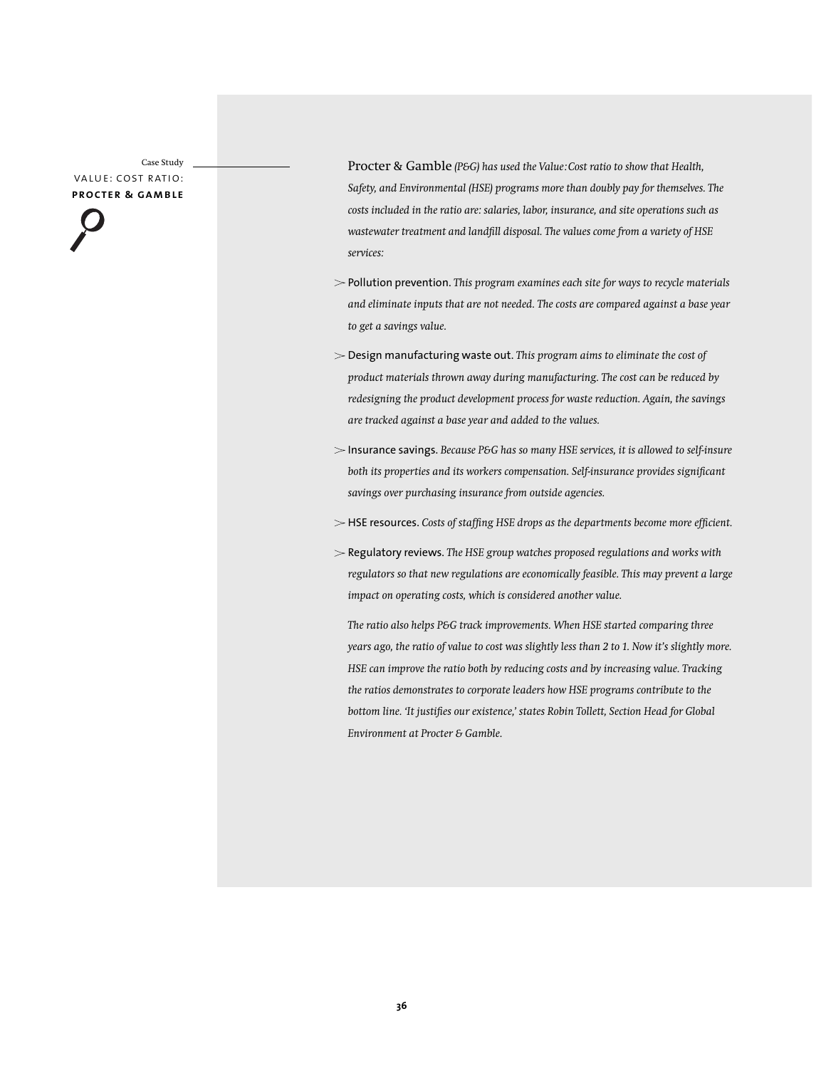Case Study

## VALUE: COST RATIO: **PROCTER & GAMBLE**

Procter & Gamble *(P&G) has used the Value:Cost ratio to show that Health, Safety, and Environmental (HSE) programs more than doubly pay for themselves. The costs included in the ratio are: salaries, labor, insurance, and site operations such as wastewater treatment and landfill disposal. The values come from a variety of HSE services:*

- Pollution prevention. *This program examines each site for ways to recycle materials and eliminate inputs that are not needed. The costs are compared against a base year to get a savings value.*
- Design manufacturing waste out. *This program aims to eliminate the cost of product materials thrown away during manufacturing. The cost can be reduced by redesigning the product development process for waste reduction. Again, the savings are tracked against a base year and added to the values.*
- Insurance savings. *Because P&G has so many HSE services, it is allowed to self-insure both its properties and its workers compensation. Self-insurance provides significant savings over purchasing insurance from outside agencies.*
- HSE resources. *Costs of staffing HSE drops as the departments become more efficient.*
- Regulatory reviews. *The HSE group watches proposed regulations and works with regulators so that new regulations are economically feasible. This may prevent a large impact on operating costs, which is considered another value.*

*The ratio also helps P&G track improvements. When HSE started comparing three years ago, the ratio of value to cost was slightly less than 2 to 1. Now it's slightly more. HSE can improve the ratio both by reducing costs and by increasing value. Tracking the ratios demonstrates to corporate leaders how HSE programs contribute to the bottom line. 'It justifies our existence,' states Robin Tollett, Section Head for Global Environment at Procter & Gamble.*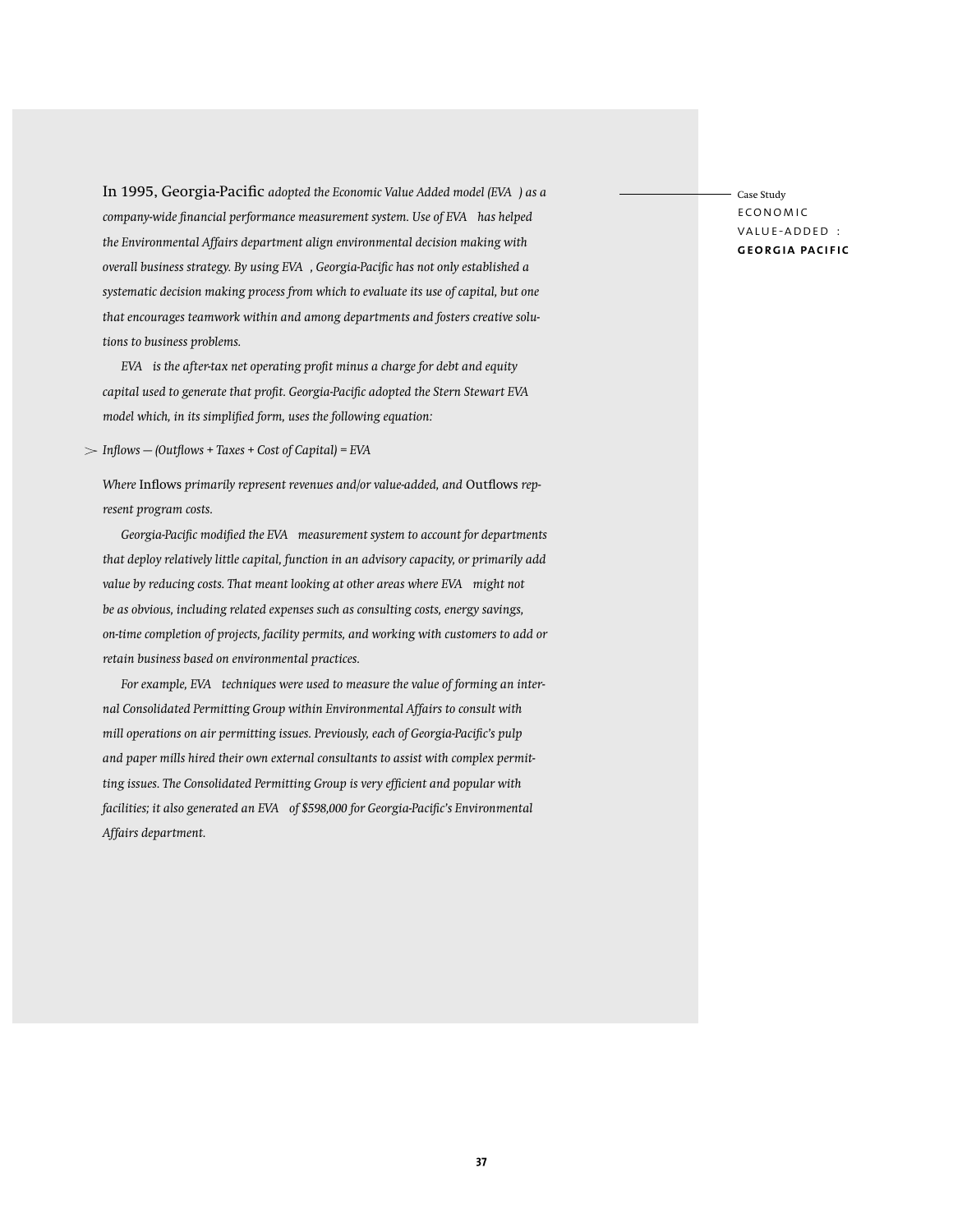Case Study

ECONOMIC VALUE-ADDED : **GEORGIA PACIFIC**

In 1995, Georgia-Pacific *adopted the Economic Value Added model (EVA ) as a company-wide financial performance measurement system. Use of EVA has helped the Environmental Affairs department align environmental decision making with overall business strategy. By using EVA , Georgia-Pacific has not only established a systematic decision making process from which to evaluate its use of capital, but one that encourages teamwork within and among departments and fosters creative solutions to business problems.*

*EVA is the after-tax net operating profit minus a charge for debt and equity capital used to generate that profit. Georgia-Pacific adopted the Stern Stewart EVA model which, in its simplified form, uses the following equation:*

> *Inflows — (Outflows + Taxes + Cost of Capital) = EVA*

*Where* Inflows *primarily represent revenues and/or value-added, and* Outflows *represent program costs.*

*Georgia-Pacific modified the EVA measurement system to account for departments that deploy relatively little capital, function in an advisory capacity, or primarily add value by reducing costs. That meant looking at other areas where EVA might not be as obvious, including related expenses such as consulting costs, energy savings, on-time completion of projects, facility permits, and working with customers to add or retain business based on environmental practices.*

*For example, EVA techniques were used to measure the value of forming an internal Consolidated Permitting Group within Environmental Affairs to consult with mill operations on air permitting issues. Previously, each of Georgia-Pacific's pulp and paper mills hired their own external consultants to assist with complex permitting issues. The Consolidated Permitting Group is very efficient and popular with facilities; it also generated an EVA of $598,000 for Georgia-Pacific's Environmental Affairs department.*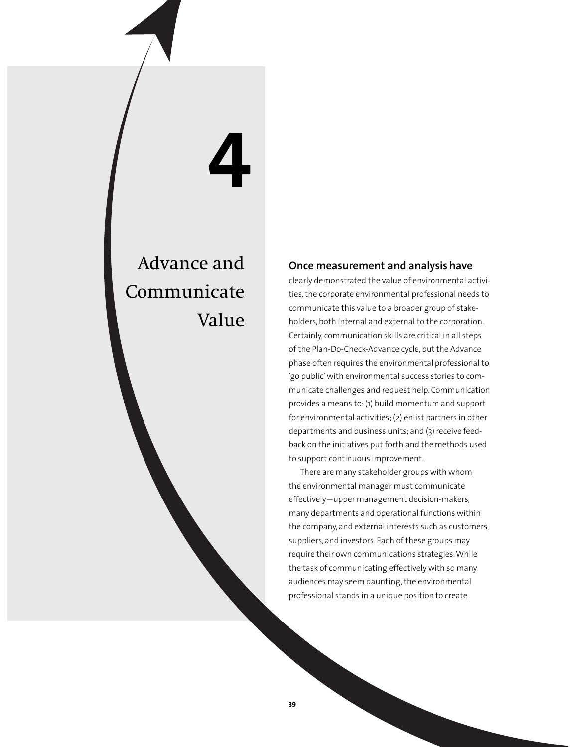# 4

# Advance and Communicate Value

**Once measurement and analysis have** clearly demonstrated the value of environmental activities, the corporate environmental professional needs to communicate this value to a broader group of stakeholders, both internal and external to the corporation. Certainly, communication skills are critical in all steps of the Plan-Do-Check-Advance cycle, but the Advance phase often requires the environmental professional to 'go public' with environmental success stories to communicate challenges and request help. Communication provides a means to: (1) build momentum and support for environmental activities; (2) enlist partners in other departments and business units; and (3) receive feedback on the initiatives put forth and the methods used to support continuous improvement.

There are many stakeholder groups with whom the environmental manager must communicate effectively—upper management decision-makers, many departments and operational functions within the company, and external interests such as customers, suppliers, and investors. Each of these groups may require their own communications strategies. While the task of communicating effectively with so many audiences may seem daunting, the environmental professional stands in a unique position to create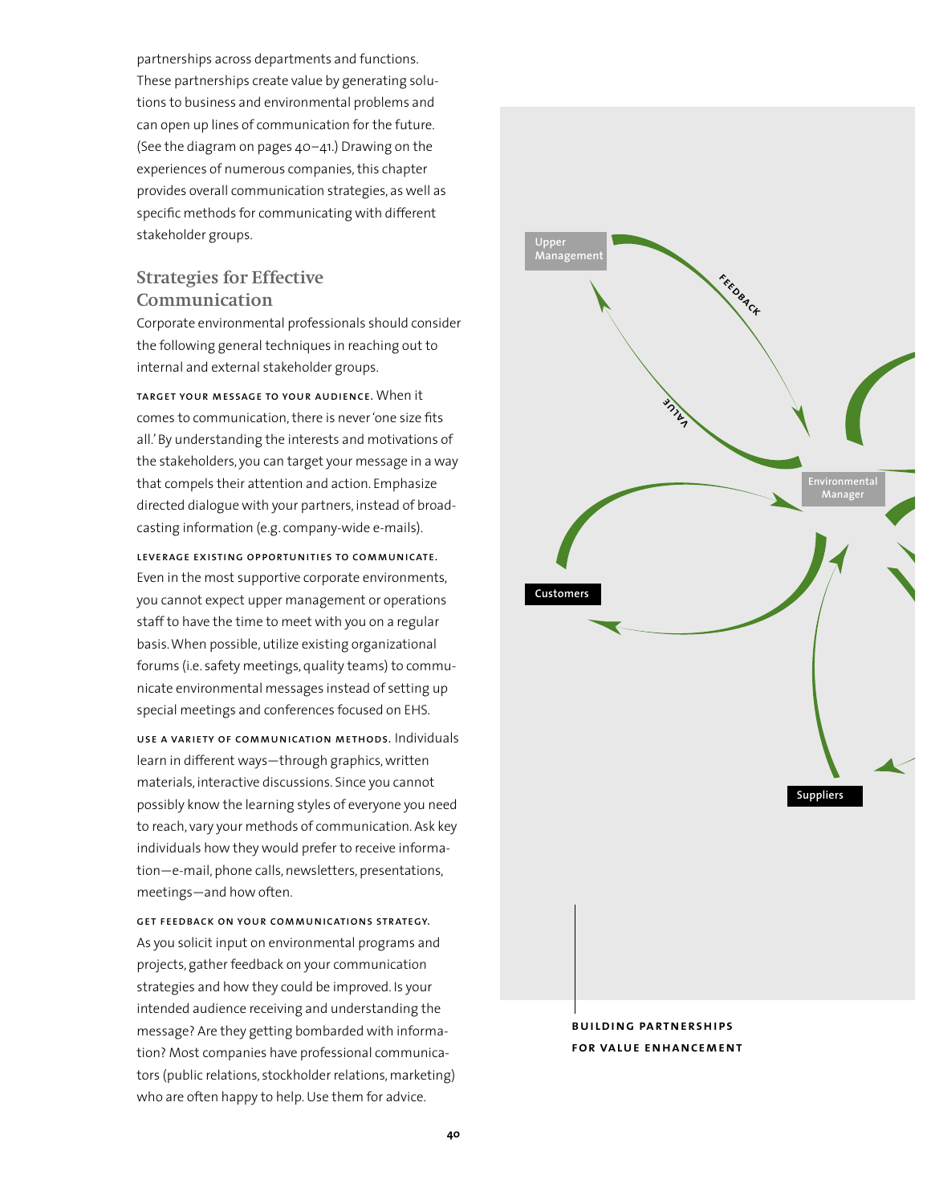partnerships across departments and functions. These partnerships create value by generating solutions to business and environmental problems and can open up lines of communication for the future. (See the diagram on pages 40–41.) Drawing on the experiences of numerous companies, this chapter provides overall communication strategies, as well as specific methods for communicating with different stakeholder groups.

## Strategies for Effective Communication

Corporate environmental professionals should consider the following general techniques in reaching out to internal and external stakeholder groups.

**TARGET YOUR MESSAGE TO YOUR AUDIENCE.** When it comes to communication, there is never 'one size fits all.' By understanding the interests and motivations of the stakeholders, you can target your message in a way that compels their attention and action. Emphasize directed dialogue with your partners, instead of broadcasting information (e.g. company-wide e-mails).

**LEVERAGE EXISTING OPPORTUNITIES TO COMMUNICATE.** Even in the most supportive corporate environments, you cannot expect upper management or operations staff to have the time to meet with you on a regular basis. When possible, utilize existing organizational forums (i.e. safety meetings, quality teams) to communicate environmental messages instead of setting up special meetings and conferences focused on EHS.

**USE A VARIETY OF COMMUNICATION METHODS.** Individuals learn in different ways—through graphics, written materials, interactive discussions. Since you cannot possibly know the learning styles of everyone you need to reach, vary your methods of communication. Ask key individuals how they would prefer to receive information—e-mail, phone calls, newsletters, presentations, meetings—and how often.

**GET FEEDBACK ON YOUR COMMUNICATIONS STRATEGY.** As you solicit input on environmental programs and projects, gather feedback on your communication strategies and how they could be improved. Is your intended audience receiving and understanding the message? Are they getting bombarded with information? Most companies have professional communicators (public relations, stockholder relations, marketing) who are often happy to help. Use them for advice.

Upper Management

FEEDBACK

VALUE

Environmental Manager

Customers

Suppliers

**BUILDING PARTNERSHIPS FOR VALUE ENHANCEMENT**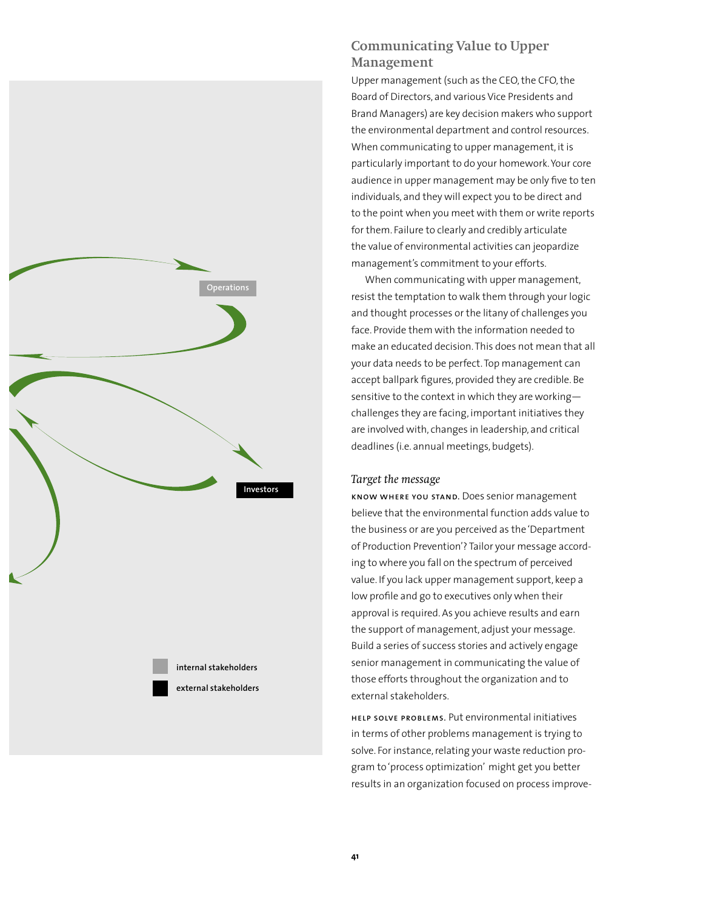Operations

Investors

internal stakeholders

external stakeholders

## Communicating Value to Upper Management

Upper management (such as the CEO, the CFO, the Board of Directors, and various Vice Presidents and Brand Managers) are key decision makers who support the environmental department and control resources. When communicating to upper management, it is particularly important to do your homework. Your core audience in upper management may be only five to ten individuals, and they will expect you to be direct and to the point when you meet with them or write reports for them. Failure to clearly and credibly articulate the value of environmental activities can jeopardize management's commitment to your efforts.

When communicating with upper management, resist the temptation to walk them through your logic and thought processes or the litany of challenges you face. Provide them with the information needed to make an educated decision. This does not mean that all your data needs to be perfect. Top management can accept ballpark figures, provided they are credible. Be sensitive to the context in which they are working—challenges they are facing, important initiatives they are involved with, changes in leadership, and critical deadlines (i.e. annual meetings, budgets).

### *Target the message*

**KNOW WHERE YOU STAND.** Does senior management believe that the environmental function adds value to the business or are you perceived as the 'Department of Production Prevention'? Tailor your message according to where you fall on the spectrum of perceived value. If you lack upper management support, keep a low profile and go to executives only when their approval is required. As you achieve results and earn the support of management, adjust your message. Build a series of success stories and actively engage senior management in communicating the value of those efforts throughout the organization and to external stakeholders.

**HELP SOLVE PROBLEMS.** Put environmental initiatives in terms of other problems management is trying to solve. For instance, relating your waste reduction program to 'process optimization' might get you better results in an organization focused on process improve-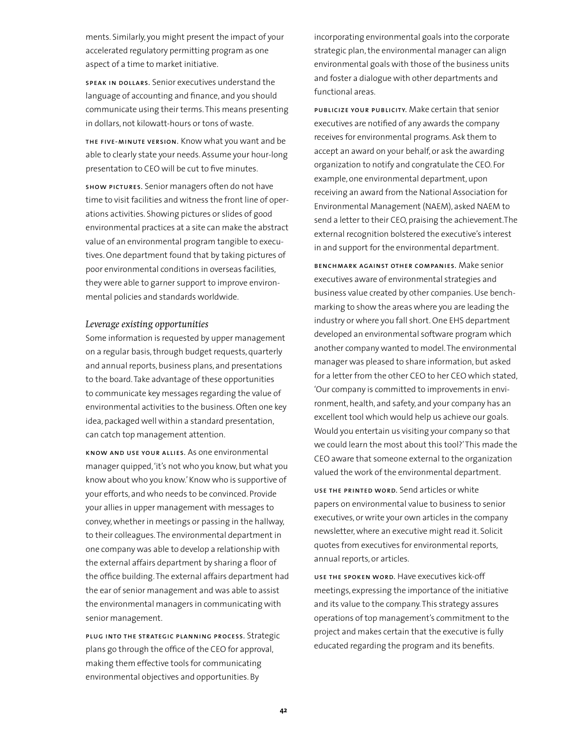ments. Similarly, you might present the impact of your accelerated regulatory permitting program as one aspect of a time to market initiative.

**speak in dollars.** Senior executives understand the language of accounting and finance, and you should communicate using their terms. This means presenting in dollars, not kilowatt-hours or tons of waste.

**the five-minute version.** Know what you want and be able to clearly state your needs. Assume your hour-long presentation to CEO will be cut to five minutes.

**show pictures.** Senior managers often do not have time to visit facilities and witness the front line of operations activities. Showing pictures or slides of good environmental practices at a site can make the abstract value of an environmental program tangible to executives. One department found that by taking pictures of poor environmental conditions in overseas facilities, they were able to garner support to improve environmental policies and standards worldwide.

### *Leverage existing opportunities*

Some information is requested by upper management on a regular basis, through budget requests, quarterly and annual reports, business plans, and presentations to the board. Take advantage of these opportunities to communicate key messages regarding the value of environmental activities to the business. Often one key idea, packaged well within a standard presentation, can catch top management attention.

**know and use your allies.** As one environmental manager quipped, 'it's not who you know, but what you know about who you know.' Know who is supportive of your efforts, and who needs to be convinced. Provide your allies in upper management with messages to convey, whether in meetings or passing in the hallway, to their colleagues. The environmental department in one company was able to develop a relationship with the external affairs department by sharing a floor of the office building. The external affairs department had the ear of senior management and was able to assist the environmental managers in communicating with senior management.

**plug into the strategic planning process.** Strategic plans go through the office of the CEO for approval, making them effective tools for communicating environmental objectives and opportunities. By incorporating environmental goals into the corporate strategic plan, the environmental manager can align environmental goals with those of the business units and foster a dialogue with other departments and functional areas.

**publicize your publicity.** Make certain that senior executives are notified of any awards the company receives for environmental programs. Ask them to accept an award on your behalf, or ask the awarding organization to notify and congratulate the CEO. For example, one environmental department, upon receiving an award from the National Association for Environmental Management (NAEM), asked NAEM to send a letter to their CEO, praising the achievement.The external recognition bolstered the executive's interest in and support for the environmental department.

**benchmark against other companies.** Make senior executives aware of environmental strategies and business value created by other companies. Use benchmarking to show the areas where you are leading the industry or where you fall short. One EHS department developed an environmental software program which another company wanted to model. The environmental manager was pleased to share information, but asked for a letter from the other CEO to her CEO which stated, 'Our company is committed to improvements in environment, health, and safety, and your company has an excellent tool which would help us achieve our goals. Would you entertain us visiting your company so that we could learn the most about this tool?' This made the CEO aware that someone external to the organization valued the work of the environmental department.

**use the printed word.** Send articles or white papers on environmental value to business to senior executives, or write your own articles in the company newsletter, where an executive might read it. Solicit quotes from executives for environmental reports, annual reports, or articles.

**use the spoken word.** Have executives kick-off meetings, expressing the importance of the initiative and its value to the company. This strategy assures operations of top management's commitment to the project and makes certain that the executive is fully educated regarding the program and its benefits.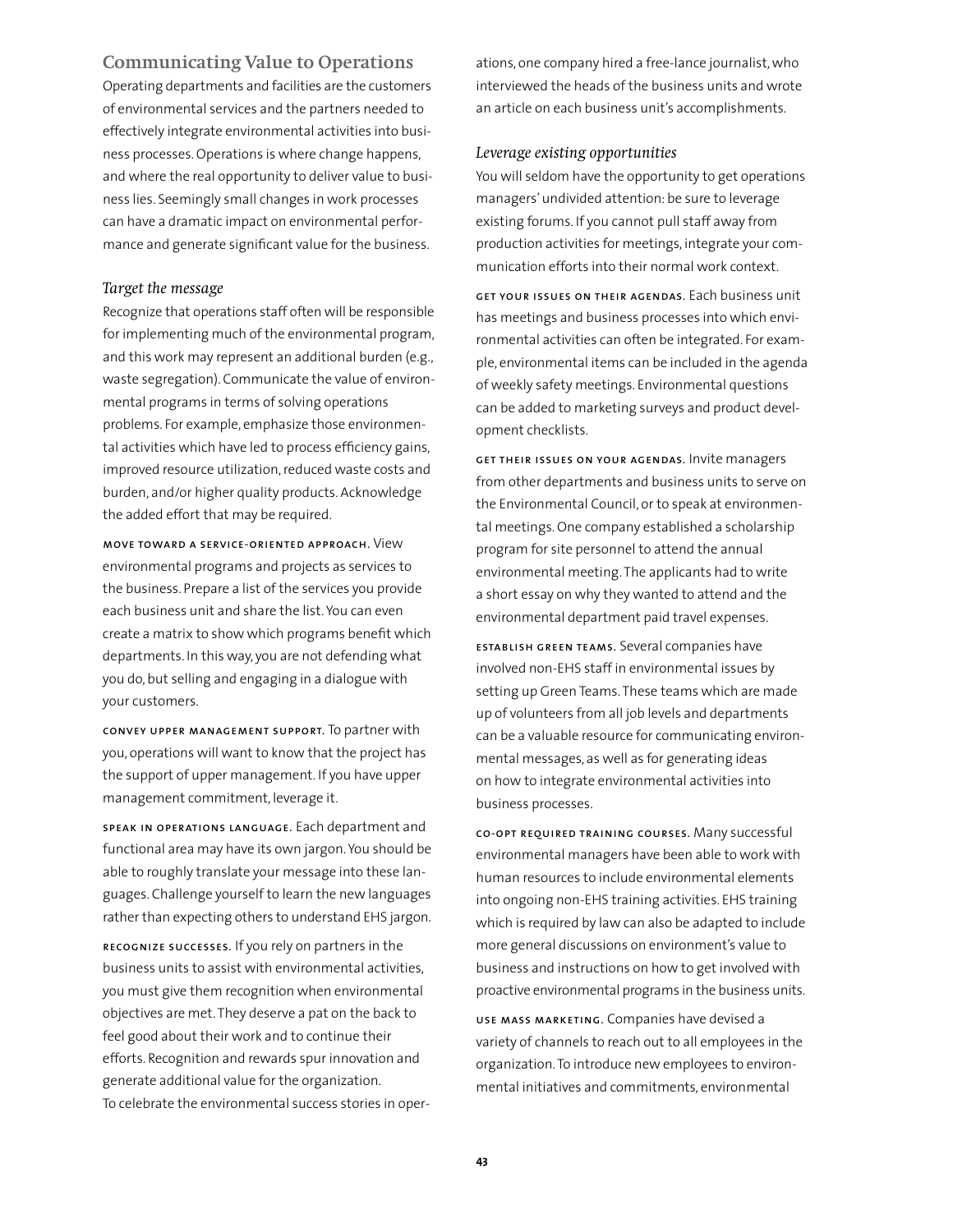## Communicating Value to Operations

Operating departments and facilities are the customers of environmental services and the partners needed to effectively integrate environmental activities into business processes. Operations is where change happens, and where the real opportunity to deliver value to business lies. Seemingly small changes in work processes can have a dramatic impact on environmental performance and generate significant value for the business.

### *Target the message*

Recognize that operations staff often will be responsible for implementing much of the environmental program, and this work may represent an additional burden (e.g., waste segregation). Communicate the value of environmental programs in terms of solving operations problems. For example, emphasize those environmental activities which have led to process efficiency gains, improved resource utilization, reduced waste costs and burden, and/or higher quality products. Acknowledge the added effort that may be required.

**MOVE TOWARD A SERVICE-ORIENTED APPROACH.** View environmental programs and projects as services to the business. Prepare a list of the services you provide each business unit and share the list. You can even create a matrix to show which programs benefit which departments. In this way, you are not defending what you do, but selling and engaging in a dialogue with your customers.

**CONVEY UPPER MANAGEMENT SUPPORT.** To partner with you, operations will want to know that the project has the support of upper management. If you have upper management commitment, leverage it.

**SPEAK IN OPERATIONS LANGUAGE.** Each department and functional area may have its own jargon. You should be able to roughly translate your message into these languages. Challenge yourself to learn the new languages rather than expecting others to understand EHS jargon.

**RECOGNIZE SUCCESSES.** If you rely on partners in the business units to assist with environmental activities, you must give them recognition when environmental objectives are met. They deserve a pat on the back to feel good about their work and to continue their efforts. Recognition and rewards spur innovation and generate additional value for the organization.
To celebrate the environmental success stories in operations, one company hired a free-lance journalist, who interviewed the heads of the business units and wrote an article on each business unit's accomplishments.

### *Leverage existing opportunities*

You will seldom have the opportunity to get operations managers' undivided attention: be sure to leverage existing forums. If you cannot pull staff away from production activities for meetings, integrate your communication efforts into their normal work context.

**GET YOUR ISSUES ON THEIR AGENDAS.** Each business unit has meetings and business processes into which environmental activities can often be integrated. For example, environmental items can be included in the agenda of weekly safety meetings. Environmental questions can be added to marketing surveys and product development checklists.

**GET THEIR ISSUES ON YOUR AGENDAS.** Invite managers from other departments and business units to serve on the Environmental Council, or to speak at environmental meetings. One company established a scholarship program for site personnel to attend the annual environmental meeting. The applicants had to write a short essay on why they wanted to attend and the environmental department paid travel expenses.

**ESTABLISH GREEN TEAMS.** Several companies have involved non-EHS staff in environmental issues by setting up Green Teams. These teams which are made up of volunteers from all job levels and departments can be a valuable resource for communicating environmental messages, as well as for generating ideas on how to integrate environmental activities into business processes.

**CO-OPT REQUIRED TRAINING COURSES.** Many successful environmental managers have been able to work with human resources to include environmental elements into ongoing non-EHS training activities. EHS training which is required by law can also be adapted to include more general discussions on environment's value to business and instructions on how to get involved with proactive environmental programs in the business units.

**USE MASS MARKETING.** Companies have devised a variety of channels to reach out to all employees in the organization. To introduce new employees to environmental initiatives and commitments, environmental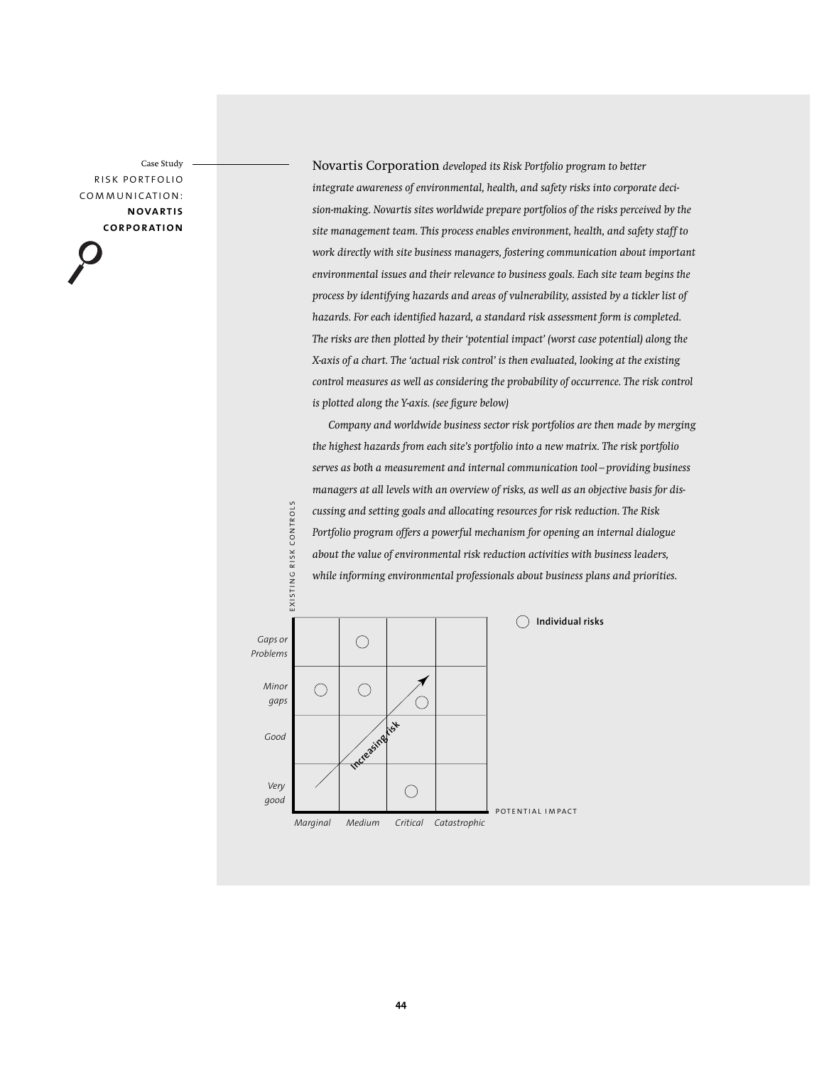Case Study

RISK PORTFOLIO COMMUNICATION: **NOVARTIS CORPORATION**

Novartis Corporation *developed its Risk Portfolio program to better integrate awareness of environmental, health, and safety risks into corporate decision-making. Novartis sites worldwide prepare portfolios of the risks perceived by the site management team. This process enables environment, health, and safety staff to work directly with site business managers, fostering communication about important environmental issues and their relevance to business goals. Each site team begins the process by identifying hazards and areas of vulnerability, assisted by a tickler list of hazards. For each identified hazard, a standard risk assessment form is completed. The risks are then plotted by their 'potential impact' (worst case potential) along the X-axis of a chart. The 'actual risk control' is then evaluated, looking at the existing control measures as well as considering the probability of occurrence. The risk control is plotted along the Y-axis. (see figure below)*

*Company and worldwide business sector risk portfolios are then made by merging the highest hazards from each site's portfolio into a new matrix. The risk portfolio serves as both a measurement and internal communication tool – providing business managers at all levels with an overview of risks, as well as an objective basis for discussing and setting goals and allocating resources for risk reduction. The Risk Portfolio program offers a powerful mechanism for opening an internal dialogue about the value of environmental risk reduction activities with business leaders, while informing environmental professionals about business plans and priorities.*

| EXISTING RISK CONTROLS | Marginal | Medium | Critical | Catastrophic |
|---|---|---|---|---|
| *Gaps or Problems* | | ○ | | |
| *Minor gaps* | ○ | ○ | ○ | |
| *Good* | | | | |
| *Very good* | | | ○ | |

POTENTIAL IMPACT (Marginal → Catastrophic); Increasing risk (diagonal arrow from lower left to upper right)

○ Individual risks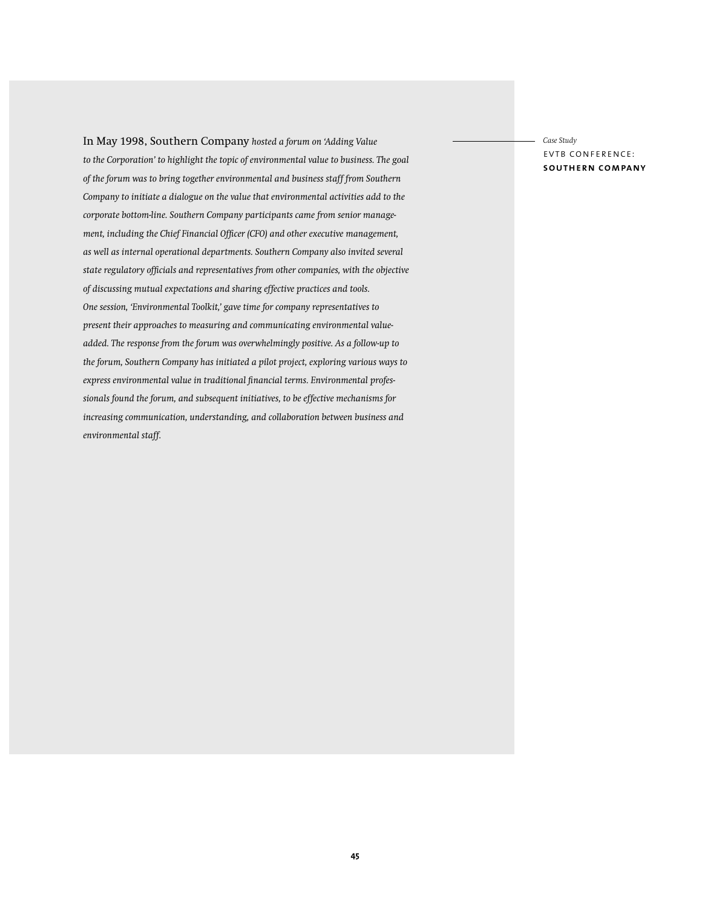*Case Study*

## EVTB CONFERENCE: **SOUTHERN COMPANY**

In May 1998, Southern Company *hosted a forum on 'Adding Value to the Corporation' to highlight the topic of environmental value to business. The goal of the forum was to bring together environmental and business staff from Southern Company to initiate a dialogue on the value that environmental activities add to the corporate bottom-line. Southern Company participants came from senior management, including the Chief Financial Officer (CFO) and other executive management, as well as internal operational departments. Southern Company also invited several state regulatory officials and representatives from other companies, with the objective of discussing mutual expectations and sharing effective practices and tools. One session, 'Environmental Toolkit,' gave time for company representatives to present their approaches to measuring and communicating environmental value-added. The response from the forum was overwhelmingly positive. As a follow-up to the forum, Southern Company has initiated a pilot project, exploring various ways to express environmental value in traditional financial terms. Environmental professionals found the forum, and subsequent initiatives, to be effective mechanisms for increasing communication, understanding, and collaboration between business and environmental staff.*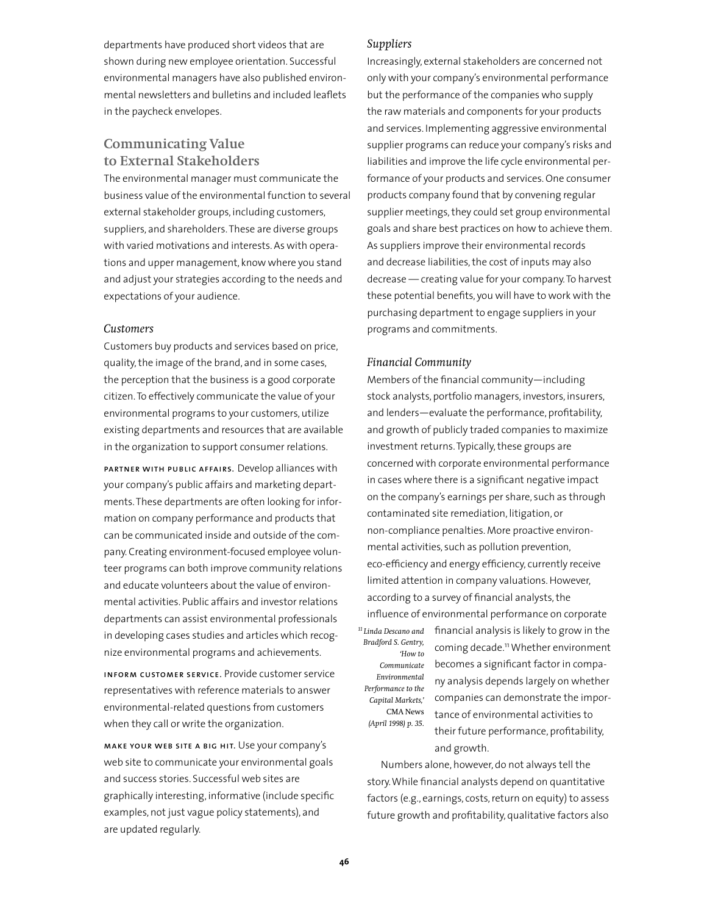departments have produced short videos that are shown during new employee orientation. Successful environmental managers have also published environmental newsletters and bulletins and included leaflets in the paycheck envelopes.

## Communicating Value to External Stakeholders

The environmental manager must communicate the business value of the environmental function to several external stakeholder groups, including customers, suppliers, and shareholders. These are diverse groups with varied motivations and interests. As with operations and upper management, know where you stand and adjust your strategies according to the needs and expectations of your audience.

### *Customers*

Customers buy products and services based on price, quality, the image of the brand, and in some cases, the perception that the business is a good corporate citizen. To effectively communicate the value of your environmental programs to your customers, utilize existing departments and resources that are available in the organization to support consumer relations.

**PARTNER WITH PUBLIC AFFAIRS.** Develop alliances with your company's public affairs and marketing departments. These departments are often looking for information on company performance and products that can be communicated inside and outside of the company. Creating environment-focused employee volunteer programs can both improve community relations and educate volunteers about the value of environmental activities. Public affairs and investor relations departments can assist environmental professionals in developing cases studies and articles which recognize environmental programs and achievements.

**INFORM CUSTOMER SERVICE.** Provide customer service representatives with reference materials to answer environmental-related questions from customers when they call or write the organization.

**MAKE YOUR WEB SITE A BIG HIT.** Use your company's web site to communicate your environmental goals and success stories. Successful web sites are graphically interesting, informative (include specific examples, not just vague policy statements), and are updated regularly.

### *Suppliers*

Increasingly, external stakeholders are concerned not only with your company's environmental performance but the performance of the companies who supply the raw materials and components for your products and services. Implementing aggressive environmental supplier programs can reduce your company's risks and liabilities and improve the life cycle environmental performance of your products and services. One consumer products company found that by convening regular supplier meetings, they could set group environmental goals and share best practices on how to achieve them. As suppliers improve their environmental records and decrease liabilities, the cost of inputs may also decrease — creating value for your company. To harvest these potential benefits, you will have to work with the purchasing department to engage suppliers in your programs and commitments.

### *Financial Community*

Members of the financial community—including stock analysts, portfolio managers, investors, insurers, and lenders—evaluate the performance, profitability, and growth of publicly traded companies to maximize investment returns. Typically, these groups are concerned with corporate environmental performance in cases where there is a significant negative impact on the company's earnings per share, such as through contaminated site remediation, litigation, or non-compliance penalties. More proactive environmental activities, such as pollution prevention, eco-efficiency and energy efficiency, currently receive limited attention in company valuations. However, according to a survey of financial analysts, the influence of environmental performance on corporate financial analysis is likely to grow in the coming decade.[11] Whether environment becomes a significant factor in company analysis depends largely on whether companies can demonstrate the importance of environmental activities to their future performance, profitability, and growth.

[11] *Linda Descano and Bradford S. Gentry, 'How to Communicate Environmental Performance to the Capital Markets,'* CMA News *(April 1998) p. 35.*

Numbers alone, however, do not always tell the story. While financial analysts depend on quantitative factors (e.g., earnings, costs, return on equity) to assess future growth and profitability, qualitative factors also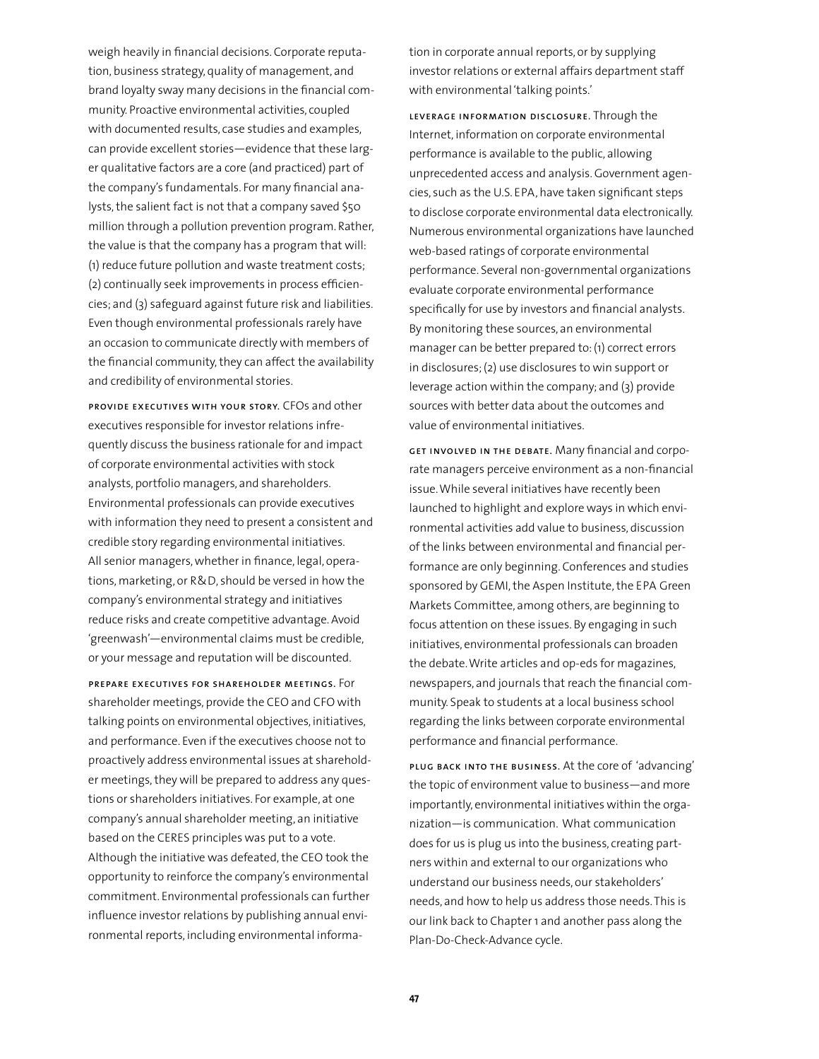weigh heavily in financial decisions. Corporate reputation, business strategy, quality of management, and brand loyalty sway many decisions in the financial community. Proactive environmental activities, coupled with documented results, case studies and examples, can provide excellent stories—evidence that these larger qualitative factors are a core (and practiced) part of the company's fundamentals. For many financial analysts, the salient fact is not that a company saved $50 million through a pollution prevention program. Rather, the value is that the company has a program that will: (1) reduce future pollution and waste treatment costs; (2) continually seek improvements in process efficiencies; and (3) safeguard against future risk and liabilities. Even though environmental professionals rarely have an occasion to communicate directly with members of the financial community, they can affect the availability and credibility of environmental stories.

**PROVIDE EXECUTIVES WITH YOUR STORY.** CFOs and other executives responsible for investor relations infrequently discuss the business rationale for and impact of corporate environmental activities with stock analysts, portfolio managers, and shareholders. Environmental professionals can provide executives with information they need to present a consistent and credible story regarding environmental initiatives. All senior managers, whether in finance, legal, operations, marketing, or R&D, should be versed in how the company's environmental strategy and initiatives reduce risks and create competitive advantage. Avoid 'greenwash'—environmental claims must be credible, or your message and reputation will be discounted.

**PREPARE EXECUTIVES FOR SHAREHOLDER MEETINGS.** For shareholder meetings, provide the CEO and CFO with talking points on environmental objectives, initiatives, and performance. Even if the executives choose not to proactively address environmental issues at shareholder meetings, they will be prepared to address any questions or shareholders initiatives. For example, at one company's annual shareholder meeting, an initiative based on the CERES principles was put to a vote. Although the initiative was defeated, the CEO took the opportunity to reinforce the company's environmental commitment. Environmental professionals can further influence investor relations by publishing annual environmental reports, including environmental information in corporate annual reports, or by supplying investor relations or external affairs department staff with environmental 'talking points.'

**LEVERAGE INFORMATION DISCLOSURE.** Through the Internet, information on corporate environmental performance is available to the public, allowing unprecedented access and analysis. Government agencies, such as the U.S. EPA, have taken significant steps to disclose corporate environmental data electronically. Numerous environmental organizations have launched web-based ratings of corporate environmental performance. Several non-governmental organizations evaluate corporate environmental performance specifically for use by investors and financial analysts. By monitoring these sources, an environmental manager can be better prepared to: (1) correct errors in disclosures; (2) use disclosures to win support or leverage action within the company; and (3) provide sources with better data about the outcomes and value of environmental initiatives.

**GET INVOLVED IN THE DEBATE.** Many financial and corporate managers perceive environment as a non-financial issue. While several initiatives have recently been launched to highlight and explore ways in which environmental activities add value to business, discussion of the links between environmental and financial performance are only beginning. Conferences and studies sponsored by GEMI, the Aspen Institute, the EPA Green Markets Committee, among others, are beginning to focus attention on these issues. By engaging in such initiatives, environmental professionals can broaden the debate. Write articles and op-eds for magazines, newspapers, and journals that reach the financial community. Speak to students at a local business school regarding the links between corporate environmental performance and financial performance.

**PLUG BACK INTO THE BUSINESS.** At the core of 'advancing' the topic of environment value to business—and more importantly, environmental initiatives within the organization—is communication. What communication does for us is plug us into the business, creating partners within and external to our organizations who understand our business needs, our stakeholders' needs, and how to help us address those needs. This is our link back to Chapter 1 and another pass along the Plan-Do-Check-Advance cycle.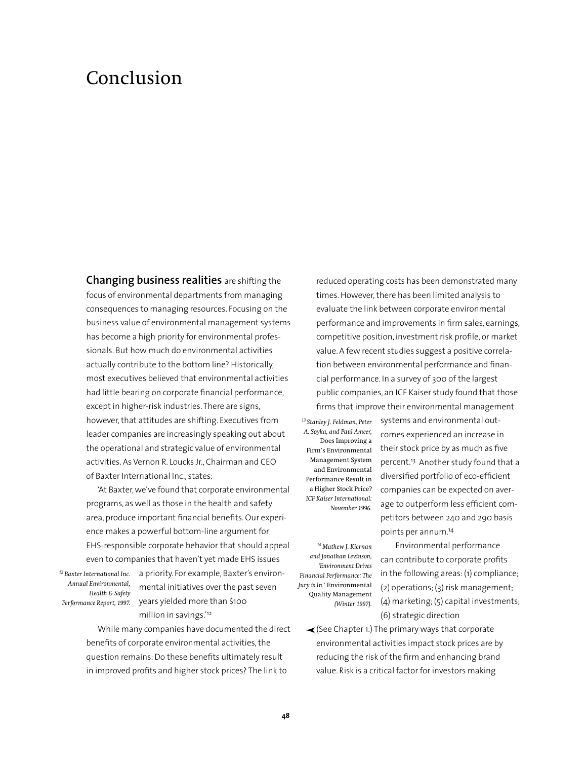# Conclusion

**Changing business realities** are shifting the focus of environmental departments from managing consequences to managing resources. Focusing on the business value of environmental management systems has become a high priority for environmental professionals. But how much do environmental activities actually contribute to the bottom line? Historically, most executives believed that environmental activities had little bearing on corporate financial performance, except in higher-risk industries. There are signs, however, that attitudes are shifting. Executives from leader companies are increasingly speaking out about the operational and strategic value of environmental activities. As Vernon R. Loucks Jr., Chairman and CEO of Baxter International Inc., states:

'At Baxter, we've found that corporate environmental programs, as well as those in the health and safety area, produce important financial benefits. Our experience makes a powerful bottom-line argument for EHS-responsible corporate behavior that should appeal even to companies that haven't yet made EHS issues a priority. For example, Baxter's environmental initiatives over the past seven years yielded more than $100 million in savings.'[12]

[12] *Baxter International Inc. Annual Environmental, Health & Safety Performance Report, 1997.*

While many companies have documented the direct benefits of corporate environmental activities, the question remains: Do these benefits ultimately result in improved profits and higher stock prices? The link to reduced operating costs has been demonstrated many times. However, there has been limited analysis to evaluate the link between corporate environmental performance and improvements in firm sales, earnings, competitive position, investment risk profile, or market value. A few recent studies suggest a positive correlation between environmental performance and financial performance. In a survey of 300 of the largest public companies, an ICF Kaiser study found that those firms that improve their environmental management systems and environmental outcomes experienced an increase in their stock price by as much as five percent.[13] Another study found that a diversified portfolio of eco-efficient companies can be expected on average to outperform less efficient competitors between 240 and 290 basis points per annum.[14]

[13] *Stanley J. Feldman, Peter A. Soyka, and Paul Ameer,* Does Improving a Firm's Environmental Management System and Environmental Performance Result in a Higher Stock Price? *ICF Kaiser International: November 1996.*

[14] *Mathew J. Kiernan and Jonathan Levinson, 'Environment Drives Financial Performance: The Jury is In.'* Environmental Quality Management *(Winter 1997).*

Environmental performance can contribute to corporate profits in the following areas: (1) compliance; (2) operations; (3) risk management; (4) marketing; (5) capital investments; (6) strategic direction

➤ (See Chapter 1.) The primary ways that corporate environmental activities impact stock prices are by reducing the risk of the firm and enhancing brand value. Risk is a critical factor for investors making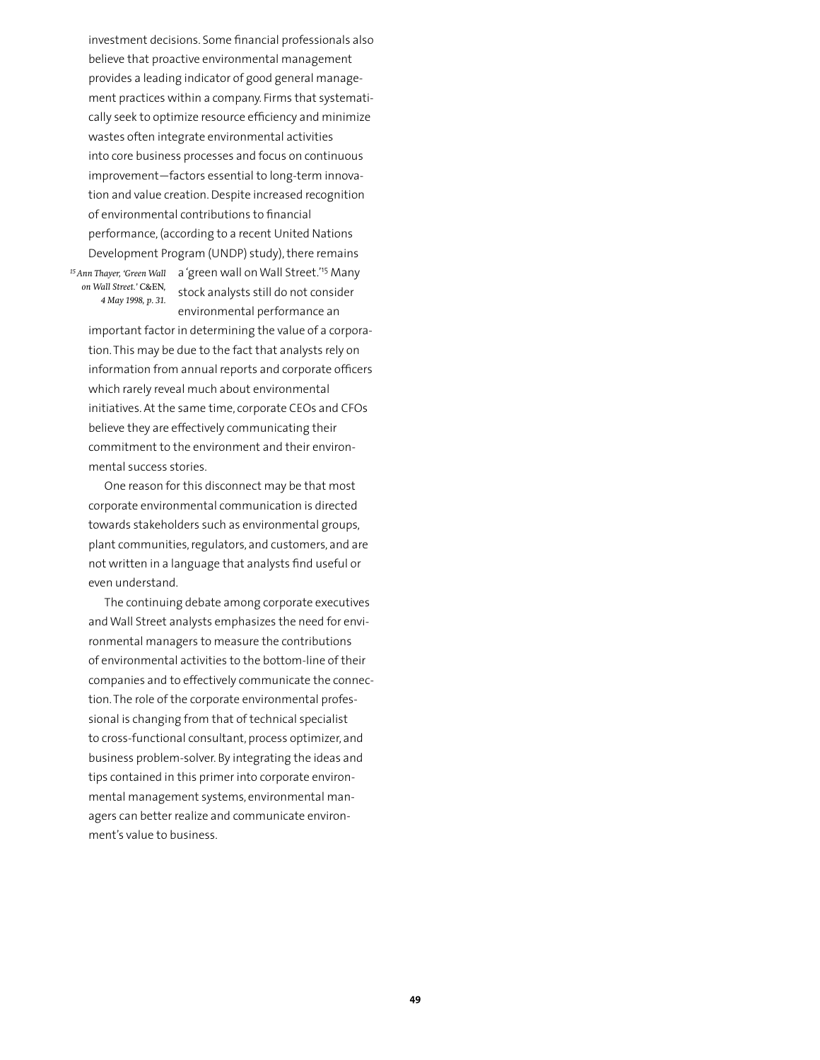investment decisions. Some financial professionals also believe that proactive environmental management provides a leading indicator of good general management practices within a company. Firms that systematically seek to optimize resource efficiency and minimize wastes often integrate environmental activities into core business processes and focus on continuous improvement—factors essential to long-term innovation and value creation. Despite increased recognition of environmental contributions to financial performance, (according to a recent United Nations Development Program (UNDP) study), there remains a 'green wall on Wall Street.'[15] Many stock analysts still do not consider environmental performance an important factor in determining the value of a corporation. This may be due to the fact that analysts rely on information from annual reports and corporate officers which rarely reveal much about environmental initiatives. At the same time, corporate CEOs and CFOs believe they are effectively communicating their commitment to the environment and their environmental success stories.

One reason for this disconnect may be that most corporate environmental communication is directed towards stakeholders such as environmental groups, plant communities, regulators, and customers, and are not written in a language that analysts find useful or even understand.

The continuing debate among corporate executives and Wall Street analysts emphasizes the need for environmental managers to measure the contributions of environmental activities to the bottom-line of their companies and to effectively communicate the connection. The role of the corporate environmental professional is changing from that of technical specialist to cross-functional consultant, process optimizer, and business problem-solver. By integrating the ideas and tips contained in this primer into corporate environmental management systems, environmental managers can better realize and communicate environment's value to business.

[15] *Ann Thayer, 'Green Wall on Wall Street.'* C&EN, *4 May 1998, p. 31.*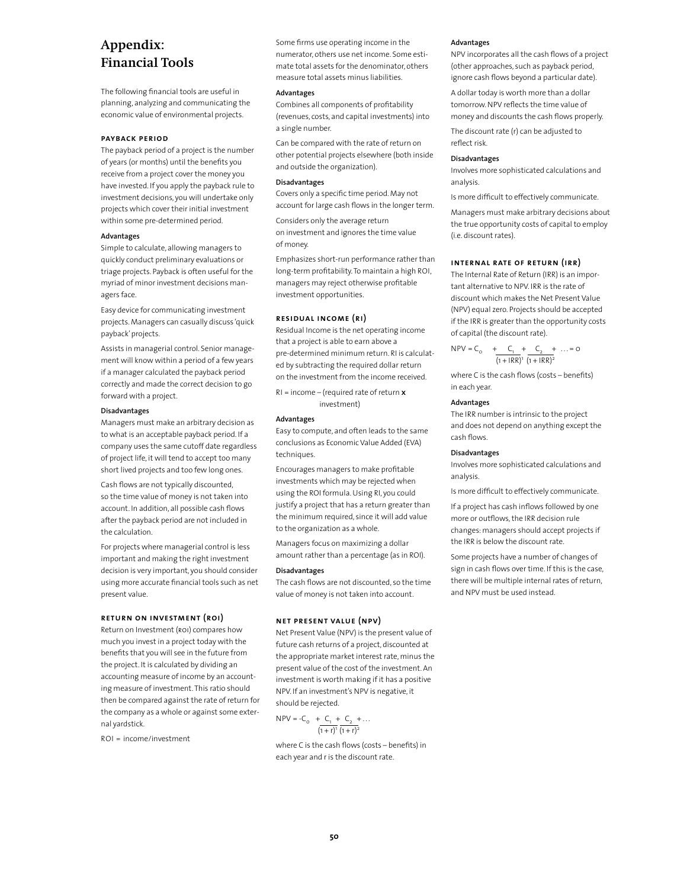# Appendix: Financial Tools

The following financial tools are useful in planning, analyzing and communicating the economic value of environmental projects.

## PAYBACK PERIOD

The payback period of a project is the number of years (or months) until the benefits you receive from a project cover the money you have invested. If you apply the payback rule to investment decisions, you will undertake only projects which cover their initial investment within some pre-determined period.

### Advantages

Simple to calculate, allowing managers to quickly conduct preliminary evaluations or triage projects. Payback is often useful for the myriad of minor investment decisions managers face.

Easy device for communicating investment projects. Managers can casually discuss 'quick payback' projects.

Assists in managerial control. Senior management will know within a period of a few years if a manager calculated the payback period correctly and made the correct decision to go forward with a project.

### Disadvantages

Managers must make an arbitrary decision as to what is an acceptable payback period. If a company uses the same cutoff date regardless of project life, it will tend to accept too many short lived projects and too few long ones.

Cash flows are not typically discounted, so the time value of money is not taken into account. In addition, all possible cash flows after the payback period are not included in the calculation.

For projects where managerial control is less important and making the right investment decision is very important, you should consider using more accurate financial tools such as net present value.

## RETURN ON INVESTMENT (ROI)

Return on Investment (ROI) compares how much you invest in a project today with the benefits that you will see in the future from the project. It is calculated by dividing an accounting measure of income by an accounting measure of investment. This ratio should then be compared against the rate of return for the company as a whole or against some external yardstick.

ROI = income/investment

Some firms use operating income in the numerator, others use net income. Some estimate total assets for the denominator, others measure total assets minus liabilities.

### Advantages

Combines all components of profitability (revenues, costs, and capital investments) into a single number.

Can be compared with the rate of return on other potential projects elsewhere (both inside and outside the organization).

### Disadvantages

Covers only a specific time period. May not account for large cash flows in the longer term.

Considers only the average return on investment and ignores the time value of money.

Emphasizes short-run performance rather than long-term profitability. To maintain a high ROI, managers may reject otherwise profitable investment opportunities.

## RESIDUAL INCOME (RI)

Residual Income is the net operating income that a project is able to earn above a pre-determined minimum return. RI is calculated by subtracting the required dollar return on the investment from the income received.

RI = income – (required rate of return **x** investment)

### Advantages

Easy to compute, and often leads to the same conclusions as Economic Value Added (EVA) techniques.

Encourages managers to make profitable investments which may be rejected when using the ROI formula. Using RI, you could justify a project that has a return greater than the minimum required, since it will add value to the organization as a whole.

Managers focus on maximizing a dollar amount rather than a percentage (as in ROI).

### Disadvantages

The cash flows are not discounted, so the time value of money is not taken into account.

## NET PRESENT VALUE (NPV)

Net Present Value (NPV) is the present value of future cash returns of a project, discounted at the appropriate market interest rate, minus the present value of the cost of the investment. An investment is worth making if it has a positive NPV. If an investment's NPV is negative, it should be rejected.

$$NPV = -C_0 + \frac{C_1}{(1+r)^1} + \frac{C_2}{(1+r)^2} + \ldots$$

where C is the cash flows (costs – benefits) in each year and r is the discount rate.

### Advantages

NPV incorporates all the cash flows of a project (other approaches, such as payback period, ignore cash flows beyond a particular date).

A dollar today is worth more than a dollar tomorrow. NPV reflects the time value of money and discounts the cash flows properly.

The discount rate (r) can be adjusted to reflect risk.

### Disadvantages

Involves more sophisticated calculations and analysis.

Is more difficult to effectively communicate.

Managers must make arbitrary decisions about the true opportunity costs of capital to employ (i.e. discount rates).

## INTERNAL RATE OF RETURN (IRR)

The Internal Rate of Return (IRR) is an important alternative to NPV. IRR is the rate of discount which makes the Net Present Value (NPV) equal zero. Projects should be accepted if the IRR is greater than the opportunity costs of capital (the discount rate).

$$NPV = C_0 + \frac{C_1}{(1+IRR)^1} + \frac{C_2}{(1+IRR)^2} + \ldots = 0$$

where C is the cash flows (costs – benefits) in each year.

### Advantages

The IRR number is intrinsic to the project and does not depend on anything except the cash flows.

### Disadvantages

Involves more sophisticated calculations and analysis.

Is more difficult to effectively communicate.

If a project has cash inflows followed by one more or outflows, the IRR decision rule changes: managers should accept projects if the IRR is below the discount rate.

Some projects have a number of changes of sign in cash flows over time. If this is the case, there will be multiple internal rates of return, and NPV must be used instead.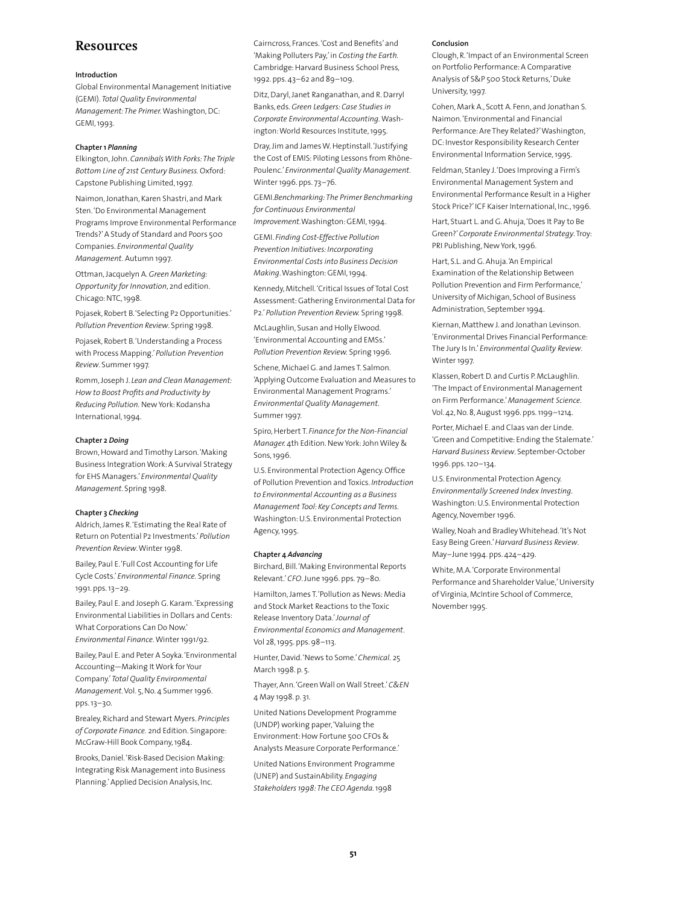# Resources

#### Introduction

Global Environmental Management Initiative (GEMI). *Total Quality Environmental Management: The Primer.* Washington, DC: GEMI, 1993.

#### Chapter 1 *Planning*

Elkington, John. *Cannibals With Forks: The Triple Bottom Line of 21st Century Business.* Oxford: Capstone Publishing Limited, 1997.

Naimon, Jonathan, Karen Shastri, and Mark Sten. 'Do Environmental Management Programs Improve Environmental Performance Trends?' A Study of Standard and Poors 500 Companies. *Environmental Quality Management.* Autumn 1997.

Ottman, Jacquelyn A. *Green Marketing: Opportunity for Innovation*, 2nd edition. Chicago: NTC, 1998.

Pojasek, Robert B. 'Selecting P2 Opportunities.' *Pollution Prevention Review*. Spring 1998.

Pojasek, Robert B. 'Understanding a Process with Process Mapping.' *Pollution Prevention Review*. Summer 1997.

Romm, Joseph J. *Lean and Clean Management: How to Boost Profits and Productivity by Reducing Pollution.* New York: Kodansha International, 1994.

#### Chapter 2 *Doing*

Brown, Howard and Timothy Larson. 'Making Business Integration Work: A Survival Strategy for EHS Managers.' *Environmental Quality Management.* Spring 1998.

#### Chapter 3 *Checking*

Aldrich, James R. 'Estimating the Real Rate of Return on Potential P2 Investments.' *Pollution Prevention Review*. Winter 1998.

Bailey, Paul E. 'Full Cost Accounting for Life Cycle Costs.' *Environmental Finance.* Spring 1991. pps. 13–29.

Bailey, Paul E. and Joseph G. Karam. 'Expressing Environmental Liabilities in Dollars and Cents: What Corporations Can Do Now.' *Environmental Finance*. Winter 1991/92.

Bailey, Paul E. and Peter A Soyka. 'Environmental Accounting—Making It Work for Your Company.' *Total Quality Environmental Management*. Vol. 5, No. 4 Summer 1996. pps. 13–30.

Brealey, Richard and Stewart Myers. *Principles of Corporate Finance.* 2nd Edition. Singapore: McGraw-Hill Book Company, 1984.

Brooks, Daniel. 'Risk-Based Decision Making: Integrating Risk Management into Business Planning.' Applied Decision Analysis, Inc.

Cairncross, Frances. 'Cost and Benefits' and 'Making Polluters Pay,' in *Costing the Earth*. Cambridge: Harvard Business School Press, 1992. pps. 43–62 and 89–109.

Ditz, Daryl, Janet Ranganathan, and R. Darryl Banks, eds. *Green Ledgers: Case Studies in Corporate Environmental Accounting.* Washington: World Resources Institute, 1995.

Dray, Jim and James W. Heptinstall. 'Justifying the Cost of EMIS: Piloting Lessons from Rhône-Poulenc.' *Environmental Quality Management*. Winter 1996. pps. 73–76.

GEMI. *Benchmarking: The Primer Benchmarking for Continuous Environmental Improvement*. Washington: GEMI, 1994.

GEMI. *Finding Cost-Effective Pollution Prevention Initiatives: Incorporating Environmental Costs into Business Decision Making*. Washington: GEMI, 1994.

Kennedy, Mitchell. 'Critical Issues of Total Cost Assessment: Gathering Environmental Data for P2.' *Pollution Prevention Review.* Spring 1998.

McLaughlin, Susan and Holly Elwood. 'Environmental Accounting and EMSs.' *Pollution Prevention Review.* Spring 1996.

Schene, Michael G. and James T. Salmon. 'Applying Outcome Evaluation and Measures to Environmental Management Programs.' *Environmental Quality Management*. Summer 1997.

Spiro, Herbert T. *Finance for the Non-Financial Manager.* 4th Edition. New York: John Wiley & Sons, 1996.

U.S. Environmental Protection Agency. Office of Pollution Prevention and Toxics. *Introduction to Environmental Accounting as a Business Management Tool: Key Concepts and Terms*. Washington: U.S. Environmental Protection Agency, 1995.

#### Chapter 4 *Advancing*

Birchard, Bill. 'Making Environmental Reports Relevant.' *CFO*. June 1996. pps. 79–80.

Hamilton, James T. 'Pollution as News: Media and Stock Market Reactions to the Toxic Release Inventory Data.' *Journal of Environmental Economics and Management*. Vol 28, 1995. pps. 98–113.

Hunter, David. 'News to Some.' *Chemical.* 25 March 1998. p. 5.

Thayer, Ann. 'Green Wall on Wall Street.' *C&EN* 4 May 1998. p. 31.

United Nations Development Programme (UNDP) working paper, 'Valuing the Environment: How Fortune 500 CFOs & Analysts Measure Corporate Performance.'

United Nations Environment Programme (UNEP) and SustainAbility. *Engaging Stakeholders 1998: The CEO Agenda.* 1998

#### Conclusion

Clough, R. 'Impact of an Environmental Screen on Portfolio Performance: A Comparative Analysis of S&P 500 Stock Returns,' Duke University, 1997.

Cohen, Mark A., Scott A. Fenn, and Jonathan S. Naimon. 'Environmental and Financial Performance: Are They Related?' Washington, DC: Investor Responsibility Research Center Environmental Information Service, 1995.

Feldman, Stanley J. 'Does Improving a Firm's Environmental Management System and Environmental Performance Result in a Higher Stock Price?' ICF Kaiser International, Inc., 1996.

Hart, Stuart L. and G. Ahuja, 'Does It Pay to Be Green?' *Corporate Environmental Strategy*. Troy: PRI Publishing, New York, 1996.

Hart, S.L. and G. Ahuja. 'An Empirical Examination of the Relationship Between Pollution Prevention and Firm Performance,' University of Michigan, School of Business Administration, September 1994.

Kiernan, Matthew J. and Jonathan Levinson. 'Environmental Drives Financial Performance: The Jury Is In.' *Environmental Quality Review*. Winter 1997.

Klassen, Robert D. and Curtis P. McLaughlin. 'The Impact of Environmental Management on Firm Performance.' *Management Science*. Vol. 42, No. 8, August 1996. pps. 1199–1214.

Porter, Michael E. and Claas van der Linde. 'Green and Competitive: Ending the Stalemate.' *Harvard Business Review*. September-October 1996. pps. 120–134.

U.S. Environmental Protection Agency. *Environmentally Screened Index Investing*. Washington: U.S. Environmental Protection Agency, November 1996.

Walley, Noah and Bradley Whitehead. 'It's Not Easy Being Green.' *Harvard Business Review*. May–June 1994. pps. 424–429.

White, M.A. 'Corporate Environmental Performance and Shareholder Value,' University of Virginia, McIntire School of Commerce, November 1995.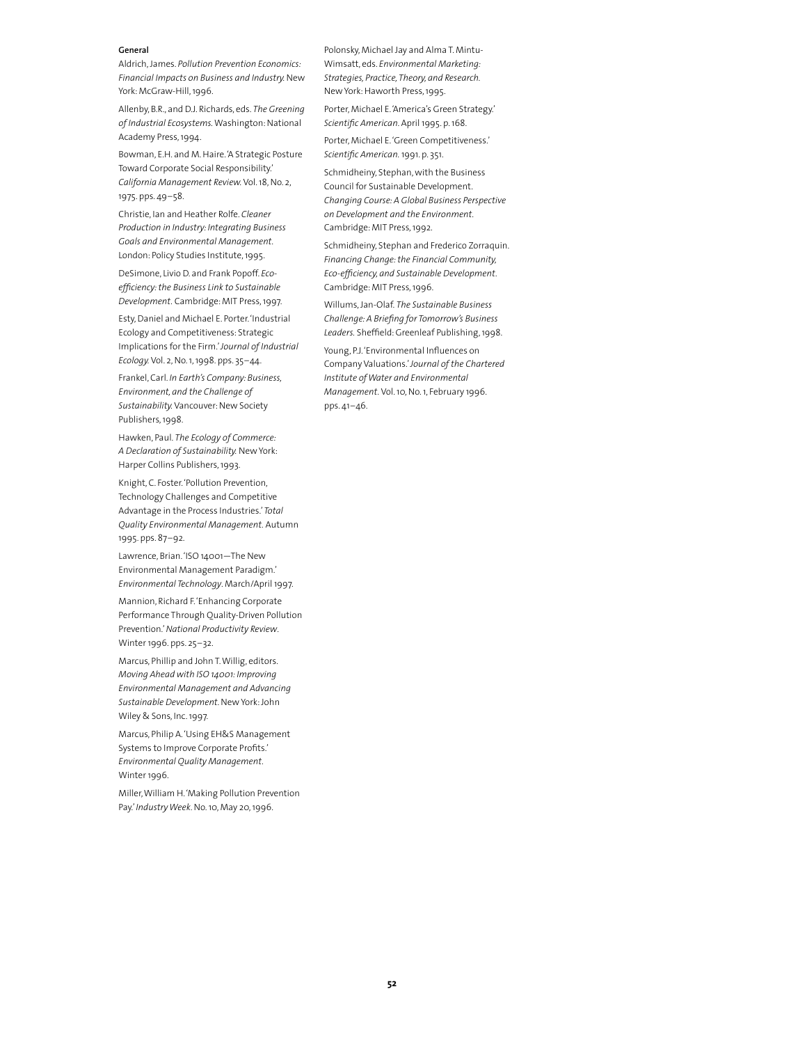**General**

Aldrich, James. *Pollution Prevention Economics: Financial Impacts on Business and Industry.* New York: McGraw-Hill, 1996.

Allenby, B.R., and D.J. Richards, eds. *The Greening of Industrial Ecosystems.* Washington: National Academy Press, 1994.

Bowman, E.H. and M. Haire. 'A Strategic Posture Toward Corporate Social Responsibility.' *California Management Review.* Vol. 18, No. 2, 1975. pps. 49–58.

Christie, Ian and Heather Rolfe. *Cleaner Production in Industry: Integrating Business Goals and Environmental Management.* London: Policy Studies Institute, 1995.

DeSimone, Livio D. and Frank Popoff. *Eco-efficiency: the Business Link to Sustainable Development.* Cambridge: MIT Press, 1997.

Esty, Daniel and Michael E. Porter. 'Industrial Ecology and Competitiveness: Strategic Implications for the Firm.' *Journal of Industrial Ecology.* Vol. 2, No. 1, 1998. pps. 35–44.

Frankel, Carl. *In Earth's Company: Business, Environment, and the Challenge of Sustainability.* Vancouver: New Society Publishers, 1998.

Hawken, Paul. *The Ecology of Commerce: A Declaration of Sustainability.* New York: Harper Collins Publishers, 1993.

Knight, C. Foster. 'Pollution Prevention, Technology Challenges and Competitive Advantage in the Process Industries.' *Total Quality Environmental Management.* Autumn 1995. pps. 87–92.

Lawrence, Brian. 'ISO 14001—The New Environmental Management Paradigm.' *Environmental Technology*. March/April 1997.

Mannion, Richard F. 'Enhancing Corporate Performance Through Quality-Driven Pollution Prevention.' *National Productivity Review*. Winter 1996. pps. 25–32.

Marcus, Phillip and John T. Willig, editors. *Moving Ahead with ISO 14001: Improving Environmental Management and Advancing Sustainable Development.* New York: John Wiley & Sons, Inc. 1997.

Marcus, Philip A. 'Using EH&S Management Systems to Improve Corporate Profits.' *Environmental Quality Management*. Winter 1996.

Miller, William H. 'Making Pollution Prevention Pay.' *Industry Week*. No. 10, May 20, 1996.

Polonsky, Michael Jay and Alma T. Mintu-Wimsatt, eds. *Environmental Marketing: Strategies, Practice, Theory, and Research.* New York: Haworth Press, 1995.

Porter, Michael E. 'America's Green Strategy.' *Scientific American*. April 1995. p. 168.

Porter, Michael E. 'Green Competitiveness.' *Scientific American.* 1991. p. 351.

Schmidheiny, Stephan, with the Business Council for Sustainable Development. *Changing Course: A Global Business Perspective on Development and the Environment.* Cambridge: MIT Press, 1992.

Schmidheiny, Stephan and Frederico Zorraquin. *Financing Change: the Financial Community, Eco-efficiency, and Sustainable Development.* Cambridge: MIT Press, 1996.

Willums, Jan-Olaf. *The Sustainable Business Challenge: A Briefing for Tomorrow's Business Leaders.* Sheffield: Greenleaf Publishing, 1998.

Young, P.J. 'Environmental Influences on Company Valuations.' *Journal of the Chartered Institute of Water and Environmental Management*. Vol. 10, No. 1, February 1996. pps. 41–46.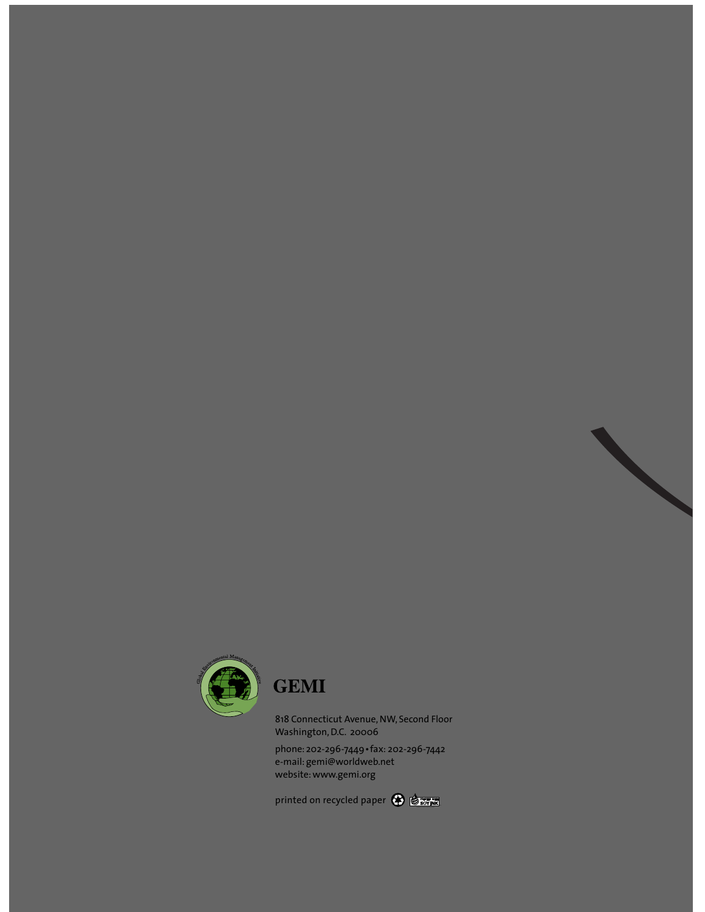**GEMI**

818 Connecticut Avenue, NW, Second Floor
Washington, D.C. 20006

phone: 202-296-7449 • fax: 202-296-7442
e-mail: gemi@worldweb.net
website: www.gemi.org

printed on recycled paper